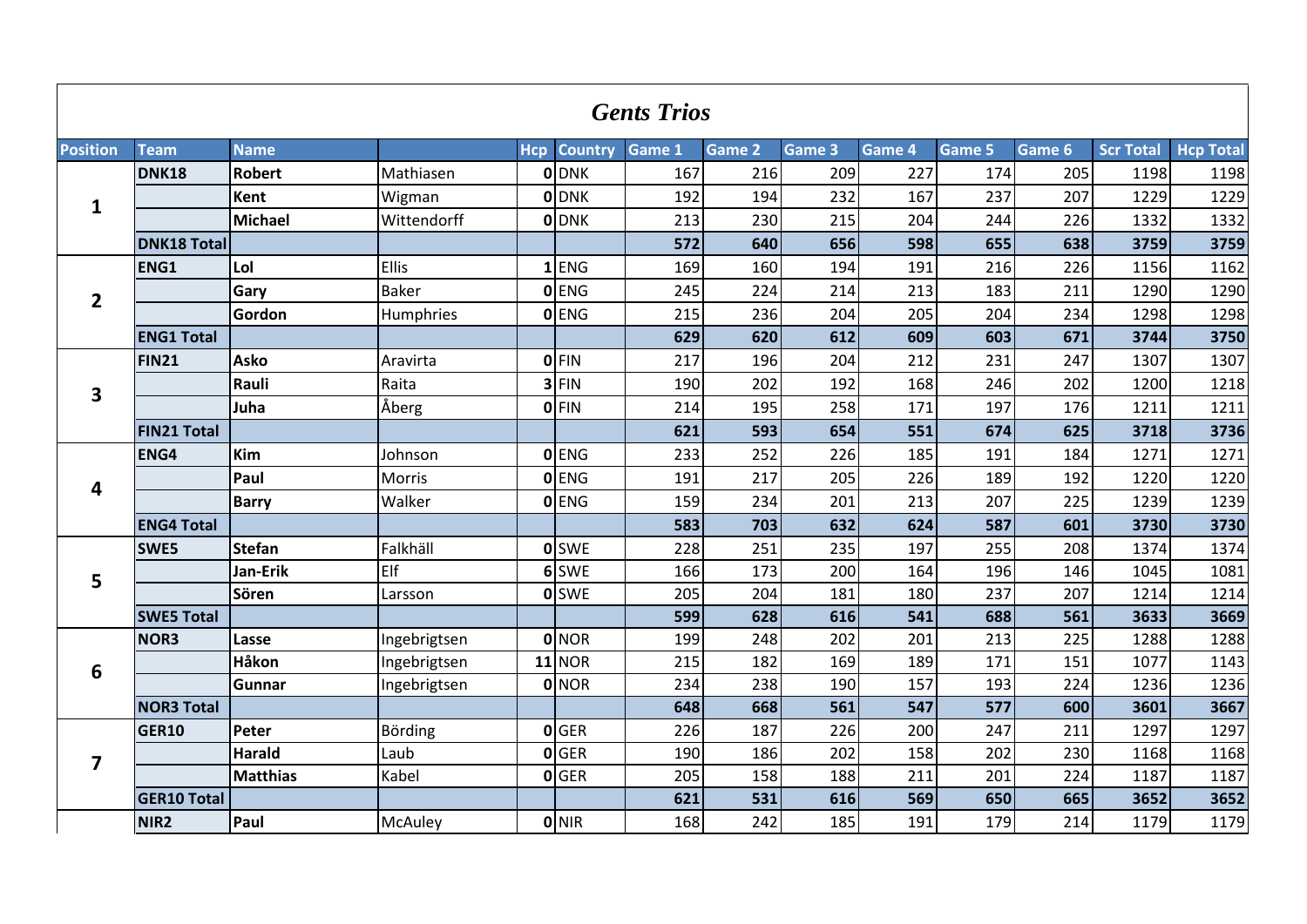## *Gents Trios*

| Position | Team | Name | | Hcp | Country | Game 1 | Game 2 | Game 3 | Game 4 | Game 5 | Game 6 | Scr Total | Hcp Total |
|---|---|---|---|---|---|---|---|---|---|---|---|---|---|
| **1** | **DNK18** | **Robert** | Mathiasen | **0** | DNK | 167 | 216 | 209 | 227 | 174 | 205 | 1198 | 1198 |
| | | **Kent** | Wigman | **0** | DNK | 192 | 194 | 232 | 167 | 237 | 207 | 1229 | 1229 |
| | | **Michael** | Wittendorff | **0** | DNK | 213 | 230 | 215 | 204 | 244 | 226 | 1332 | 1332 |
| | **DNK18 Total** | | | | | **572** | **640** | **656** | **598** | **655** | **638** | **3759** | **3759** |
| **2** | **ENG1** | **Lol** | Ellis | **1** | ENG | 169 | 160 | 194 | 191 | 216 | 226 | 1156 | 1162 |
| | | **Gary** | Baker | **0** | ENG | 245 | 224 | 214 | 213 | 183 | 211 | 1290 | 1290 |
| | | **Gordon** | Humphries | **0** | ENG | 215 | 236 | 204 | 205 | 204 | 234 | 1298 | 1298 |
| | **ENG1 Total** | | | | | **629** | **620** | **612** | **609** | **603** | **671** | **3744** | **3750** |
| **3** | **FIN21** | **Asko** | Aravirta | **0** | FIN | 217 | 196 | 204 | 212 | 231 | 247 | 1307 | 1307 |
| | | **Rauli** | Raita | **3** | FIN | 190 | 202 | 192 | 168 | 246 | 202 | 1200 | 1218 |
| | | **Juha** | Åberg | **0** | FIN | 214 | 195 | 258 | 171 | 197 | 176 | 1211 | 1211 |
| | **FIN21 Total** | | | | | **621** | **593** | **654** | **551** | **674** | **625** | **3718** | **3736** |
| **4** | **ENG4** | **Kim** | Johnson | **0** | ENG | 233 | 252 | 226 | 185 | 191 | 184 | 1271 | 1271 |
| | | **Paul** | Morris | **0** | ENG | 191 | 217 | 205 | 226 | 189 | 192 | 1220 | 1220 |
| | | **Barry** | Walker | **0** | ENG | 159 | 234 | 201 | 213 | 207 | 225 | 1239 | 1239 |
| | **ENG4 Total** | | | | | **583** | **703** | **632** | **624** | **587** | **601** | **3730** | **3730** |
| **5** | **SWE5** | **Stefan** | Falkhäll | **0** | SWE | 228 | 251 | 235 | 197 | 255 | 208 | 1374 | 1374 |
| | | **Jan-Erik** | Elf | **6** | SWE | 166 | 173 | 200 | 164 | 196 | 146 | 1045 | 1081 |
| | | **Sören** | Larsson | **0** | SWE | 205 | 204 | 181 | 180 | 237 | 207 | 1214 | 1214 |
| | **SWE5 Total** | | | | | **599** | **628** | **616** | **541** | **688** | **561** | **3633** | **3669** |
| **6** | **NOR3** | **Lasse** | Ingebrigtsen | **0** | NOR | 199 | 248 | 202 | 201 | 213 | 225 | 1288 | 1288 |
| | | **Håkon** | Ingebrigtsen | **11** | NOR | 215 | 182 | 169 | 189 | 171 | 151 | 1077 | 1143 |
| | | **Gunnar** | Ingebrigtsen | **0** | NOR | 234 | 238 | 190 | 157 | 193 | 224 | 1236 | 1236 |
| | **NOR3 Total** | | | | | **648** | **668** | **561** | **547** | **577** | **600** | **3601** | **3667** |
| **7** | **GER10** | **Peter** | Börding | **0** | GER | 226 | 187 | 226 | 200 | 247 | 211 | 1297 | 1297 |
| | | **Harald** | Laub | **0** | GER | 190 | 186 | 202 | 158 | 202 | 230 | 1168 | 1168 |
| | | **Matthias** | Kabel | **0** | GER | 205 | 158 | 188 | 211 | 201 | 224 | 1187 | 1187 |
| | **GER10 Total** | | | | | **621** | **531** | **616** | **569** | **650** | **665** | **3652** | **3652** |
| | **NIR2** | **Paul** | McAuley | **0** | NIR | 168 | 242 | 185 | 191 | 179 | 214 | 1179 | 1179 |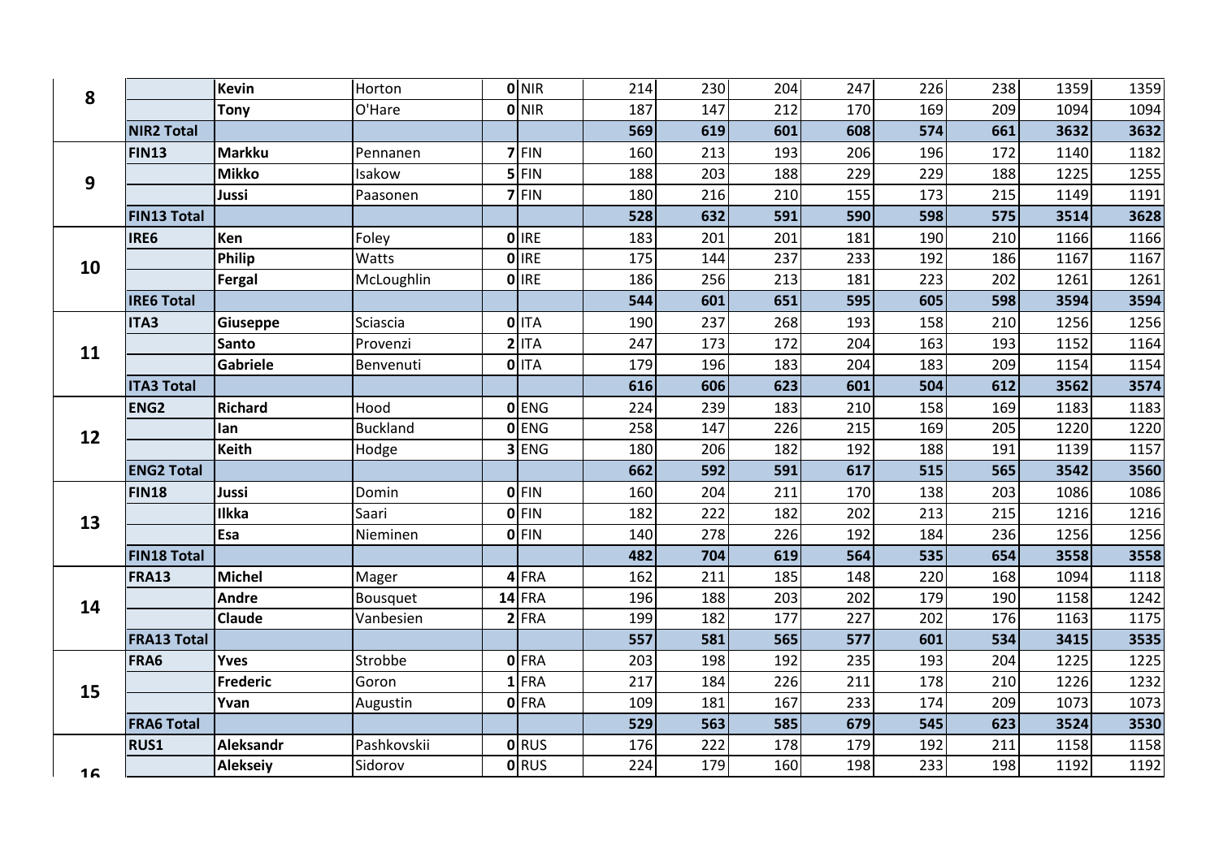| | | | | | | | | | | | | | |
|---|---|---|---|---|---|---|---|---|---|---|---|---|---|
| **8** | | **Kevin** | Horton | **0** | NIR | 214 | 230 | 204 | 247 | 226 | 238 | 1359 | 1359 |
| | | **Tony** | O'Hare | **0** | NIR | 187 | 147 | 212 | 170 | 169 | 209 | 1094 | 1094 |
| | **NIR2 Total** | | | | | **569** | **619** | **601** | **608** | **574** | **661** | **3632** | **3632** |
| **9** | **FIN13** | **Markku** | Pennanen | **7** | FIN | 160 | 213 | 193 | 206 | 196 | 172 | 1140 | 1182 |
| | | **Mikko** | Isakow | **5** | FIN | 188 | 203 | 188 | 229 | 229 | 188 | 1225 | 1255 |
| | | **Jussi** | Paasonen | **7** | FIN | 180 | 216 | 210 | 155 | 173 | 215 | 1149 | 1191 |
| | **FIN13 Total** | | | | | **528** | **632** | **591** | **590** | **598** | **575** | **3514** | **3628** |
| **10** | **IRE6** | **Ken** | Foley | **0** | IRE | 183 | 201 | 201 | 181 | 190 | 210 | 1166 | 1166 |
| | | **Philip** | Watts | **0** | IRE | 175 | 144 | 237 | 233 | 192 | 186 | 1167 | 1167 |
| | | **Fergal** | McLoughlin | **0** | IRE | 186 | 256 | 213 | 181 | 223 | 202 | 1261 | 1261 |
| | **IRE6 Total** | | | | | **544** | **601** | **651** | **595** | **605** | **598** | **3594** | **3594** |
| **11** | **ITA3** | **Giuseppe** | Sciascia | **0** | ITA | 190 | 237 | 268 | 193 | 158 | 210 | 1256 | 1256 |
| | | **Santo** | Provenzi | **2** | ITA | 247 | 173 | 172 | 204 | 163 | 193 | 1152 | 1164 |
| | | **Gabriele** | Benvenuti | **0** | ITA | 179 | 196 | 183 | 204 | 183 | 209 | 1154 | 1154 |
| | **ITA3 Total** | | | | | **616** | **606** | **623** | **601** | **504** | **612** | **3562** | **3574** |
| **12** | **ENG2** | **Richard** | Hood | **0** | ENG | 224 | 239 | 183 | 210 | 158 | 169 | 1183 | 1183 |
| | | **Ian** | Buckland | **0** | ENG | 258 | 147 | 226 | 215 | 169 | 205 | 1220 | 1220 |
| | | **Keith** | Hodge | **3** | ENG | 180 | 206 | 182 | 192 | 188 | 191 | 1139 | 1157 |
| | **ENG2 Total** | | | | | **662** | **592** | **591** | **617** | **515** | **565** | **3542** | **3560** |
| **13** | **FIN18** | **Jussi** | Domin | **0** | FIN | 160 | 204 | 211 | 170 | 138 | 203 | 1086 | 1086 |
| | | **Ilkka** | Saari | **0** | FIN | 182 | 222 | 182 | 202 | 213 | 215 | 1216 | 1216 |
| | | **Esa** | Nieminen | **0** | FIN | 140 | 278 | 226 | 192 | 184 | 236 | 1256 | 1256 |
| | **FIN18 Total** | | | | | **482** | **704** | **619** | **564** | **535** | **654** | **3558** | **3558** |
| **14** | **FRA13** | **Michel** | Mager | **4** | FRA | 162 | 211 | 185 | 148 | 220 | 168 | 1094 | 1118 |
| | | **Andre** | Bousquet | **14** | FRA | 196 | 188 | 203 | 202 | 179 | 190 | 1158 | 1242 |
| | | **Claude** | Vanbesien | **2** | FRA | 199 | 182 | 177 | 227 | 202 | 176 | 1163 | 1175 |
| | **FRA13 Total** | | | | | **557** | **581** | **565** | **577** | **601** | **534** | **3415** | **3535** |
| **15** | **FRA6** | **Yves** | Strobbe | **0** | FRA | 203 | 198 | 192 | 235 | 193 | 204 | 1225 | 1225 |
| | | **Frederic** | Goron | **1** | FRA | 217 | 184 | 226 | 211 | 178 | 210 | 1226 | 1232 |
| | | **Yvan** | Augustin | **0** | FRA | 109 | 181 | 167 | 233 | 174 | 209 | 1073 | 1073 |
| | **FRA6 Total** | | | | | **529** | **563** | **585** | **679** | **545** | **623** | **3524** | **3530** |
| **16** | **RUS1** | **Aleksandr** | Pashkovskii | **0** | RUS | 176 | 222 | 178 | 179 | 192 | 211 | 1158 | 1158 |
| | | **Alekseiy** | Sidorov | **0** | RUS | 224 | 179 | 160 | 198 | 233 | 198 | 1192 | 1192 |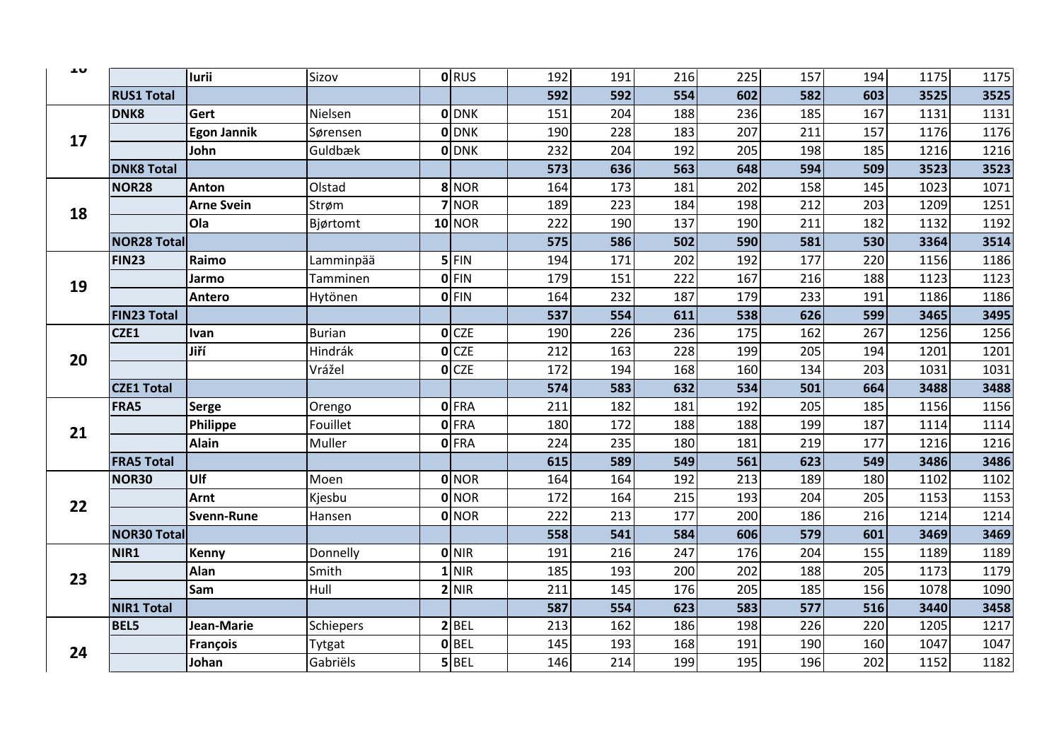| | | | | | | | | | | | | | |
|---|---|---|---|---|---|---|---|---|---|---|---|---|---|
| 16 | | **Iurii** | Sizov | **0** | RUS | 192 | 191 | 216 | 225 | 157 | 194 | 1175 | 1175 |
| | **RUS1 Total** | | | | | **592** | **592** | **554** | **602** | **582** | **603** | **3525** | **3525** |
| 17 | **DNK8** | **Gert** | Nielsen | **0** | DNK | 151 | 204 | 188 | 236 | 185 | 167 | 1131 | 1131 |
| | | **Egon Jannik** | Sørensen | **0** | DNK | 190 | 228 | 183 | 207 | 211 | 157 | 1176 | 1176 |
| | | **John** | Guldbæk | **0** | DNK | 232 | 204 | 192 | 205 | 198 | 185 | 1216 | 1216 |
| | **DNK8 Total** | | | | | **573** | **636** | **563** | **648** | **594** | **509** | **3523** | **3523** |
| 18 | **NOR28** | **Anton** | Olstad | **8** | NOR | 164 | 173 | 181 | 202 | 158 | 145 | 1023 | 1071 |
| | | **Arne Svein** | Strøm | **7** | NOR | 189 | 223 | 184 | 198 | 212 | 203 | 1209 | 1251 |
| | | **Ola** | Bjørtomt | **10** | NOR | 222 | 190 | 137 | 190 | 211 | 182 | 1132 | 1192 |
| | **NOR28 Total** | | | | | **575** | **586** | **502** | **590** | **581** | **530** | **3364** | **3514** |
| 19 | **FIN23** | **Raimo** | Lamminpää | **5** | FIN | 194 | 171 | 202 | 192 | 177 | 220 | 1156 | 1186 |
| | | **Jarmo** | Tamminen | **0** | FIN | 179 | 151 | 222 | 167 | 216 | 188 | 1123 | 1123 |
| | | **Antero** | Hytönen | **0** | FIN | 164 | 232 | 187 | 179 | 233 | 191 | 1186 | 1186 |
| | **FIN23 Total** | | | | | **537** | **554** | **611** | **538** | **626** | **599** | **3465** | **3495** |
| 20 | **CZE1** | **Ivan** | Burian | **0** | CZE | 190 | 226 | 236 | 175 | 162 | 267 | 1256 | 1256 |
| | | **Jiří** | Hindrák | **0** | CZE | 212 | 163 | 228 | 199 | 205 | 194 | 1201 | 1201 |
| | | | Vrážel | **0** | CZE | 172 | 194 | 168 | 160 | 134 | 203 | 1031 | 1031 |
| | **CZE1 Total** | | | | | **574** | **583** | **632** | **534** | **501** | **664** | **3488** | **3488** |
| 21 | **FRA5** | **Serge** | Orengo | **0** | FRA | 211 | 182 | 181 | 192 | 205 | 185 | 1156 | 1156 |
| | | **Philippe** | Fouillet | **0** | FRA | 180 | 172 | 188 | 188 | 199 | 187 | 1114 | 1114 |
| | | **Alain** | Muller | **0** | FRA | 224 | 235 | 180 | 181 | 219 | 177 | 1216 | 1216 |
| | **FRA5 Total** | | | | | **615** | **589** | **549** | **561** | **623** | **549** | **3486** | **3486** |
| 22 | **NOR30** | **Ulf** | Moen | **0** | NOR | 164 | 164 | 192 | 213 | 189 | 180 | 1102 | 1102 |
| | | **Arnt** | Kjesbu | **0** | NOR | 172 | 164 | 215 | 193 | 204 | 205 | 1153 | 1153 |
| | | **Svenn-Rune** | Hansen | **0** | NOR | 222 | 213 | 177 | 200 | 186 | 216 | 1214 | 1214 |
| | **NOR30 Total** | | | | | **558** | **541** | **584** | **606** | **579** | **601** | **3469** | **3469** |
| 23 | **NIR1** | **Kenny** | Donnelly | **0** | NIR | 191 | 216 | 247 | 176 | 204 | 155 | 1189 | 1189 |
| | | **Alan** | Smith | **1** | NIR | 185 | 193 | 200 | 202 | 188 | 205 | 1173 | 1179 |
| | | **Sam** | Hull | **2** | NIR | 211 | 145 | 176 | 205 | 185 | 156 | 1078 | 1090 |
| | **NIR1 Total** | | | | | **587** | **554** | **623** | **583** | **577** | **516** | **3440** | **3458** |
| 24 | **BEL5** | **Jean-Marie** | Schiepers | **2** | BEL | 213 | 162 | 186 | 198 | 226 | 220 | 1205 | 1217 |
| | | **François** | Tytgat | **0** | BEL | 145 | 193 | 168 | 191 | 190 | 160 | 1047 | 1047 |
| | | **Johan** | Gabriëls | **5** | BEL | 146 | 214 | 199 | 195 | 196 | 202 | 1152 | 1182 |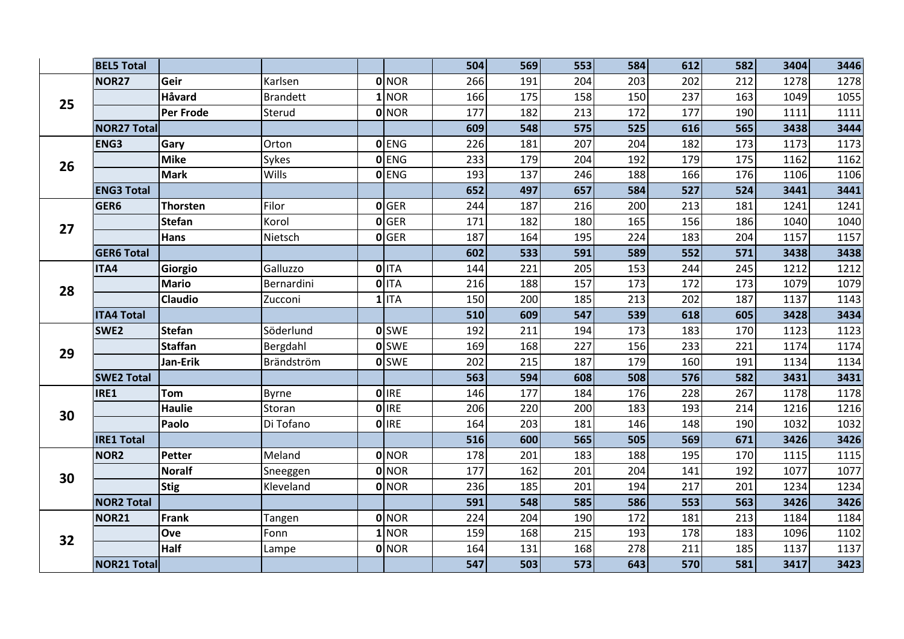| | | | | | | | | | | | | | | |
|---|---|---|---|---|---|---|---|---|---|---|---|---|---|---|
| | **BEL5 Total** | | | | | **504** | **569** | **553** | **584** | **612** | **582** | **3404** | **3446** |
| **25** | **NOR27** | **Geir** | Karlsen | **0** | NOR | 266 | 191 | 204 | 203 | 202 | 212 | 1278 | 1278 |
| | | **Håvard** | Brandett | **1** | NOR | 166 | 175 | 158 | 150 | 237 | 163 | 1049 | 1055 |
| | | **Per Frode** | Sterud | **0** | NOR | 177 | 182 | 213 | 172 | 177 | 190 | 1111 | 1111 |
| | **NOR27 Total** | | | | | **609** | **548** | **575** | **525** | **616** | **565** | **3438** | **3444** |
| **26** | **ENG3** | **Gary** | Orton | **0** | ENG | 226 | 181 | 207 | 204 | 182 | 173 | 1173 | 1173 |
| | | **Mike** | Sykes | **0** | ENG | 233 | 179 | 204 | 192 | 179 | 175 | 1162 | 1162 |
| | | **Mark** | Wills | **0** | ENG | 193 | 137 | 246 | 188 | 166 | 176 | 1106 | 1106 |
| | **ENG3 Total** | | | | | **652** | **497** | **657** | **584** | **527** | **524** | **3441** | **3441** |
| **27** | **GER6** | **Thorsten** | Filor | **0** | GER | 244 | 187 | 216 | 200 | 213 | 181 | 1241 | 1241 |
| | | **Stefan** | Korol | **0** | GER | 171 | 182 | 180 | 165 | 156 | 186 | 1040 | 1040 |
| | | **Hans** | Nietsch | **0** | GER | 187 | 164 | 195 | 224 | 183 | 204 | 1157 | 1157 |
| | **GER6 Total** | | | | | **602** | **533** | **591** | **589** | **552** | **571** | **3438** | **3438** |
| **28** | **ITA4** | **Giorgio** | Galluzzo | **0** | ITA | 144 | 221 | 205 | 153 | 244 | 245 | 1212 | 1212 |
| | | **Mario** | Bernardini | **0** | ITA | 216 | 188 | 157 | 173 | 172 | 173 | 1079 | 1079 |
| | | **Claudio** | Zucconi | **1** | ITA | 150 | 200 | 185 | 213 | 202 | 187 | 1137 | 1143 |
| | **ITA4 Total** | | | | | **510** | **609** | **547** | **539** | **618** | **605** | **3428** | **3434** |
| **29** | **SWE2** | **Stefan** | Söderlund | **0** | SWE | 192 | 211 | 194 | 173 | 183 | 170 | 1123 | 1123 |
| | | **Staffan** | Bergdahl | **0** | SWE | 169 | 168 | 227 | 156 | 233 | 221 | 1174 | 1174 |
| | | **Jan-Erik** | Brändström | **0** | SWE | 202 | 215 | 187 | 179 | 160 | 191 | 1134 | 1134 |
| | **SWE2 Total** | | | | | **563** | **594** | **608** | **508** | **576** | **582** | **3431** | **3431** |
| **30** | **IRE1** | **Tom** | Byrne | **0** | IRE | 146 | 177 | 184 | 176 | 228 | 267 | 1178 | 1178 |
| | | **Haulie** | Storan | **0** | IRE | 206 | 220 | 200 | 183 | 193 | 214 | 1216 | 1216 |
| | | **Paolo** | Di Tofano | **0** | IRE | 164 | 203 | 181 | 146 | 148 | 190 | 1032 | 1032 |
| | **IRE1 Total** | | | | | **516** | **600** | **565** | **505** | **569** | **671** | **3426** | **3426** |
| **30** | **NOR2** | **Petter** | Meland | **0** | NOR | 178 | 201 | 183 | 188 | 195 | 170 | 1115 | 1115 |
| | | **Noralf** | Sneeggen | **0** | NOR | 177 | 162 | 201 | 204 | 141 | 192 | 1077 | 1077 |
| | | **Stig** | Kleveland | **0** | NOR | 236 | 185 | 201 | 194 | 217 | 201 | 1234 | 1234 |
| | **NOR2 Total** | | | | | **591** | **548** | **585** | **586** | **553** | **563** | **3426** | **3426** |
| **32** | **NOR21** | **Frank** | Tangen | **0** | NOR | 224 | 204 | 190 | 172 | 181 | 213 | 1184 | 1184 |
| | | **Ove** | Fonn | **1** | NOR | 159 | 168 | 215 | 193 | 178 | 183 | 1096 | 1102 |
| | | **Half** | Lampe | **0** | NOR | 164 | 131 | 168 | 278 | 211 | 185 | 1137 | 1137 |
| | **NOR21 Total** | | | | | **547** | **503** | **573** | **643** | **570** | **581** | **3417** | **3423** |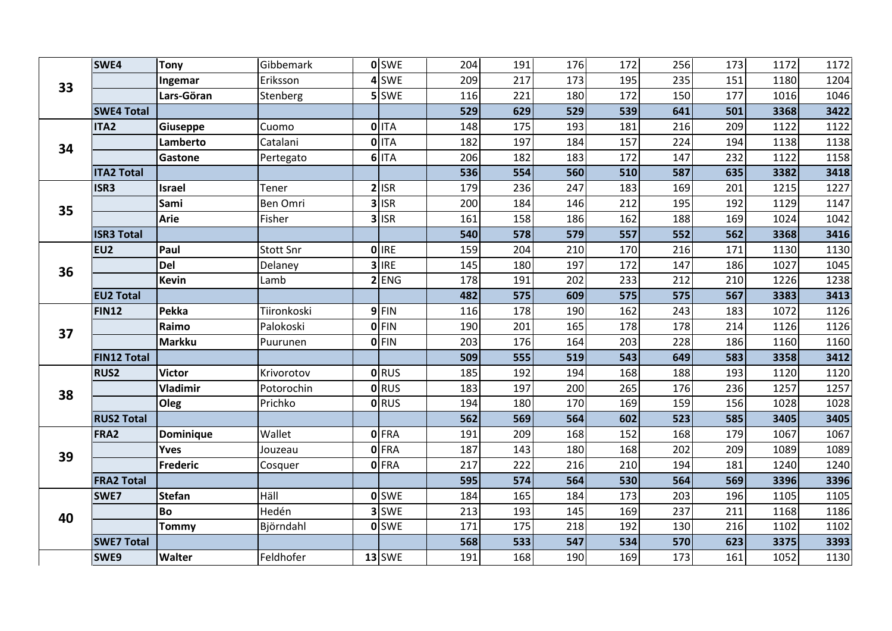| | | | | | | | | | | | | | |
|---|---|---|---|---|---|---|---|---|---|---|---|---|---|
| **33** | **SWE4** | **Tony** | Gibbemark | **0** | SWE | 204 | 191 | 176 | 172 | 256 | 173 | 1172 | 1172 |
| | | **Ingemar** | Eriksson | **4** | SWE | 209 | 217 | 173 | 195 | 235 | 151 | 1180 | 1204 |
| | | **Lars-Göran** | Stenberg | **5** | SWE | 116 | 221 | 180 | 172 | 150 | 177 | 1016 | 1046 |
| | **SWE4 Total** | | | | | **529** | **629** | **529** | **539** | **641** | **501** | **3368** | **3422** |
| **34** | **ITA2** | **Giuseppe** | Cuomo | **0** | ITA | 148 | 175 | 193 | 181 | 216 | 209 | 1122 | 1122 |
| | | **Lamberto** | Catalani | **0** | ITA | 182 | 197 | 184 | 157 | 224 | 194 | 1138 | 1138 |
| | | **Gastone** | Pertegato | **6** | ITA | 206 | 182 | 183 | 172 | 147 | 232 | 1122 | 1158 |
| | **ITA2 Total** | | | | | **536** | **554** | **560** | **510** | **587** | **635** | **3382** | **3418** |
| **35** | **ISR3** | **Israel** | Tener | **2** | ISR | 179 | 236 | 247 | 183 | 169 | 201 | 1215 | 1227 |
| | | **Sami** | Ben Omri | **3** | ISR | 200 | 184 | 146 | 212 | 195 | 192 | 1129 | 1147 |
| | | **Arie** | Fisher | **3** | ISR | 161 | 158 | 186 | 162 | 188 | 169 | 1024 | 1042 |
| | **ISR3 Total** | | | | | **540** | **578** | **579** | **557** | **552** | **562** | **3368** | **3416** |
| **36** | **EU2** | **Paul** | Stott Snr | **0** | IRE | 159 | 204 | 210 | 170 | 216 | 171 | 1130 | 1130 |
| | | **Del** | Delaney | **3** | IRE | 145 | 180 | 197 | 172 | 147 | 186 | 1027 | 1045 |
| | | **Kevin** | Lamb | **2** | ENG | 178 | 191 | 202 | 233 | 212 | 210 | 1226 | 1238 |
| | **EU2 Total** | | | | | **482** | **575** | **609** | **575** | **575** | **567** | **3383** | **3413** |
| **37** | **FIN12** | **Pekka** | Tiironkoski | **9** | FIN | 116 | 178 | 190 | 162 | 243 | 183 | 1072 | 1126 |
| | | **Raimo** | Palokoski | **0** | FIN | 190 | 201 | 165 | 178 | 178 | 214 | 1126 | 1126 |
| | | **Markku** | Puurunen | **0** | FIN | 203 | 176 | 164 | 203 | 228 | 186 | 1160 | 1160 |
| | **FIN12 Total** | | | | | **509** | **555** | **519** | **543** | **649** | **583** | **3358** | **3412** |
| **38** | **RUS2** | **Victor** | Krivorotov | **0** | RUS | 185 | 192 | 194 | 168 | 188 | 193 | 1120 | 1120 |
| | | **Vladimir** | Potorochin | **0** | RUS | 183 | 197 | 200 | 265 | 176 | 236 | 1257 | 1257 |
| | | **Oleg** | Prichko | **0** | RUS | 194 | 180 | 170 | 169 | 159 | 156 | 1028 | 1028 |
| | **RUS2 Total** | | | | | **562** | **569** | **564** | **602** | **523** | **585** | **3405** | **3405** |
| **39** | **FRA2** | **Dominique** | Wallet | **0** | FRA | 191 | 209 | 168 | 152 | 168 | 179 | 1067 | 1067 |
| | | **Yves** | Jouzeau | **0** | FRA | 187 | 143 | 180 | 168 | 202 | 209 | 1089 | 1089 |
| | | **Frederic** | Cosquer | **0** | FRA | 217 | 222 | 216 | 210 | 194 | 181 | 1240 | 1240 |
| | **FRA2 Total** | | | | | **595** | **574** | **564** | **530** | **564** | **569** | **3396** | **3396** |
| **40** | **SWE7** | **Stefan** | Häll | **0** | SWE | 184 | 165 | 184 | 173 | 203 | 196 | 1105 | 1105 |
| | | **Bo** | Hedén | **3** | SWE | 213 | 193 | 145 | 169 | 237 | 211 | 1168 | 1186 |
| | | **Tommy** | Björndahl | **0** | SWE | 171 | 175 | 218 | 192 | 130 | 216 | 1102 | 1102 |
| | **SWE7 Total** | | | | | **568** | **533** | **547** | **534** | **570** | **623** | **3375** | **3393** |
| | **SWE9** | **Walter** | Feldhofer | **13** | SWE | 191 | 168 | 190 | 169 | 173 | 161 | 1052 | 1130 |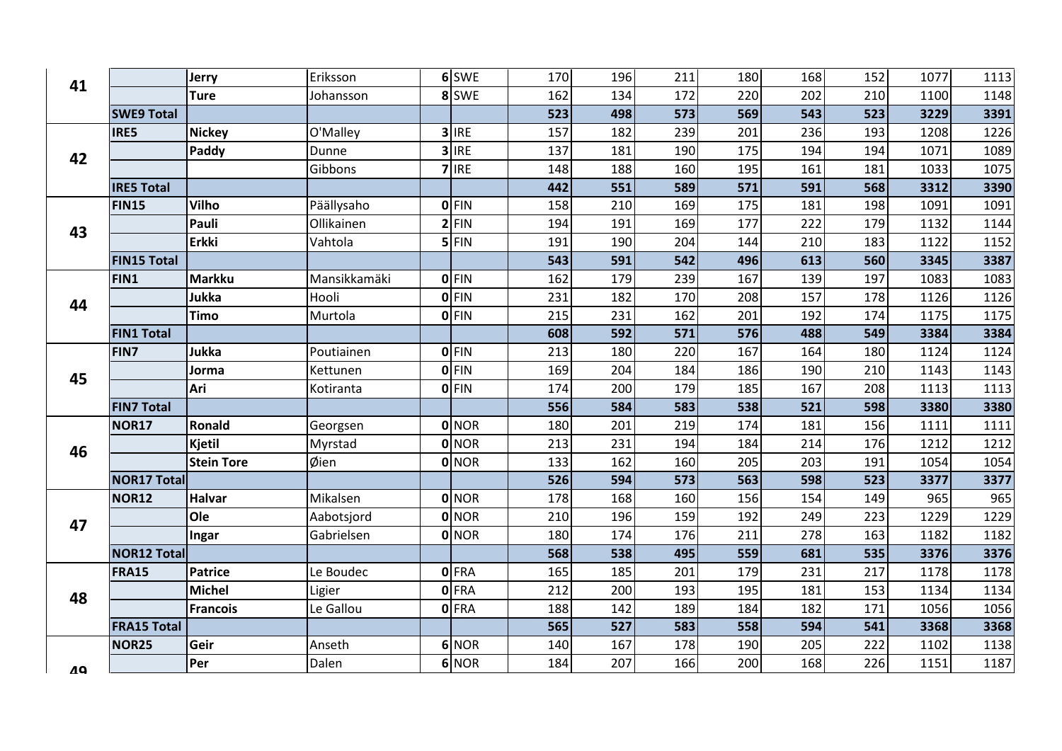| | | | | | | | | | | | | | |
|---|---|---|---|---|---|---|---|---|---|---|---|---|---|
| 41 | | Jerry | Eriksson | 6 | SWE | 170 | 196 | 211 | 180 | 168 | 152 | 1077 | 1113 |
| | | Ture | Johansson | 8 | SWE | 162 | 134 | 172 | 220 | 202 | 210 | 1100 | 1148 |
| | SWE9 Total | | | | | 523 | 498 | 573 | 569 | 543 | 523 | 3229 | 3391 |
| 42 | IRE5 | Nickey | O'Malley | 3 | IRE | 157 | 182 | 239 | 201 | 236 | 193 | 1208 | 1226 |
| | | Paddy | Dunne | 3 | IRE | 137 | 181 | 190 | 175 | 194 | 194 | 1071 | 1089 |
| | | | Gibbons | 7 | IRE | 148 | 188 | 160 | 195 | 161 | 181 | 1033 | 1075 |
| | IRE5 Total | | | | | 442 | 551 | 589 | 571 | 591 | 568 | 3312 | 3390 |
| 43 | FIN15 | Vilho | Päällysaho | 0 | FIN | 158 | 210 | 169 | 175 | 181 | 198 | 1091 | 1091 |
| | | Pauli | Ollikainen | 2 | FIN | 194 | 191 | 169 | 177 | 222 | 179 | 1132 | 1144 |
| | | Erkki | Vahtola | 5 | FIN | 191 | 190 | 204 | 144 | 210 | 183 | 1122 | 1152 |
| | FIN15 Total | | | | | 543 | 591 | 542 | 496 | 613 | 560 | 3345 | 3387 |
| 44 | FIN1 | Markku | Mansikkamäki | 0 | FIN | 162 | 179 | 239 | 167 | 139 | 197 | 1083 | 1083 |
| | | Jukka | Hooli | 0 | FIN | 231 | 182 | 170 | 208 | 157 | 178 | 1126 | 1126 |
| | | Timo | Murtola | 0 | FIN | 215 | 231 | 162 | 201 | 192 | 174 | 1175 | 1175 |
| | FIN1 Total | | | | | 608 | 592 | 571 | 576 | 488 | 549 | 3384 | 3384 |
| 45 | FIN7 | Jukka | Poutiainen | 0 | FIN | 213 | 180 | 220 | 167 | 164 | 180 | 1124 | 1124 |
| | | Jorma | Kettunen | 0 | FIN | 169 | 204 | 184 | 186 | 190 | 210 | 1143 | 1143 |
| | | Ari | Kotiranta | 0 | FIN | 174 | 200 | 179 | 185 | 167 | 208 | 1113 | 1113 |
| | FIN7 Total | | | | | 556 | 584 | 583 | 538 | 521 | 598 | 3380 | 3380 |
| 46 | NOR17 | Ronald | Georgsen | 0 | NOR | 180 | 201 | 219 | 174 | 181 | 156 | 1111 | 1111 |
| | | Kjetil | Myrstad | 0 | NOR | 213 | 231 | 194 | 184 | 214 | 176 | 1212 | 1212 |
| | | Stein Tore | Øien | 0 | NOR | 133 | 162 | 160 | 205 | 203 | 191 | 1054 | 1054 |
| | NOR17 Total | | | | | 526 | 594 | 573 | 563 | 598 | 523 | 3377 | 3377 |
| 47 | NOR12 | Halvar | Mikalsen | 0 | NOR | 178 | 168 | 160 | 156 | 154 | 149 | 965 | 965 |
| | | Ole | Aabotsjord | 0 | NOR | 210 | 196 | 159 | 192 | 249 | 223 | 1229 | 1229 |
| | | Ingar | Gabrielsen | 0 | NOR | 180 | 174 | 176 | 211 | 278 | 163 | 1182 | 1182 |
| | NOR12 Total | | | | | 568 | 538 | 495 | 559 | 681 | 535 | 3376 | 3376 |
| 48 | FRA15 | Patrice | Le Boudec | 0 | FRA | 165 | 185 | 201 | 179 | 231 | 217 | 1178 | 1178 |
| | | Michel | Ligier | 0 | FRA | 212 | 200 | 193 | 195 | 181 | 153 | 1134 | 1134 |
| | | Francois | Le Gallou | 0 | FRA | 188 | 142 | 189 | 184 | 182 | 171 | 1056 | 1056 |
| | FRA15 Total | | | | | 565 | 527 | 583 | 558 | 594 | 541 | 3368 | 3368 |
| 49 | NOR25 | Geir | Anseth | 6 | NOR | 140 | 167 | 178 | 190 | 205 | 222 | 1102 | 1138 |
| | | Per | Dalen | 6 | NOR | 184 | 207 | 166 | 200 | 168 | 226 | 1151 | 1187 |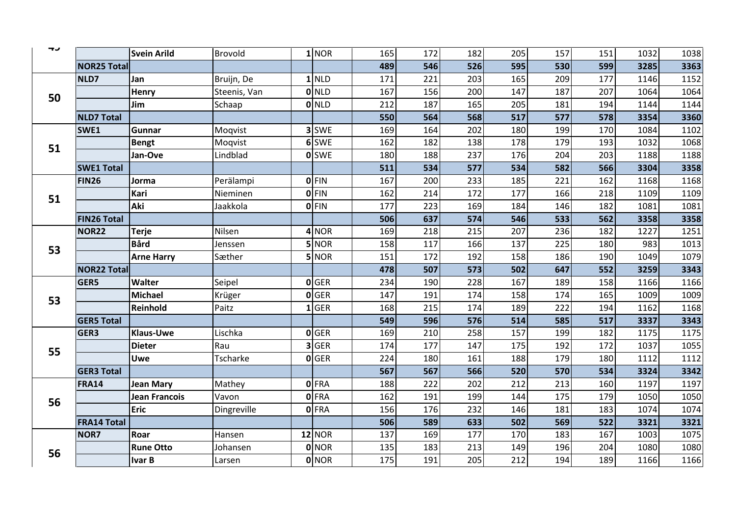| | | | | | | | | | | | | | |
|---|---|---|---|---|---|---|---|---|---|---|---|---|---|
| 49 | | **Svein Arild** | Brovold | **1** | NOR | 165 | 172 | 182 | 205 | 157 | 151 | 1032 | 1038 |
| | **NOR25 Total** | | | | | **489** | **546** | **526** | **595** | **530** | **599** | **3285** | **3363** |
| **50** | **NLD7** | **Jan** | Bruijn, De | **1** | NLD | 171 | 221 | 203 | 165 | 209 | 177 | 1146 | 1152 |
| | | **Henry** | Steenis, Van | **0** | NLD | 167 | 156 | 200 | 147 | 187 | 207 | 1064 | 1064 |
| | | **Jim** | Schaap | **0** | NLD | 212 | 187 | 165 | 205 | 181 | 194 | 1144 | 1144 |
| | **NLD7 Total** | | | | | **550** | **564** | **568** | **517** | **577** | **578** | **3354** | **3360** |
| **51** | **SWE1** | **Gunnar** | Moqvist | **3** | SWE | 169 | 164 | 202 | 180 | 199 | 170 | 1084 | 1102 |
| | | **Bengt** | Moqvist | **6** | SWE | 162 | 182 | 138 | 178 | 179 | 193 | 1032 | 1068 |
| | | **Jan-Ove** | Lindblad | **0** | SWE | 180 | 188 | 237 | 176 | 204 | 203 | 1188 | 1188 |
| | **SWE1 Total** | | | | | **511** | **534** | **577** | **534** | **582** | **566** | **3304** | **3358** |
| **51** | **FIN26** | **Jorma** | Perälampi | **0** | FIN | 167 | 200 | 233 | 185 | 221 | 162 | 1168 | 1168 |
| | | **Kari** | Nieminen | **0** | FIN | 162 | 214 | 172 | 177 | 166 | 218 | 1109 | 1109 |
| | | **Aki** | Jaakkola | **0** | FIN | 177 | 223 | 169 | 184 | 146 | 182 | 1081 | 1081 |
| | **FIN26 Total** | | | | | **506** | **637** | **574** | **546** | **533** | **562** | **3358** | **3358** |
| **53** | **NOR22** | **Terje** | Nilsen | **4** | NOR | 169 | 218 | 215 | 207 | 236 | 182 | 1227 | 1251 |
| | | **Bård** | Jenssen | **5** | NOR | 158 | 117 | 166 | 137 | 225 | 180 | 983 | 1013 |
| | | **Arne Harry** | Sæther | **5** | NOR | 151 | 172 | 192 | 158 | 186 | 190 | 1049 | 1079 |
| | **NOR22 Total** | | | | | **478** | **507** | **573** | **502** | **647** | **552** | **3259** | **3343** |
| **53** | **GER5** | **Walter** | Seipel | **0** | GER | 234 | 190 | 228 | 167 | 189 | 158 | 1166 | 1166 |
| | | **Michael** | Krüger | **0** | GER | 147 | 191 | 174 | 158 | 174 | 165 | 1009 | 1009 |
| | | **Reinhold** | Paitz | **1** | GER | 168 | 215 | 174 | 189 | 222 | 194 | 1162 | 1168 |
| | **GER5 Total** | | | | | **549** | **596** | **576** | **514** | **585** | **517** | **3337** | **3343** |
| **55** | **GER3** | **Klaus-Uwe** | Lischka | **0** | GER | 169 | 210 | 258 | 157 | 199 | 182 | 1175 | 1175 |
| | | **Dieter** | Rau | **3** | GER | 174 | 177 | 147 | 175 | 192 | 172 | 1037 | 1055 |
| | | **Uwe** | Tscharke | **0** | GER | 224 | 180 | 161 | 188 | 179 | 180 | 1112 | 1112 |
| | **GER3 Total** | | | | | **567** | **567** | **566** | **520** | **570** | **534** | **3324** | **3342** |
| **56** | **FRA14** | **Jean Mary** | Mathey | **0** | FRA | 188 | 222 | 202 | 212 | 213 | 160 | 1197 | 1197 |
| | | **Jean Francois** | Vavon | **0** | FRA | 162 | 191 | 199 | 144 | 175 | 179 | 1050 | 1050 |
| | | **Eric** | Dingreville | **0** | FRA | 156 | 176 | 232 | 146 | 181 | 183 | 1074 | 1074 |
| | **FRA14 Total** | | | | | **506** | **589** | **633** | **502** | **569** | **522** | **3321** | **3321** |
| **56** | **NOR7** | **Roar** | Hansen | **12** | NOR | 137 | 169 | 177 | 170 | 183 | 167 | 1003 | 1075 |
| | | **Rune Otto** | Johansen | **0** | NOR | 135 | 183 | 213 | 149 | 196 | 204 | 1080 | 1080 |
| | | **Ivar B** | Larsen | **0** | NOR | 175 | 191 | 205 | 212 | 194 | 189 | 1166 | 1166 |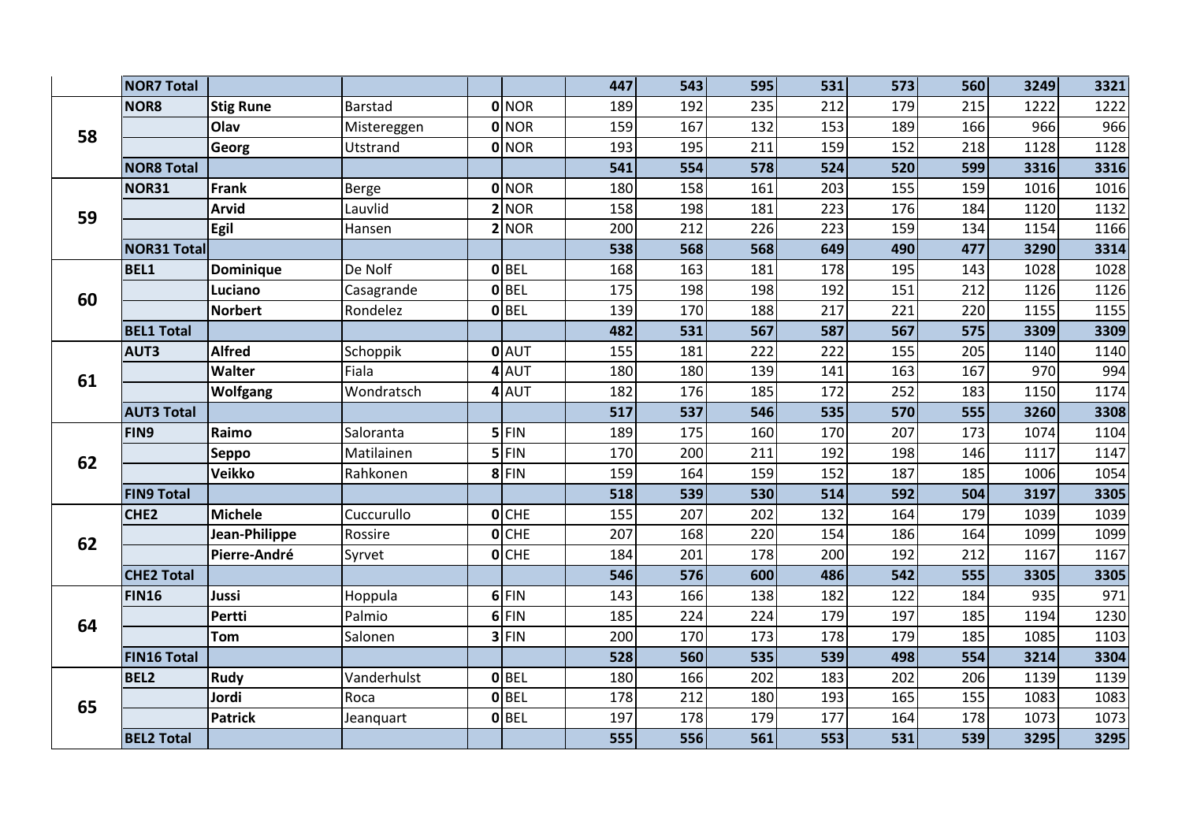| | | | | | | | | | | | | | |
|---|---|---|---|---|---|---|---|---|---|---|---|---|---|
| | **NOR7 Total** | | | | | **447** | **543** | **595** | **531** | **573** | **560** | **3249** | **3321** |
| **58** | **NOR8** | **Stig Rune** | Barstad | **0** | NOR | 189 | 192 | 235 | 212 | 179 | 215 | 1222 | 1222 |
| | | **Olav** | Mistereggen | **0** | NOR | 159 | 167 | 132 | 153 | 189 | 166 | 966 | 966 |
| | | **Georg** | Utstrand | **0** | NOR | 193 | 195 | 211 | 159 | 152 | 218 | 1128 | 1128 |
| | **NOR8 Total** | | | | | **541** | **554** | **578** | **524** | **520** | **599** | **3316** | **3316** |
| **59** | **NOR31** | **Frank** | Berge | **0** | NOR | 180 | 158 | 161 | 203 | 155 | 159 | 1016 | 1016 |
| | | **Arvid** | Lauvlid | **2** | NOR | 158 | 198 | 181 | 223 | 176 | 184 | 1120 | 1132 |
| | | **Egil** | Hansen | **2** | NOR | 200 | 212 | 226 | 223 | 159 | 134 | 1154 | 1166 |
| | **NOR31 Total** | | | | | **538** | **568** | **568** | **649** | **490** | **477** | **3290** | **3314** |
| **60** | **BEL1** | **Dominique** | De Nolf | **0** | BEL | 168 | 163 | 181 | 178 | 195 | 143 | 1028 | 1028 |
| | | **Luciano** | Casagrande | **0** | BEL | 175 | 198 | 198 | 192 | 151 | 212 | 1126 | 1126 |
| | | **Norbert** | Rondelez | **0** | BEL | 139 | 170 | 188 | 217 | 221 | 220 | 1155 | 1155 |
| | **BEL1 Total** | | | | | **482** | **531** | **567** | **587** | **567** | **575** | **3309** | **3309** |
| **61** | **AUT3** | **Alfred** | Schoppik | **0** | AUT | 155 | 181 | 222 | 222 | 155 | 205 | 1140 | 1140 |
| | | **Walter** | Fiala | **4** | AUT | 180 | 180 | 139 | 141 | 163 | 167 | 970 | 994 |
| | | **Wolfgang** | Wondratsch | **4** | AUT | 182 | 176 | 185 | 172 | 252 | 183 | 1150 | 1174 |
| | **AUT3 Total** | | | | | **517** | **537** | **546** | **535** | **570** | **555** | **3260** | **3308** |
| **62** | **FIN9** | **Raimo** | Saloranta | **5** | FIN | 189 | 175 | 160 | 170 | 207 | 173 | 1074 | 1104 |
| | | **Seppo** | Matilainen | **5** | FIN | 170 | 200 | 211 | 192 | 198 | 146 | 1117 | 1147 |
| | | **Veikko** | Rahkonen | **8** | FIN | 159 | 164 | 159 | 152 | 187 | 185 | 1006 | 1054 |
| | **FIN9 Total** | | | | | **518** | **539** | **530** | **514** | **592** | **504** | **3197** | **3305** |
| **62** | **CHE2** | **Michele** | Cuccurullo | **0** | CHE | 155 | 207 | 202 | 132 | 164 | 179 | 1039 | 1039 |
| | | **Jean-Philippe** | Rossire | **0** | CHE | 207 | 168 | 220 | 154 | 186 | 164 | 1099 | 1099 |
| | | **Pierre-André** | Syrvet | **0** | CHE | 184 | 201 | 178 | 200 | 192 | 212 | 1167 | 1167 |
| | **CHE2 Total** | | | | | **546** | **576** | **600** | **486** | **542** | **555** | **3305** | **3305** |
| **64** | **FIN16** | **Jussi** | Hoppula | **6** | FIN | 143 | 166 | 138 | 182 | 122 | 184 | 935 | 971 |
| | | **Pertti** | Palmio | **6** | FIN | 185 | 224 | 224 | 179 | 197 | 185 | 1194 | 1230 |
| | | **Tom** | Salonen | **3** | FIN | 200 | 170 | 173 | 178 | 179 | 185 | 1085 | 1103 |
| | **FIN16 Total** | | | | | **528** | **560** | **535** | **539** | **498** | **554** | **3214** | **3304** |
| **65** | **BEL2** | **Rudy** | Vanderhulst | **0** | BEL | 180 | 166 | 202 | 183 | 202 | 206 | 1139 | 1139 |
| | | **Jordi** | Roca | **0** | BEL | 178 | 212 | 180 | 193 | 165 | 155 | 1083 | 1083 |
| | | **Patrick** | Jeanquart | **0** | BEL | 197 | 178 | 179 | 177 | 164 | 178 | 1073 | 1073 |
| | **BEL2 Total** | | | | | **555** | **556** | **561** | **553** | **531** | **539** | **3295** | **3295** |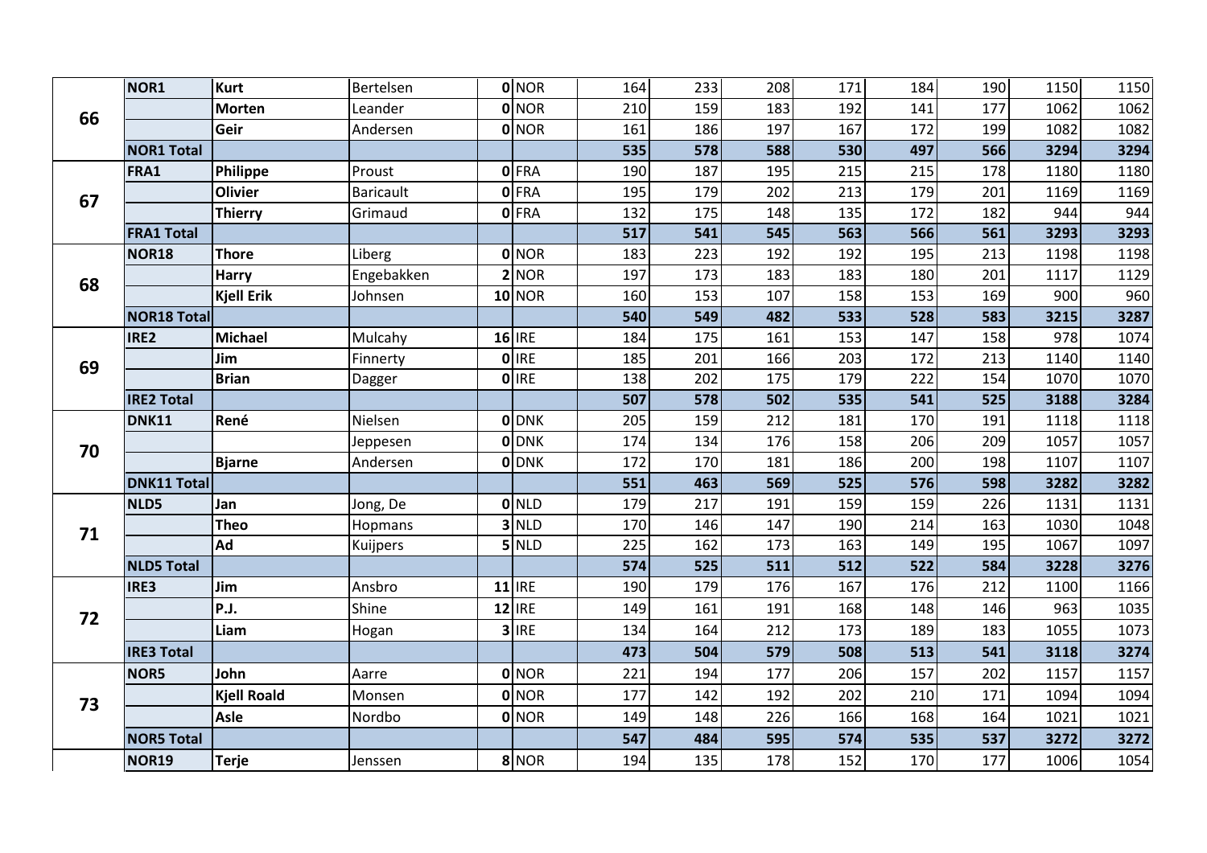| | | | | | | | | | | | | | |
|---|---|---|---|---|---|---|---|---|---|---|---|---|---|
| **66** | **NOR1** | **Kurt** | Bertelsen | **0** | NOR | 164 | 233 | 208 | 171 | 184 | 190 | 1150 | 1150 |
| | | **Morten** | Leander | **0** | NOR | 210 | 159 | 183 | 192 | 141 | 177 | 1062 | 1062 |
| | | **Geir** | Andersen | **0** | NOR | 161 | 186 | 197 | 167 | 172 | 199 | 1082 | 1082 |
| | **NOR1 Total** | | | | | **535** | **578** | **588** | **530** | **497** | **566** | **3294** | **3294** |
| **67** | **FRA1** | **Philippe** | Proust | **0** | FRA | 190 | 187 | 195 | 215 | 215 | 178 | 1180 | 1180 |
| | | **Olivier** | Baricault | **0** | FRA | 195 | 179 | 202 | 213 | 179 | 201 | 1169 | 1169 |
| | | **Thierry** | Grimaud | **0** | FRA | 132 | 175 | 148 | 135 | 172 | 182 | 944 | 944 |
| | **FRA1 Total** | | | | | **517** | **541** | **545** | **563** | **566** | **561** | **3293** | **3293** |
| **68** | **NOR18** | **Thore** | Liberg | **0** | NOR | 183 | 223 | 192 | 192 | 195 | 213 | 1198 | 1198 |
| | | **Harry** | Engebakken | **2** | NOR | 197 | 173 | 183 | 183 | 180 | 201 | 1117 | 1129 |
| | | **Kjell Erik** | Johnsen | **10** | NOR | 160 | 153 | 107 | 158 | 153 | 169 | 900 | 960 |
| | **NOR18 Total** | | | | | **540** | **549** | **482** | **533** | **528** | **583** | **3215** | **3287** |
| **69** | **IRE2** | **Michael** | Mulcahy | **16** | IRE | 184 | 175 | 161 | 153 | 147 | 158 | 978 | 1074 |
| | | **Jim** | Finnerty | **0** | IRE | 185 | 201 | 166 | 203 | 172 | 213 | 1140 | 1140 |
| | | **Brian** | Dagger | **0** | IRE | 138 | 202 | 175 | 179 | 222 | 154 | 1070 | 1070 |
| | **IRE2 Total** | | | | | **507** | **578** | **502** | **535** | **541** | **525** | **3188** | **3284** |
| **70** | **DNK11** | **René** | Nielsen | **0** | DNK | 205 | 159 | 212 | 181 | 170 | 191 | 1118 | 1118 |
| | | | Jeppesen | **0** | DNK | 174 | 134 | 176 | 158 | 206 | 209 | 1057 | 1057 |
| | | **Bjarne** | Andersen | **0** | DNK | 172 | 170 | 181 | 186 | 200 | 198 | 1107 | 1107 |
| | **DNK11 Total** | | | | | **551** | **463** | **569** | **525** | **576** | **598** | **3282** | **3282** |
| **71** | **NLD5** | **Jan** | Jong, De | **0** | NLD | 179 | 217 | 191 | 159 | 159 | 226 | 1131 | 1131 |
| | | **Theo** | Hopmans | **3** | NLD | 170 | 146 | 147 | 190 | 214 | 163 | 1030 | 1048 |
| | | **Ad** | Kuijpers | **5** | NLD | 225 | 162 | 173 | 163 | 149 | 195 | 1067 | 1097 |
| | **NLD5 Total** | | | | | **574** | **525** | **511** | **512** | **522** | **584** | **3228** | **3276** |
| **72** | **IRE3** | **Jim** | Ansbro | **11** | IRE | 190 | 179 | 176 | 167 | 176 | 212 | 1100 | 1166 |
| | | **P.J.** | Shine | **12** | IRE | 149 | 161 | 191 | 168 | 148 | 146 | 963 | 1035 |
| | | **Liam** | Hogan | **3** | IRE | 134 | 164 | 212 | 173 | 189 | 183 | 1055 | 1073 |
| | **IRE3 Total** | | | | | **473** | **504** | **579** | **508** | **513** | **541** | **3118** | **3274** |
| **73** | **NOR5** | **John** | Aarre | **0** | NOR | 221 | 194 | 177 | 206 | 157 | 202 | 1157 | 1157 |
| | | **Kjell Roald** | Monsen | **0** | NOR | 177 | 142 | 192 | 202 | 210 | 171 | 1094 | 1094 |
| | | **Asle** | Nordbo | **0** | NOR | 149 | 148 | 226 | 166 | 168 | 164 | 1021 | 1021 |
| | **NOR5 Total** | | | | | **547** | **484** | **595** | **574** | **535** | **537** | **3272** | **3272** |
| | **NOR19** | **Terje** | Jenssen | **8** | NOR | 194 | 135 | 178 | 152 | 170 | 177 | 1006 | 1054 |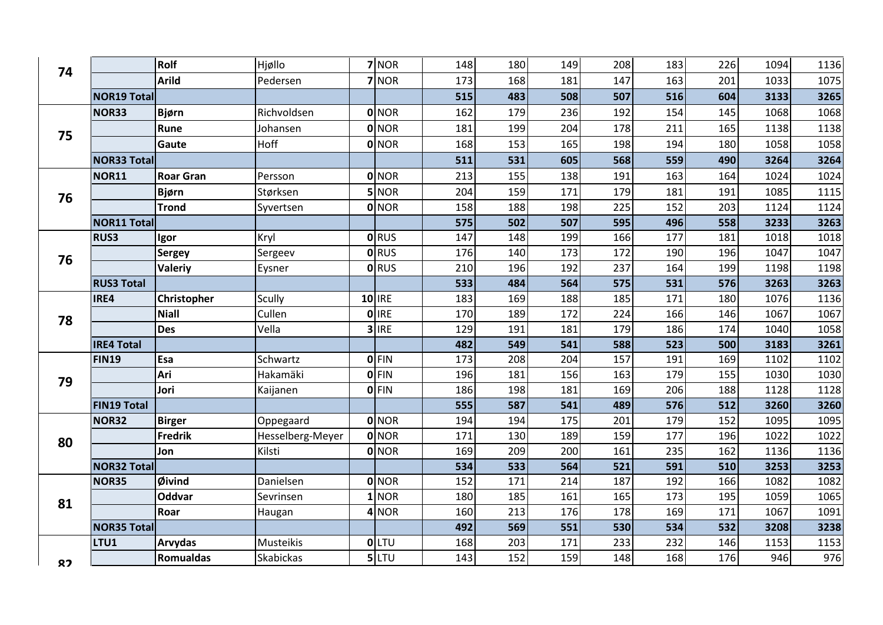| | | | | | | | | | | | | | |
|---|---|---|---|---|---|---|---|---|---|---|---|---|---|
| 74 | | **Rolf** | Hjøllo | **7** | NOR | 148 | 180 | 149 | 208 | 183 | 226 | 1094 | 1136 |
| | | **Arild** | Pedersen | **7** | NOR | 173 | 168 | 181 | 147 | 163 | 201 | 1033 | 1075 |
| | **NOR19 Total** | | | | | **515** | **483** | **508** | **507** | **516** | **604** | **3133** | **3265** |
| 75 | **NOR33** | **Bjørn** | Richvoldsen | **0** | NOR | 162 | 179 | 236 | 192 | 154 | 145 | 1068 | 1068 |
| | | **Rune** | Johansen | **0** | NOR | 181 | 199 | 204 | 178 | 211 | 165 | 1138 | 1138 |
| | | **Gaute** | Hoff | **0** | NOR | 168 | 153 | 165 | 198 | 194 | 180 | 1058 | 1058 |
| | **NOR33 Total** | | | | | **511** | **531** | **605** | **568** | **559** | **490** | **3264** | **3264** |
| 76 | **NOR11** | **Roar Gran** | Persson | **0** | NOR | 213 | 155 | 138 | 191 | 163 | 164 | 1024 | 1024 |
| | | **Bjørn** | Størksen | **5** | NOR | 204 | 159 | 171 | 179 | 181 | 191 | 1085 | 1115 |
| | | **Trond** | Syvertsen | **0** | NOR | 158 | 188 | 198 | 225 | 152 | 203 | 1124 | 1124 |
| | **NOR11 Total** | | | | | **575** | **502** | **507** | **595** | **496** | **558** | **3233** | **3263** |
| 76 | **RUS3** | **Igor** | Kryl | **0** | RUS | 147 | 148 | 199 | 166 | 177 | 181 | 1018 | 1018 |
| | | **Sergey** | Sergeev | **0** | RUS | 176 | 140 | 173 | 172 | 190 | 196 | 1047 | 1047 |
| | | **Valeriy** | Eysner | **0** | RUS | 210 | 196 | 192 | 237 | 164 | 199 | 1198 | 1198 |
| | **RUS3 Total** | | | | | **533** | **484** | **564** | **575** | **531** | **576** | **3263** | **3263** |
| 78 | **IRE4** | **Christopher** | Scully | **10** | IRE | 183 | 169 | 188 | 185 | 171 | 180 | 1076 | 1136 |
| | | **Niall** | Cullen | **0** | IRE | 170 | 189 | 172 | 224 | 166 | 146 | 1067 | 1067 |
| | | **Des** | Vella | **3** | IRE | 129 | 191 | 181 | 179 | 186 | 174 | 1040 | 1058 |
| | **IRE4 Total** | | | | | **482** | **549** | **541** | **588** | **523** | **500** | **3183** | **3261** |
| 79 | **FIN19** | **Esa** | Schwartz | **0** | FIN | 173 | 208 | 204 | 157 | 191 | 169 | 1102 | 1102 |
| | | **Ari** | Hakamäki | **0** | FIN | 196 | 181 | 156 | 163 | 179 | 155 | 1030 | 1030 |
| | | **Jori** | Kaijanen | **0** | FIN | 186 | 198 | 181 | 169 | 206 | 188 | 1128 | 1128 |
| | **FIN19 Total** | | | | | **555** | **587** | **541** | **489** | **576** | **512** | **3260** | **3260** |
| 80 | **NOR32** | **Birger** | Oppegaard | **0** | NOR | 194 | 194 | 175 | 201 | 179 | 152 | 1095 | 1095 |
| | | **Fredrik** | Hesselberg-Meyer | **0** | NOR | 171 | 130 | 189 | 159 | 177 | 196 | 1022 | 1022 |
| | | **Jon** | Kilsti | **0** | NOR | 169 | 209 | 200 | 161 | 235 | 162 | 1136 | 1136 |
| | **NOR32 Total** | | | | | **534** | **533** | **564** | **521** | **591** | **510** | **3253** | **3253** |
| 81 | **NOR35** | **Øivind** | Danielsen | **0** | NOR | 152 | 171 | 214 | 187 | 192 | 166 | 1082 | 1082 |
| | | **Oddvar** | Sevrinsen | **1** | NOR | 180 | 185 | 161 | 165 | 173 | 195 | 1059 | 1065 |
| | | **Roar** | Haugan | **4** | NOR | 160 | 213 | 176 | 178 | 169 | 171 | 1067 | 1091 |
| | **NOR35 Total** | | | | | **492** | **569** | **551** | **530** | **534** | **532** | **3208** | **3238** |
| 82 | **LTU1** | **Arvydas** | Musteikis | **0** | LTU | 168 | 203 | 171 | 233 | 232 | 146 | 1153 | 1153 |
| | | **Romualdas** | Skabickas | **5** | LTU | 143 | 152 | 159 | 148 | 168 | 176 | 946 | 976 |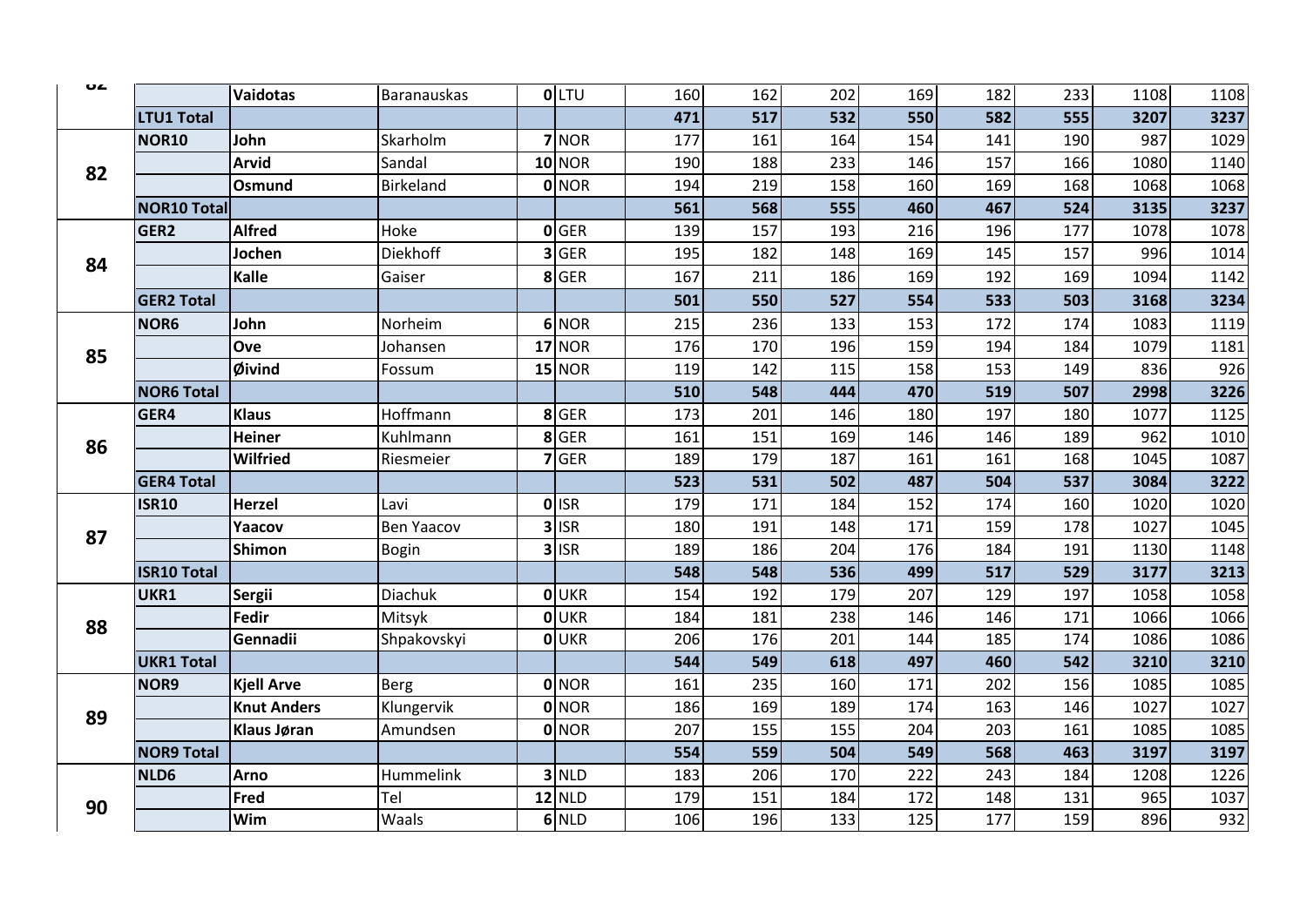| | | | | | | | | | | | | | |
|---|---|---|---|---|---|---|---|---|---|---|---|---|---|
| 82 | | **Vaidotas** | Baranauskas | **0** | LTU | 160 | 162 | 202 | 169 | 182 | 233 | 1108 | 1108 |
| | **LTU1 Total** | | | | | **471** | **517** | **532** | **550** | **582** | **555** | **3207** | **3237** |
| 82 | **NOR10** | **John** | Skarholm | **7** | NOR | 177 | 161 | 164 | 154 | 141 | 190 | 987 | 1029 |
| | | **Arvid** | Sandal | **10** | NOR | 190 | 188 | 233 | 146 | 157 | 166 | 1080 | 1140 |
| | | **Osmund** | Birkeland | **0** | NOR | 194 | 219 | 158 | 160 | 169 | 168 | 1068 | 1068 |
| | **NOR10 Total** | | | | | **561** | **568** | **555** | **460** | **467** | **524** | **3135** | **3237** |
| 84 | **GER2** | **Alfred** | Hoke | **0** | GER | 139 | 157 | 193 | 216 | 196 | 177 | 1078 | 1078 |
| | | **Jochen** | Diekhoff | **3** | GER | 195 | 182 | 148 | 169 | 145 | 157 | 996 | 1014 |
| | | **Kalle** | Gaiser | **8** | GER | 167 | 211 | 186 | 169 | 192 | 169 | 1094 | 1142 |
| | **GER2 Total** | | | | | **501** | **550** | **527** | **554** | **533** | **503** | **3168** | **3234** |
| 85 | **NOR6** | **John** | Norheim | **6** | NOR | 215 | 236 | 133 | 153 | 172 | 174 | 1083 | 1119 |
| | | **Ove** | Johansen | **17** | NOR | 176 | 170 | 196 | 159 | 194 | 184 | 1079 | 1181 |
| | | **Øivind** | Fossum | **15** | NOR | 119 | 142 | 115 | 158 | 153 | 149 | 836 | 926 |
| | **NOR6 Total** | | | | | **510** | **548** | **444** | **470** | **519** | **507** | **2998** | **3226** |
| 86 | **GER4** | **Klaus** | Hoffmann | **8** | GER | 173 | 201 | 146 | 180 | 197 | 180 | 1077 | 1125 |
| | | **Heiner** | Kuhlmann | **8** | GER | 161 | 151 | 169 | 146 | 146 | 189 | 962 | 1010 |
| | | **Wilfried** | Riesmeier | **7** | GER | 189 | 179 | 187 | 161 | 161 | 168 | 1045 | 1087 |
| | **GER4 Total** | | | | | **523** | **531** | **502** | **487** | **504** | **537** | **3084** | **3222** |
| 87 | **ISR10** | **Herzel** | Lavi | **0** | ISR | 179 | 171 | 184 | 152 | 174 | 160 | 1020 | 1020 |
| | | **Yaacov** | Ben Yaacov | **3** | ISR | 180 | 191 | 148 | 171 | 159 | 178 | 1027 | 1045 |
| | | **Shimon** | Bogin | **3** | ISR | 189 | 186 | 204 | 176 | 184 | 191 | 1130 | 1148 |
| | **ISR10 Total** | | | | | **548** | **548** | **536** | **499** | **517** | **529** | **3177** | **3213** |
| 88 | **UKR1** | **Sergii** | Diachuk | **0** | UKR | 154 | 192 | 179 | 207 | 129 | 197 | 1058 | 1058 |
| | | **Fedir** | Mitsyk | **0** | UKR | 184 | 181 | 238 | 146 | 146 | 171 | 1066 | 1066 |
| | | **Gennadii** | Shpakovskyi | **0** | UKR | 206 | 176 | 201 | 144 | 185 | 174 | 1086 | 1086 |
| | **UKR1 Total** | | | | | **544** | **549** | **618** | **497** | **460** | **542** | **3210** | **3210** |
| 89 | **NOR9** | **Kjell Arve** | Berg | **0** | NOR | 161 | 235 | 160 | 171 | 202 | 156 | 1085 | 1085 |
| | | **Knut Anders** | Klungervik | **0** | NOR | 186 | 169 | 189 | 174 | 163 | 146 | 1027 | 1027 |
| | | **Klaus Jøran** | Amundsen | **0** | NOR | 207 | 155 | 155 | 204 | 203 | 161 | 1085 | 1085 |
| | **NOR9 Total** | | | | | **554** | **559** | **504** | **549** | **568** | **463** | **3197** | **3197** |
| 90 | **NLD6** | **Arno** | Hummelink | **3** | NLD | 183 | 206 | 170 | 222 | 243 | 184 | 1208 | 1226 |
| | | **Fred** | Tel | **12** | NLD | 179 | 151 | 184 | 172 | 148 | 131 | 965 | 1037 |
| | | **Wim** | Waals | **6** | NLD | 106 | 196 | 133 | 125 | 177 | 159 | 896 | 932 |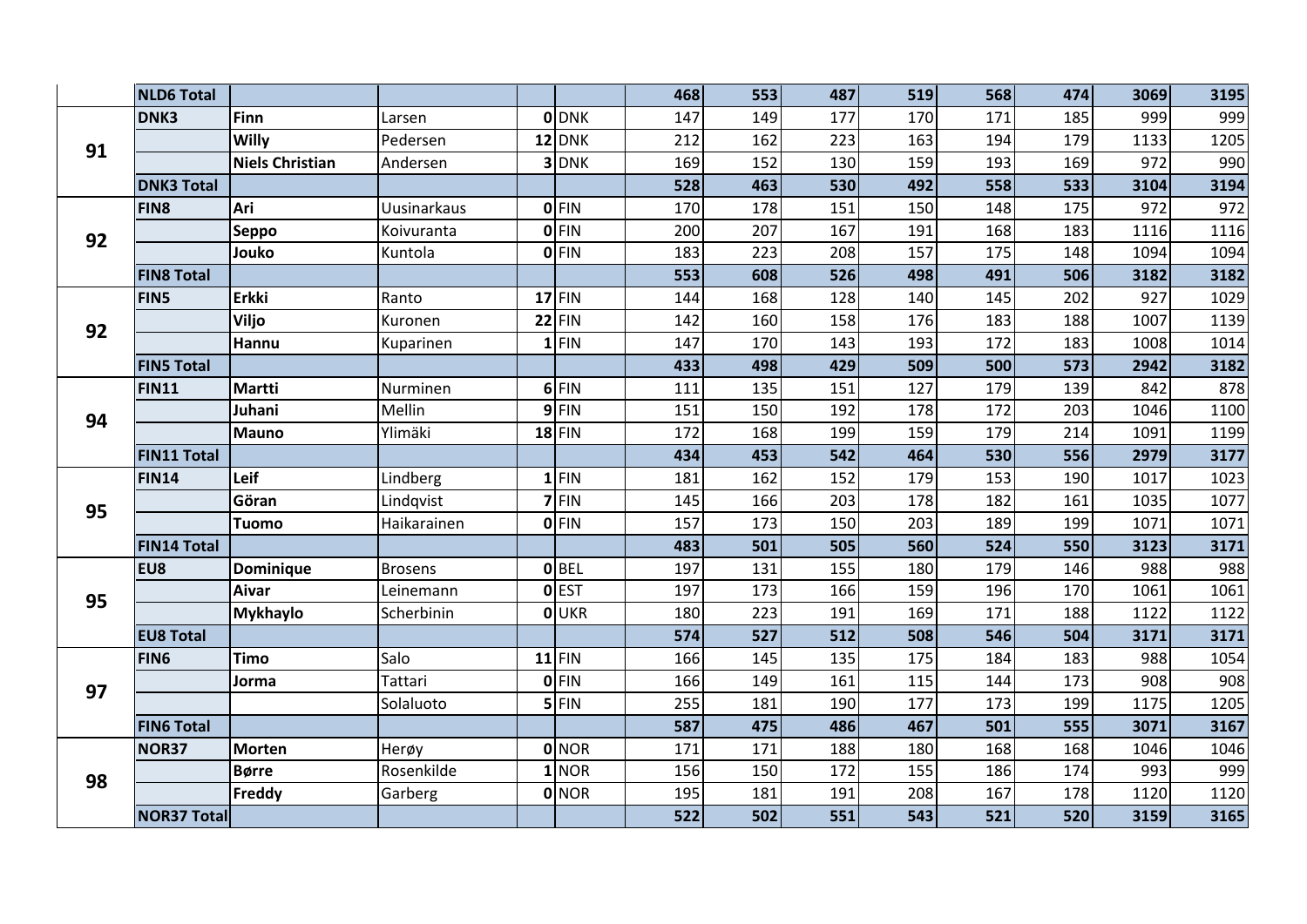| | | | | | | | | | | | | | |
|---|---|---|---|---|---|---|---|---|---|---|---|---|---|
| | **NLD6 Total** | | | | | **468** | **553** | **487** | **519** | **568** | **474** | **3069** | **3195** |
| **91** | **DNK3** | **Finn** | Larsen | **0** | DNK | 147 | 149 | 177 | 170 | 171 | 185 | 999 | 999 |
| | | **Willy** | Pedersen | **12** | DNK | 212 | 162 | 223 | 163 | 194 | 179 | 1133 | 1205 |
| | | **Niels Christian** | Andersen | **3** | DNK | 169 | 152 | 130 | 159 | 193 | 169 | 972 | 990 |
| | **DNK3 Total** | | | | | **528** | **463** | **530** | **492** | **558** | **533** | **3104** | **3194** |
| **92** | **FIN8** | **Ari** | Uusinarkaus | **0** | FIN | 170 | 178 | 151 | 150 | 148 | 175 | 972 | 972 |
| | | **Seppo** | Koivuranta | **0** | FIN | 200 | 207 | 167 | 191 | 168 | 183 | 1116 | 1116 |
| | | **Jouko** | Kuntola | **0** | FIN | 183 | 223 | 208 | 157 | 175 | 148 | 1094 | 1094 |
| | **FIN8 Total** | | | | | **553** | **608** | **526** | **498** | **491** | **506** | **3182** | **3182** |
| **92** | **FIN5** | **Erkki** | Ranto | **17** | FIN | 144 | 168 | 128 | 140 | 145 | 202 | 927 | 1029 |
| | | **Viljo** | Kuronen | **22** | FIN | 142 | 160 | 158 | 176 | 183 | 188 | 1007 | 1139 |
| | | **Hannu** | Kuparinen | **1** | FIN | 147 | 170 | 143 | 193 | 172 | 183 | 1008 | 1014 |
| | **FIN5 Total** | | | | | **433** | **498** | **429** | **509** | **500** | **573** | **2942** | **3182** |
| **94** | **FIN11** | **Martti** | Nurminen | **6** | FIN | 111 | 135 | 151 | 127 | 179 | 139 | 842 | 878 |
| | | **Juhani** | Mellin | **9** | FIN | 151 | 150 | 192 | 178 | 172 | 203 | 1046 | 1100 |
| | | **Mauno** | Ylimäki | **18** | FIN | 172 | 168 | 199 | 159 | 179 | 214 | 1091 | 1199 |
| | **FIN11 Total** | | | | | **434** | **453** | **542** | **464** | **530** | **556** | **2979** | **3177** |
| **95** | **FIN14** | **Leif** | Lindberg | **1** | FIN | 181 | 162 | 152 | 179 | 153 | 190 | 1017 | 1023 |
| | | **Göran** | Lindqvist | **7** | FIN | 145 | 166 | 203 | 178 | 182 | 161 | 1035 | 1077 |
| | | **Tuomo** | Haikarainen | **0** | FIN | 157 | 173 | 150 | 203 | 189 | 199 | 1071 | 1071 |
| | **FIN14 Total** | | | | | **483** | **501** | **505** | **560** | **524** | **550** | **3123** | **3171** |
| **95** | **EU8** | **Dominique** | Brosens | **0** | BEL | 197 | 131 | 155 | 180 | 179 | 146 | 988 | 988 |
| | | **Aivar** | Leinemann | **0** | EST | 197 | 173 | 166 | 159 | 196 | 170 | 1061 | 1061 |
| | | **Mykhaylo** | Scherbinin | **0** | UKR | 180 | 223 | 191 | 169 | 171 | 188 | 1122 | 1122 |
| | **EU8 Total** | | | | | **574** | **527** | **512** | **508** | **546** | **504** | **3171** | **3171** |
| **97** | **FIN6** | **Timo** | Salo | **11** | FIN | 166 | 145 | 135 | 175 | 184 | 183 | 988 | 1054 |
| | | **Jorma** | Tattari | **0** | FIN | 166 | 149 | 161 | 115 | 144 | 173 | 908 | 908 |
| | | | Solaluoto | **5** | FIN | 255 | 181 | 190 | 177 | 173 | 199 | 1175 | 1205 |
| | **FIN6 Total** | | | | | **587** | **475** | **486** | **467** | **501** | **555** | **3071** | **3167** |
| **98** | **NOR37** | **Morten** | Herøy | **0** | NOR | 171 | 171 | 188 | 180 | 168 | 168 | 1046 | 1046 |
| | | **Børre** | Rosenkilde | **1** | NOR | 156 | 150 | 172 | 155 | 186 | 174 | 993 | 999 |
| | | **Freddy** | Garberg | **0** | NOR | 195 | 181 | 191 | 208 | 167 | 178 | 1120 | 1120 |
| | **NOR37 Total** | | | | | **522** | **502** | **551** | **543** | **521** | **520** | **3159** | **3165** |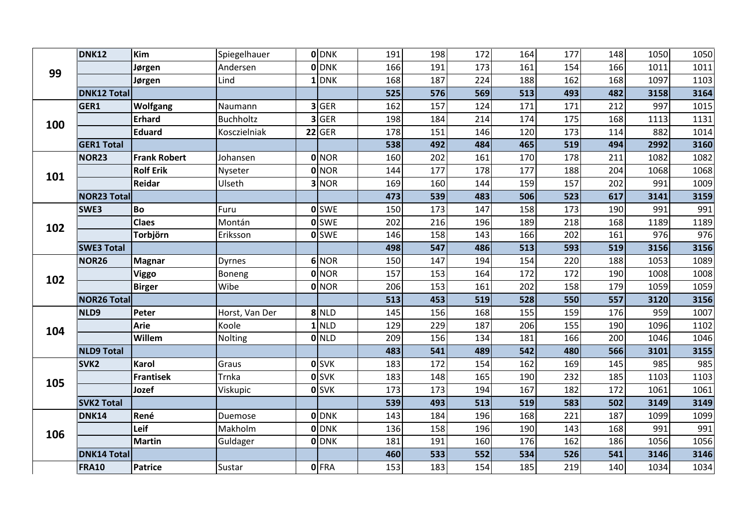| | | | | | | | | | | | | | |
|---|---|---|---|---|---|---|---|---|---|---|---|---|---|
| **99** | **DNK12** | **Kim** | Spiegelhauer | **0** | DNK | 191 | 198 | 172 | 164 | 177 | 148 | 1050 | 1050 |
| | | **Jørgen** | Andersen | **0** | DNK | 166 | 191 | 173 | 161 | 154 | 166 | 1011 | 1011 |
| | | **Jørgen** | Lind | **1** | DNK | 168 | 187 | 224 | 188 | 162 | 168 | 1097 | 1103 |
| | **DNK12 Total** | | | | | **525** | **576** | **569** | **513** | **493** | **482** | **3158** | **3164** |
| **100** | **GER1** | **Wolfgang** | Naumann | **3** | GER | 162 | 157 | 124 | 171 | 171 | 212 | 997 | 1015 |
| | | **Erhard** | Buchholtz | **3** | GER | 198 | 184 | 214 | 174 | 175 | 168 | 1113 | 1131 |
| | | **Eduard** | Kosczielniak | **22** | GER | 178 | 151 | 146 | 120 | 173 | 114 | 882 | 1014 |
| | **GER1 Total** | | | | | **538** | **492** | **484** | **465** | **519** | **494** | **2992** | **3160** |
| **101** | **NOR23** | **Frank Robert** | Johansen | **0** | NOR | 160 | 202 | 161 | 170 | 178 | 211 | 1082 | 1082 |
| | | **Rolf Erik** | Nyseter | **0** | NOR | 144 | 177 | 178 | 177 | 188 | 204 | 1068 | 1068 |
| | | **Reidar** | Ulseth | **3** | NOR | 169 | 160 | 144 | 159 | 157 | 202 | 991 | 1009 |
| | **NOR23 Total** | | | | | **473** | **539** | **483** | **506** | **523** | **617** | **3141** | **3159** |
| **102** | **SWE3** | **Bo** | Furu | **0** | SWE | 150 | 173 | 147 | 158 | 173 | 190 | 991 | 991 |
| | | **Claes** | Montán | **0** | SWE | 202 | 216 | 196 | 189 | 218 | 168 | 1189 | 1189 |
| | | **Torbjörn** | Eriksson | **0** | SWE | 146 | 158 | 143 | 166 | 202 | 161 | 976 | 976 |
| | **SWE3 Total** | | | | | **498** | **547** | **486** | **513** | **593** | **519** | **3156** | **3156** |
| **102** | **NOR26** | **Magnar** | Dyrnes | **6** | NOR | 150 | 147 | 194 | 154 | 220 | 188 | 1053 | 1089 |
| | | **Viggo** | Boneng | **0** | NOR | 157 | 153 | 164 | 172 | 172 | 190 | 1008 | 1008 |
| | | **Birger** | Wibe | **0** | NOR | 206 | 153 | 161 | 202 | 158 | 179 | 1059 | 1059 |
| | **NOR26 Total** | | | | | **513** | **453** | **519** | **528** | **550** | **557** | **3120** | **3156** |
| **104** | **NLD9** | **Peter** | Horst, Van Der | **8** | NLD | 145 | 156 | 168 | 155 | 159 | 176 | 959 | 1007 |
| | | **Arie** | Koole | **1** | NLD | 129 | 229 | 187 | 206 | 155 | 190 | 1096 | 1102 |
| | | **Willem** | Nolting | **0** | NLD | 209 | 156 | 134 | 181 | 166 | 200 | 1046 | 1046 |
| | **NLD9 Total** | | | | | **483** | **541** | **489** | **542** | **480** | **566** | **3101** | **3155** |
| **105** | **SVK2** | **Karol** | Graus | **0** | SVK | 183 | 172 | 154 | 162 | 169 | 145 | 985 | 985 |
| | | **Frantisek** | Trnka | **0** | SVK | 183 | 148 | 165 | 190 | 232 | 185 | 1103 | 1103 |
| | | **Jozef** | Viskupic | **0** | SVK | 173 | 173 | 194 | 167 | 182 | 172 | 1061 | 1061 |
| | **SVK2 Total** | | | | | **539** | **493** | **513** | **519** | **583** | **502** | **3149** | **3149** |
| **106** | **DNK14** | **René** | Duemose | **0** | DNK | 143 | 184 | 196 | 168 | 221 | 187 | 1099 | 1099 |
| | | **Leif** | Makholm | **0** | DNK | 136 | 158 | 196 | 190 | 143 | 168 | 991 | 991 |
| | | **Martin** | Guldager | **0** | DNK | 181 | 191 | 160 | 176 | 162 | 186 | 1056 | 1056 |
| | **DNK14 Total** | | | | | **460** | **533** | **552** | **534** | **526** | **541** | **3146** | **3146** |
| | **FRA10** | **Patrice** | Sustar | **0** | FRA | 153 | 183 | 154 | 185 | 219 | 140 | 1034 | 1034 |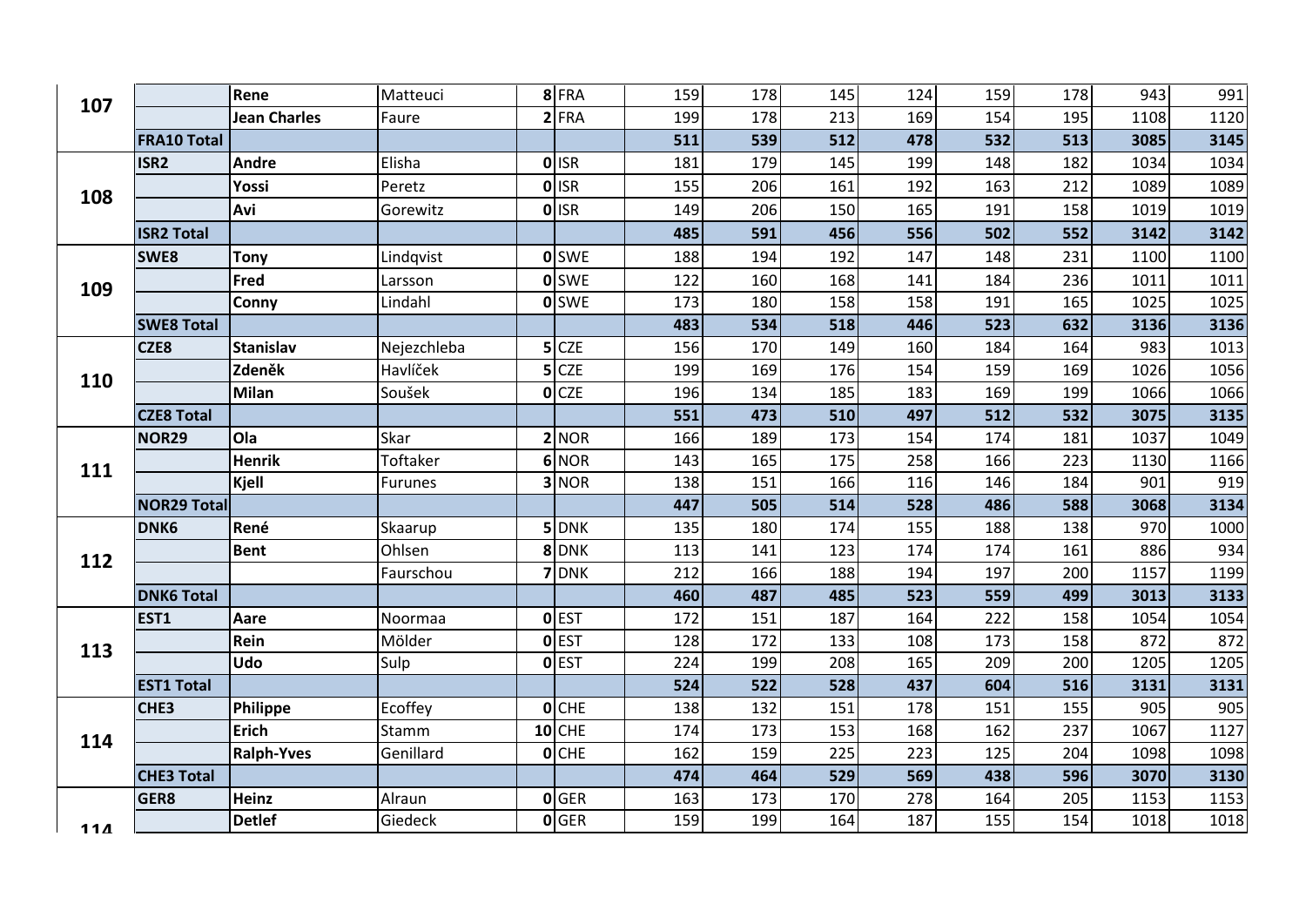| | | | | | | | | | | | | | |
|---|---|---|---|---|---|---|---|---|---|---|---|---|---|
| 107 | | **Rene** | Matteuci | **8** | FRA | 159 | 178 | 145 | 124 | 159 | 178 | 943 | 991 |
| | | **Jean Charles** | Faure | **2** | FRA | 199 | 178 | 213 | 169 | 154 | 195 | 1108 | 1120 |
| | **FRA10 Total** | | | | | **511** | **539** | **512** | **478** | **532** | **513** | **3085** | **3145** |
| 108 | **ISR2** | **Andre** | Elisha | **0** | ISR | 181 | 179 | 145 | 199 | 148 | 182 | 1034 | 1034 |
| | | **Yossi** | Peretz | **0** | ISR | 155 | 206 | 161 | 192 | 163 | 212 | 1089 | 1089 |
| | | **Avi** | Gorewitz | **0** | ISR | 149 | 206 | 150 | 165 | 191 | 158 | 1019 | 1019 |
| | **ISR2 Total** | | | | | **485** | **591** | **456** | **556** | **502** | **552** | **3142** | **3142** |
| 109 | **SWE8** | **Tony** | Lindqvist | **0** | SWE | 188 | 194 | 192 | 147 | 148 | 231 | 1100 | 1100 |
| | | **Fred** | Larsson | **0** | SWE | 122 | 160 | 168 | 141 | 184 | 236 | 1011 | 1011 |
| | | **Conny** | Lindahl | **0** | SWE | 173 | 180 | 158 | 158 | 191 | 165 | 1025 | 1025 |
| | **SWE8 Total** | | | | | **483** | **534** | **518** | **446** | **523** | **632** | **3136** | **3136** |
| 110 | **CZE8** | **Stanislav** | Nejezchleba | **5** | CZE | 156 | 170 | 149 | 160 | 184 | 164 | 983 | 1013 |
| | | **Zdeněk** | Havlíček | **5** | CZE | 199 | 169 | 176 | 154 | 159 | 169 | 1026 | 1056 |
| | | **Milan** | Soušek | **0** | CZE | 196 | 134 | 185 | 183 | 169 | 199 | 1066 | 1066 |
| | **CZE8 Total** | | | | | **551** | **473** | **510** | **497** | **512** | **532** | **3075** | **3135** |
| 111 | **NOR29** | **Ola** | Skar | **2** | NOR | 166 | 189 | 173 | 154 | 174 | 181 | 1037 | 1049 |
| | | **Henrik** | Toftaker | **6** | NOR | 143 | 165 | 175 | 258 | 166 | 223 | 1130 | 1166 |
| | | **Kjell** | Furunes | **3** | NOR | 138 | 151 | 166 | 116 | 146 | 184 | 901 | 919 |
| | **NOR29 Total** | | | | | **447** | **505** | **514** | **528** | **486** | **588** | **3068** | **3134** |
| 112 | **DNK6** | **René** | Skaarup | **5** | DNK | 135 | 180 | 174 | 155 | 188 | 138 | 970 | 1000 |
| | | **Bent** | Ohlsen | **8** | DNK | 113 | 141 | 123 | 174 | 174 | 161 | 886 | 934 |
| | | | Faurschou | **7** | DNK | 212 | 166 | 188 | 194 | 197 | 200 | 1157 | 1199 |
| | **DNK6 Total** | | | | | **460** | **487** | **485** | **523** | **559** | **499** | **3013** | **3133** |
| 113 | **EST1** | **Aare** | Noormaa | **0** | EST | 172 | 151 | 187 | 164 | 222 | 158 | 1054 | 1054 |
| | | **Rein** | Mölder | **0** | EST | 128 | 172 | 133 | 108 | 173 | 158 | 872 | 872 |
| | | **Udo** | Sulp | **0** | EST | 224 | 199 | 208 | 165 | 209 | 200 | 1205 | 1205 |
| | **EST1 Total** | | | | | **524** | **522** | **528** | **437** | **604** | **516** | **3131** | **3131** |
| 114 | **CHE3** | **Philippe** | Ecoffey | **0** | CHE | 138 | 132 | 151 | 178 | 151 | 155 | 905 | 905 |
| | | **Erich** | Stamm | **10** | CHE | 174 | 173 | 153 | 168 | 162 | 237 | 1067 | 1127 |
| | | **Ralph-Yves** | Genillard | **0** | CHE | 162 | 159 | 225 | 223 | 125 | 204 | 1098 | 1098 |
| | **CHE3 Total** | | | | | **474** | **464** | **529** | **569** | **438** | **596** | **3070** | **3130** |
| 114 | **GER8** | **Heinz** | Alraun | **0** | GER | 163 | 173 | 170 | 278 | 164 | 205 | 1153 | 1153 |
| | | **Detlef** | Giedeck | **0** | GER | 159 | 199 | 164 | 187 | 155 | 154 | 1018 | 1018 |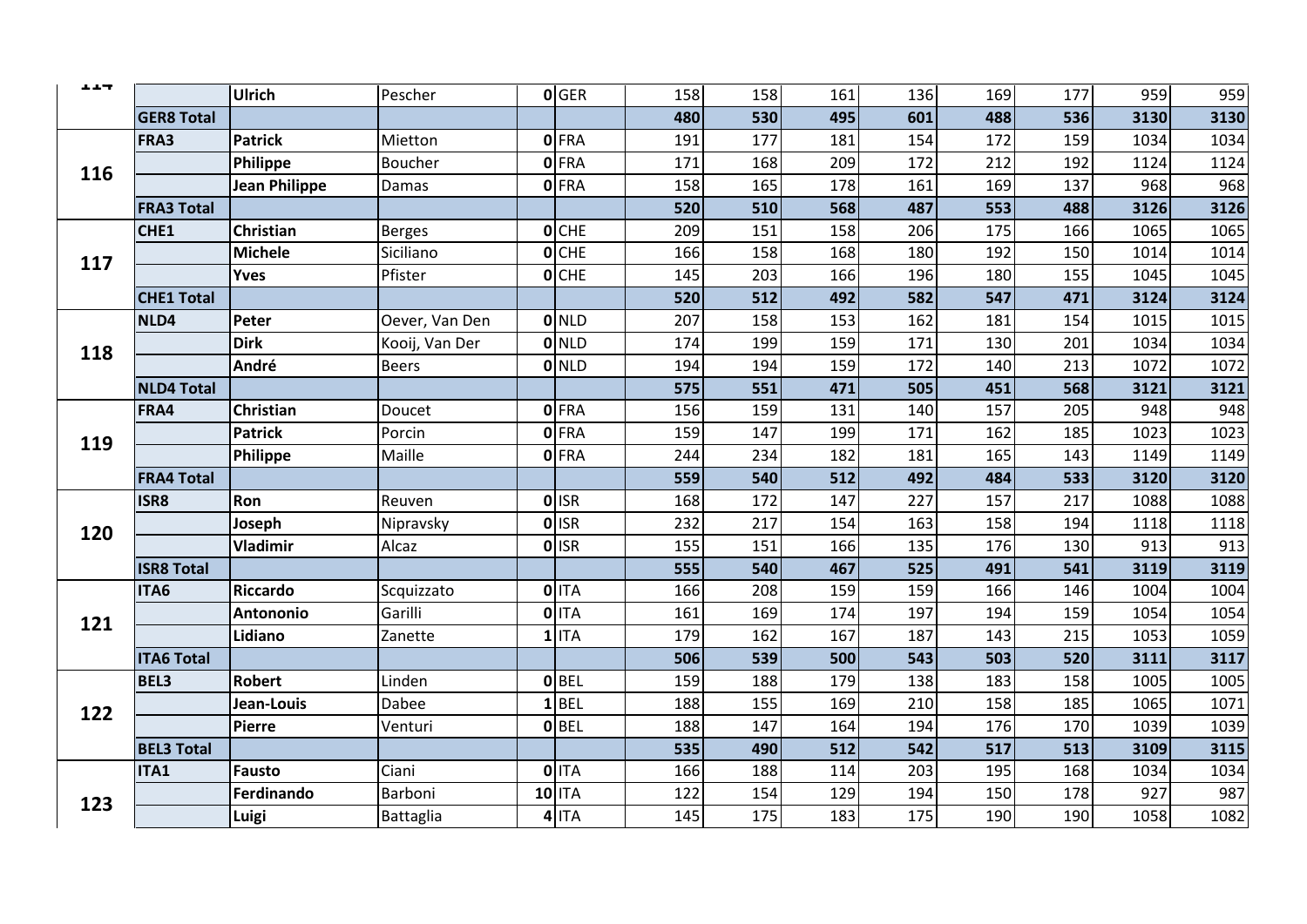| | | | | | | | | | | | | | |
|---|---|---|---|---|---|---|---|---|---|---|---|---|---|
| 114 | | **Ulrich** | Pescher | **0** | GER | 158 | 158 | 161 | 136 | 169 | 177 | 959 | 959 |
| | **GER8 Total** | | | | | **480** | **530** | **495** | **601** | **488** | **536** | **3130** | **3130** |
| 116 | **FRA3** | **Patrick** | Mietton | **0** | FRA | 191 | 177 | 181 | 154 | 172 | 159 | 1034 | 1034 |
| | | **Philippe** | Boucher | **0** | FRA | 171 | 168 | 209 | 172 | 212 | 192 | 1124 | 1124 |
| | | **Jean Philippe** | Damas | **0** | FRA | 158 | 165 | 178 | 161 | 169 | 137 | 968 | 968 |
| | **FRA3 Total** | | | | | **520** | **510** | **568** | **487** | **553** | **488** | **3126** | **3126** |
| 117 | **CHE1** | **Christian** | Berges | **0** | CHE | 209 | 151 | 158 | 206 | 175 | 166 | 1065 | 1065 |
| | | **Michele** | Siciliano | **0** | CHE | 166 | 158 | 168 | 180 | 192 | 150 | 1014 | 1014 |
| | | **Yves** | Pfister | **0** | CHE | 145 | 203 | 166 | 196 | 180 | 155 | 1045 | 1045 |
| | **CHE1 Total** | | | | | **520** | **512** | **492** | **582** | **547** | **471** | **3124** | **3124** |
| 118 | **NLD4** | **Peter** | Oever, Van Den | **0** | NLD | 207 | 158 | 153 | 162 | 181 | 154 | 1015 | 1015 |
| | | **Dirk** | Kooij, Van Der | **0** | NLD | 174 | 199 | 159 | 171 | 130 | 201 | 1034 | 1034 |
| | | **André** | Beers | **0** | NLD | 194 | 194 | 159 | 172 | 140 | 213 | 1072 | 1072 |
| | **NLD4 Total** | | | | | **575** | **551** | **471** | **505** | **451** | **568** | **3121** | **3121** |
| 119 | **FRA4** | **Christian** | Doucet | **0** | FRA | 156 | 159 | 131 | 140 | 157 | 205 | 948 | 948 |
| | | **Patrick** | Porcin | **0** | FRA | 159 | 147 | 199 | 171 | 162 | 185 | 1023 | 1023 |
| | | **Philippe** | Maille | **0** | FRA | 244 | 234 | 182 | 181 | 165 | 143 | 1149 | 1149 |
| | **FRA4 Total** | | | | | **559** | **540** | **512** | **492** | **484** | **533** | **3120** | **3120** |
| 120 | **ISR8** | **Ron** | Reuven | **0** | ISR | 168 | 172 | 147 | 227 | 157 | 217 | 1088 | 1088 |
| | | **Joseph** | Nipravsky | **0** | ISR | 232 | 217 | 154 | 163 | 158 | 194 | 1118 | 1118 |
| | | **Vladimir** | Alcaz | **0** | ISR | 155 | 151 | 166 | 135 | 176 | 130 | 913 | 913 |
| | **ISR8 Total** | | | | | **555** | **540** | **467** | **525** | **491** | **541** | **3119** | **3119** |
| 121 | **ITA6** | **Riccardo** | Scquizzato | **0** | ITA | 166 | 208 | 159 | 159 | 166 | 146 | 1004 | 1004 |
| | | **Antononio** | Garilli | **0** | ITA | 161 | 169 | 174 | 197 | 194 | 159 | 1054 | 1054 |
| | | **Lidiano** | Zanette | **1** | ITA | 179 | 162 | 167 | 187 | 143 | 215 | 1053 | 1059 |
| | **ITA6 Total** | | | | | **506** | **539** | **500** | **543** | **503** | **520** | **3111** | **3117** |
| 122 | **BEL3** | **Robert** | Linden | **0** | BEL | 159 | 188 | 179 | 138 | 183 | 158 | 1005 | 1005 |
| | | **Jean-Louis** | Dabee | **1** | BEL | 188 | 155 | 169 | 210 | 158 | 185 | 1065 | 1071 |
| | | **Pierre** | Venturi | **0** | BEL | 188 | 147 | 164 | 194 | 176 | 170 | 1039 | 1039 |
| | **BEL3 Total** | | | | | **535** | **490** | **512** | **542** | **517** | **513** | **3109** | **3115** |
| 123 | **ITA1** | **Fausto** | Ciani | **0** | ITA | 166 | 188 | 114 | 203 | 195 | 168 | 1034 | 1034 |
| | | **Ferdinando** | Barboni | **10** | ITA | 122 | 154 | 129 | 194 | 150 | 178 | 927 | 987 |
| | | **Luigi** | Battaglia | **4** | ITA | 145 | 175 | 183 | 175 | 190 | 190 | 1058 | 1082 |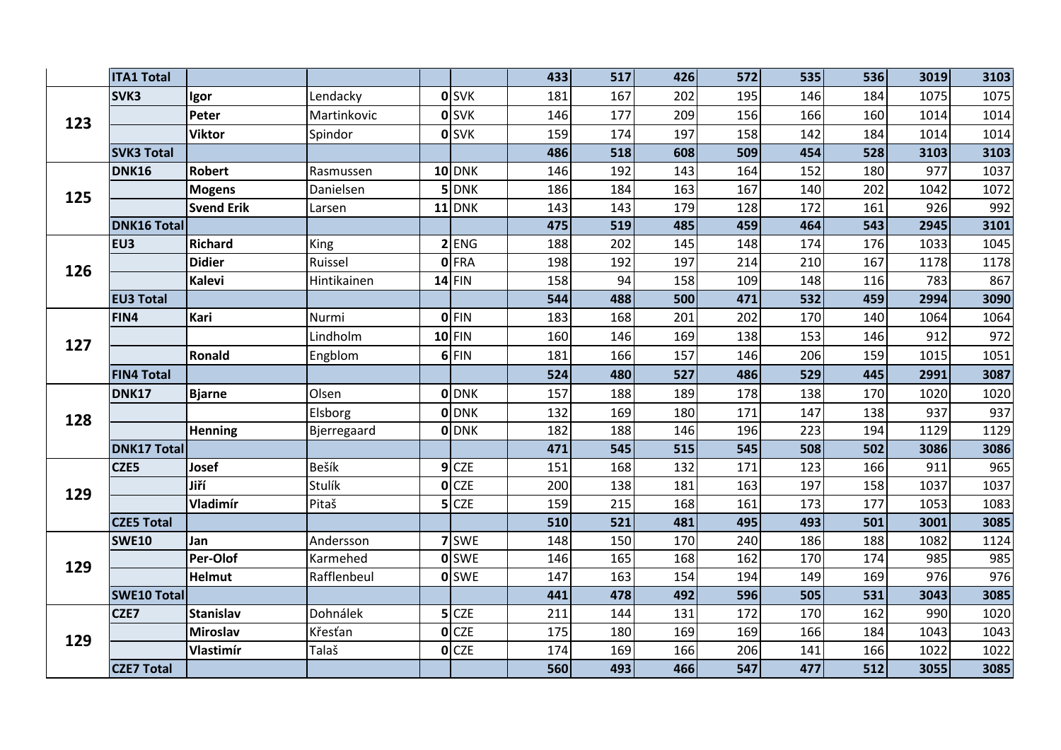| | | | | | | | | | | | | | |
|---|---|---|---|---|---|---|---|---|---|---|---|---|---|
| | **ITA1 Total** | | | | | **433** | **517** | **426** | **572** | **535** | **536** | **3019** | **3103** |
| **123** | **SVK3** | **Igor** | Lendacky | **0** | SVK | 181 | 167 | 202 | 195 | 146 | 184 | 1075 | 1075 |
| | | **Peter** | Martinkovic | **0** | SVK | 146 | 177 | 209 | 156 | 166 | 160 | 1014 | 1014 |
| | | **Viktor** | Spindor | **0** | SVK | 159 | 174 | 197 | 158 | 142 | 184 | 1014 | 1014 |
| | **SVK3 Total** | | | | | **486** | **518** | **608** | **509** | **454** | **528** | **3103** | **3103** |
| **125** | **DNK16** | **Robert** | Rasmussen | **10** | DNK | 146 | 192 | 143 | 164 | 152 | 180 | 977 | 1037 |
| | | **Mogens** | Danielsen | **5** | DNK | 186 | 184 | 163 | 167 | 140 | 202 | 1042 | 1072 |
| | | **Svend Erik** | Larsen | **11** | DNK | 143 | 143 | 179 | 128 | 172 | 161 | 926 | 992 |
| | **DNK16 Total** | | | | | **475** | **519** | **485** | **459** | **464** | **543** | **2945** | **3101** |
| **126** | **EU3** | **Richard** | King | **2** | ENG | 188 | 202 | 145 | 148 | 174 | 176 | 1033 | 1045 |
| | | **Didier** | Ruissel | **0** | FRA | 198 | 192 | 197 | 214 | 210 | 167 | 1178 | 1178 |
| | | **Kalevi** | Hintikainen | **14** | FIN | 158 | 94 | 158 | 109 | 148 | 116 | 783 | 867 |
| | **EU3 Total** | | | | | **544** | **488** | **500** | **471** | **532** | **459** | **2994** | **3090** |
| **127** | **FIN4** | **Kari** | Nurmi | **0** | FIN | 183 | 168 | 201 | 202 | 170 | 140 | 1064 | 1064 |
| | | | Lindholm | **10** | FIN | 160 | 146 | 169 | 138 | 153 | 146 | 912 | 972 |
| | | **Ronald** | Engblom | **6** | FIN | 181 | 166 | 157 | 146 | 206 | 159 | 1015 | 1051 |
| | **FIN4 Total** | | | | | **524** | **480** | **527** | **486** | **529** | **445** | **2991** | **3087** |
| **128** | **DNK17** | **Bjarne** | Olsen | **0** | DNK | 157 | 188 | 189 | 178 | 138 | 170 | 1020 | 1020 |
| | | | Elsborg | **0** | DNK | 132 | 169 | 180 | 171 | 147 | 138 | 937 | 937 |
| | | **Henning** | Bjerregaard | **0** | DNK | 182 | 188 | 146 | 196 | 223 | 194 | 1129 | 1129 |
| | **DNK17 Total** | | | | | **471** | **545** | **515** | **545** | **508** | **502** | **3086** | **3086** |
| **129** | **CZE5** | **Josef** | Bešík | **9** | CZE | 151 | 168 | 132 | 171 | 123 | 166 | 911 | 965 |
| | | **Jiří** | Stulík | **0** | CZE | 200 | 138 | 181 | 163 | 197 | 158 | 1037 | 1037 |
| | | **Vladimír** | Pitaš | **5** | CZE | 159 | 215 | 168 | 161 | 173 | 177 | 1053 | 1083 |
| | **CZE5 Total** | | | | | **510** | **521** | **481** | **495** | **493** | **501** | **3001** | **3085** |
| **129** | **SWE10** | **Jan** | Andersson | **7** | SWE | 148 | 150 | 170 | 240 | 186 | 188 | 1082 | 1124 |
| | | **Per-Olof** | Karmehed | **0** | SWE | 146 | 165 | 168 | 162 | 170 | 174 | 985 | 985 |
| | | **Helmut** | Rafflenbeul | **0** | SWE | 147 | 163 | 154 | 194 | 149 | 169 | 976 | 976 |
| | **SWE10 Total** | | | | | **441** | **478** | **492** | **596** | **505** | **531** | **3043** | **3085** |
| **129** | **CZE7** | **Stanislav** | Dohnálek | **5** | CZE | 211 | 144 | 131 | 172 | 170 | 162 | 990 | 1020 |
| | | **Miroslav** | Křesťan | **0** | CZE | 175 | 180 | 169 | 169 | 166 | 184 | 1043 | 1043 |
| | | **Vlastimír** | Talaš | **0** | CZE | 174 | 169 | 166 | 206 | 141 | 166 | 1022 | 1022 |
| | **CZE7 Total** | | | | | **560** | **493** | **466** | **547** | **477** | **512** | **3055** | **3085** |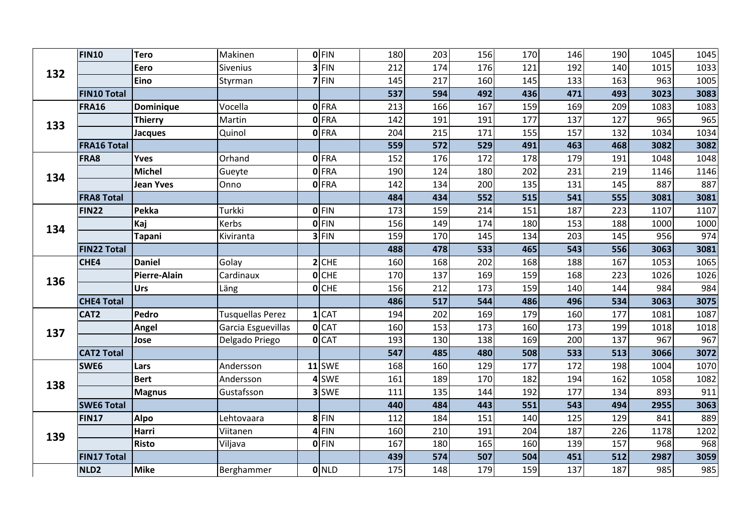| | | | | | | | | | | | | | |
|---|---|---|---|---|---|---|---|---|---|---|---|---|---|
| 132 | **FIN10** | **Tero** | Makinen | **0** | FIN | 180 | 203 | 156 | 170 | 146 | 190 | 1045 | 1045 |
| | | **Eero** | Sivenius | **3** | FIN | 212 | 174 | 176 | 121 | 192 | 140 | 1015 | 1033 |
| | | **Eino** | Styrman | **7** | FIN | 145 | 217 | 160 | 145 | 133 | 163 | 963 | 1005 |
| | **FIN10 Total** | | | | | **537** | **594** | **492** | **436** | **471** | **493** | **3023** | **3083** |
| 133 | **FRA16** | **Dominique** | Vocella | **0** | FRA | 213 | 166 | 167 | 159 | 169 | 209 | 1083 | 1083 |
| | | **Thierry** | Martin | **0** | FRA | 142 | 191 | 191 | 177 | 137 | 127 | 965 | 965 |
| | | **Jacques** | Quinol | **0** | FRA | 204 | 215 | 171 | 155 | 157 | 132 | 1034 | 1034 |
| | **FRA16 Total** | | | | | **559** | **572** | **529** | **491** | **463** | **468** | **3082** | **3082** |
| 134 | **FRA8** | **Yves** | Orhand | **0** | FRA | 152 | 176 | 172 | 178 | 179 | 191 | 1048 | 1048 |
| | | **Michel** | Gueyte | **0** | FRA | 190 | 124 | 180 | 202 | 231 | 219 | 1146 | 1146 |
| | | **Jean Yves** | Onno | **0** | FRA | 142 | 134 | 200 | 135 | 131 | 145 | 887 | 887 |
| | **FRA8 Total** | | | | | **484** | **434** | **552** | **515** | **541** | **555** | **3081** | **3081** |
| 134 | **FIN22** | **Pekka** | Turkki | **0** | FIN | 173 | 159 | 214 | 151 | 187 | 223 | 1107 | 1107 |
| | | **Kaj** | Kerbs | **0** | FIN | 156 | 149 | 174 | 180 | 153 | 188 | 1000 | 1000 |
| | | **Tapani** | Kiviranta | **3** | FIN | 159 | 170 | 145 | 134 | 203 | 145 | 956 | 974 |
| | **FIN22 Total** | | | | | **488** | **478** | **533** | **465** | **543** | **556** | **3063** | **3081** |
| 136 | **CHE4** | **Daniel** | Golay | **2** | CHE | 160 | 168 | 202 | 168 | 188 | 167 | 1053 | 1065 |
| | | **Pierre-Alain** | Cardinaux | **0** | CHE | 170 | 137 | 169 | 159 | 168 | 223 | 1026 | 1026 |
| | | **Urs** | Läng | **0** | CHE | 156 | 212 | 173 | 159 | 140 | 144 | 984 | 984 |
| | **CHE4 Total** | | | | | **486** | **517** | **544** | **486** | **496** | **534** | **3063** | **3075** |
| 137 | **CAT2** | **Pedro** | Tusquellas Perez | **1** | CAT | 194 | 202 | 169 | 179 | 160 | 177 | 1081 | 1087 |
| | | **Angel** | Garcia Esguevillas | **0** | CAT | 160 | 153 | 173 | 160 | 173 | 199 | 1018 | 1018 |
| | | **Jose** | Delgado Priego | **0** | CAT | 193 | 130 | 138 | 169 | 200 | 137 | 967 | 967 |
| | **CAT2 Total** | | | | | **547** | **485** | **480** | **508** | **533** | **513** | **3066** | **3072** |
| 138 | **SWE6** | **Lars** | Andersson | **11** | SWE | 168 | 160 | 129 | 177 | 172 | 198 | 1004 | 1070 |
| | | **Bert** | Andersson | **4** | SWE | 161 | 189 | 170 | 182 | 194 | 162 | 1058 | 1082 |
| | | **Magnus** | Gustafsson | **3** | SWE | 111 | 135 | 144 | 192 | 177 | 134 | 893 | 911 |
| | **SWE6 Total** | | | | | **440** | **484** | **443** | **551** | **543** | **494** | **2955** | **3063** |
| 139 | **FIN17** | **Alpo** | Lehtovaara | **8** | FIN | 112 | 184 | 151 | 140 | 125 | 129 | 841 | 889 |
| | | **Harri** | Viitanen | **4** | FIN | 160 | 210 | 191 | 204 | 187 | 226 | 1178 | 1202 |
| | | **Risto** | Viljava | **0** | FIN | 167 | 180 | 165 | 160 | 139 | 157 | 968 | 968 |
| | **FIN17 Total** | | | | | **439** | **574** | **507** | **504** | **451** | **512** | **2987** | **3059** |
| | **NLD2** | **Mike** | Berghammer | **0** | NLD | 175 | 148 | 179 | 159 | 137 | 187 | 985 | 985 |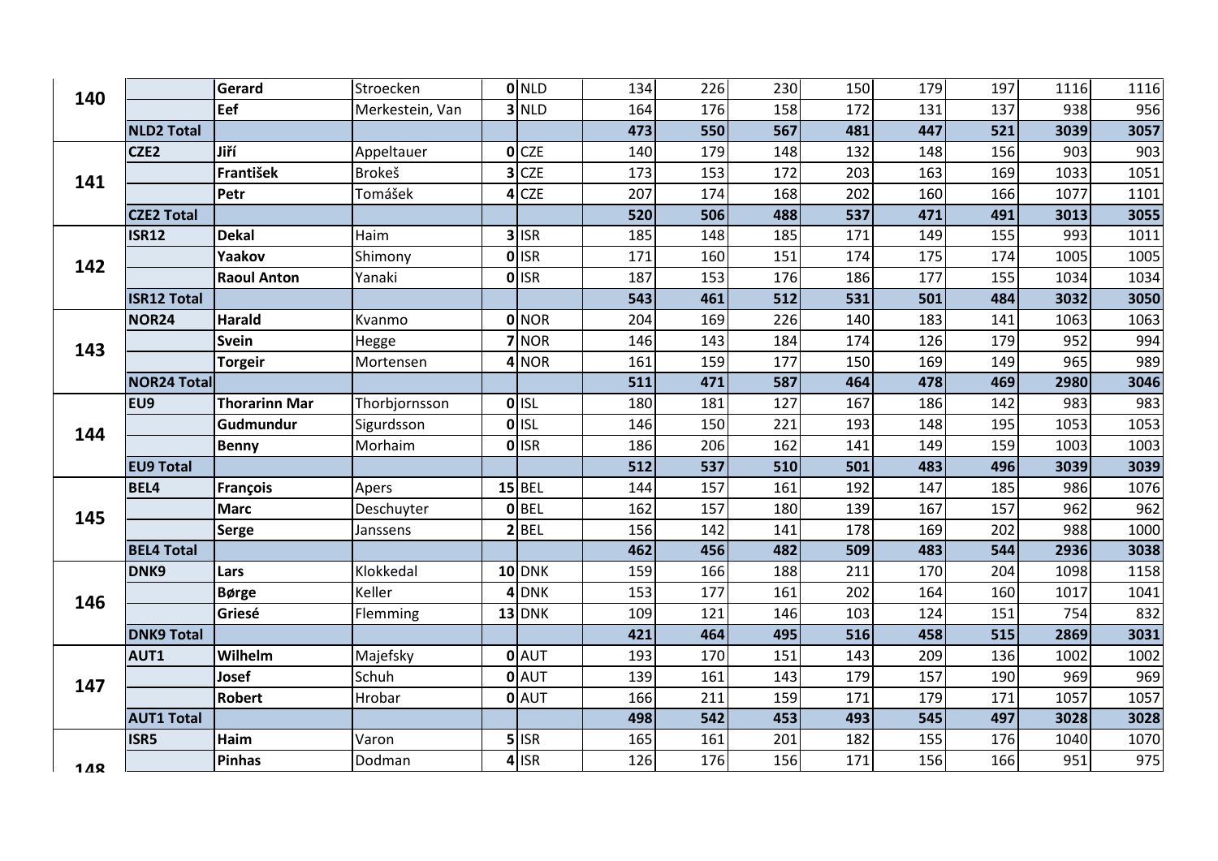| | | | | | | | | | | | | | |
|---|---|---|---|---|---|---|---|---|---|---|---|---|---|
| **140** | | **Gerard** | Stroecken | **0** | NLD | 134 | 226 | 230 | 150 | 179 | 197 | 1116 | 1116 |
| | | **Eef** | Merkestein, Van | **3** | NLD | 164 | 176 | 158 | 172 | 131 | 137 | 938 | 956 |
| | **NLD2 Total** | | | | | **473** | **550** | **567** | **481** | **447** | **521** | **3039** | **3057** |
| **141** | **CZE2** | **Jiří** | Appeltauer | **0** | CZE | 140 | 179 | 148 | 132 | 148 | 156 | 903 | 903 |
| | | **František** | Brokeš | **3** | CZE | 173 | 153 | 172 | 203 | 163 | 169 | 1033 | 1051 |
| | | **Petr** | Tomášek | **4** | CZE | 207 | 174 | 168 | 202 | 160 | 166 | 1077 | 1101 |
| | **CZE2 Total** | | | | | **520** | **506** | **488** | **537** | **471** | **491** | **3013** | **3055** |
| **142** | **ISR12** | **Dekal** | Haim | **3** | ISR | 185 | 148 | 185 | 171 | 149 | 155 | 993 | 1011 |
| | | **Yaakov** | Shimony | **0** | ISR | 171 | 160 | 151 | 174 | 175 | 174 | 1005 | 1005 |
| | | **Raoul Anton** | Yanaki | **0** | ISR | 187 | 153 | 176 | 186 | 177 | 155 | 1034 | 1034 |
| | **ISR12 Total** | | | | | **543** | **461** | **512** | **531** | **501** | **484** | **3032** | **3050** |
| **143** | **NOR24** | **Harald** | Kvanmo | **0** | NOR | 204 | 169 | 226 | 140 | 183 | 141 | 1063 | 1063 |
| | | **Svein** | Hegge | **7** | NOR | 146 | 143 | 184 | 174 | 126 | 179 | 952 | 994 |
| | | **Torgeir** | Mortensen | **4** | NOR | 161 | 159 | 177 | 150 | 169 | 149 | 965 | 989 |
| | **NOR24 Total** | | | | | **511** | **471** | **587** | **464** | **478** | **469** | **2980** | **3046** |
| **144** | **EU9** | **Thorarinn Mar** | Thorbjornsson | **0** | ISL | 180 | 181 | 127 | 167 | 186 | 142 | 983 | 983 |
| | | **Gudmundur** | Sigurdsson | **0** | ISL | 146 | 150 | 221 | 193 | 148 | 195 | 1053 | 1053 |
| | | **Benny** | Morhaim | **0** | ISR | 186 | 206 | 162 | 141 | 149 | 159 | 1003 | 1003 |
| | **EU9 Total** | | | | | **512** | **537** | **510** | **501** | **483** | **496** | **3039** | **3039** |
| **145** | **BEL4** | **François** | Apers | **15** | BEL | 144 | 157 | 161 | 192 | 147 | 185 | 986 | 1076 |
| | | **Marc** | Deschuyter | **0** | BEL | 162 | 157 | 180 | 139 | 167 | 157 | 962 | 962 |
| | | **Serge** | Janssens | **2** | BEL | 156 | 142 | 141 | 178 | 169 | 202 | 988 | 1000 |
| | **BEL4 Total** | | | | | **462** | **456** | **482** | **509** | **483** | **544** | **2936** | **3038** |
| **146** | **DNK9** | **Lars** | Klokkedal | **10** | DNK | 159 | 166 | 188 | 211 | 170 | 204 | 1098 | 1158 |
| | | **Børge** | Keller | **4** | DNK | 153 | 177 | 161 | 202 | 164 | 160 | 1017 | 1041 |
| | | **Griesé** | Flemming | **13** | DNK | 109 | 121 | 146 | 103 | 124 | 151 | 754 | 832 |
| | **DNK9 Total** | | | | | **421** | **464** | **495** | **516** | **458** | **515** | **2869** | **3031** |
| **147** | **AUT1** | **Wilhelm** | Majefsky | **0** | AUT | 193 | 170 | 151 | 143 | 209 | 136 | 1002 | 1002 |
| | | **Josef** | Schuh | **0** | AUT | 139 | 161 | 143 | 179 | 157 | 190 | 969 | 969 |
| | | **Robert** | Hrobar | **0** | AUT | 166 | 211 | 159 | 171 | 179 | 171 | 1057 | 1057 |
| | **AUT1 Total** | | | | | **498** | **542** | **453** | **493** | **545** | **497** | **3028** | **3028** |
| **148** | **ISR5** | **Haim** | Varon | **5** | ISR | 165 | 161 | 201 | 182 | 155 | 176 | 1040 | 1070 |
| | | **Pinhas** | Dodman | **4** | ISR | 126 | 176 | 156 | 171 | 156 | 166 | 951 | 975 |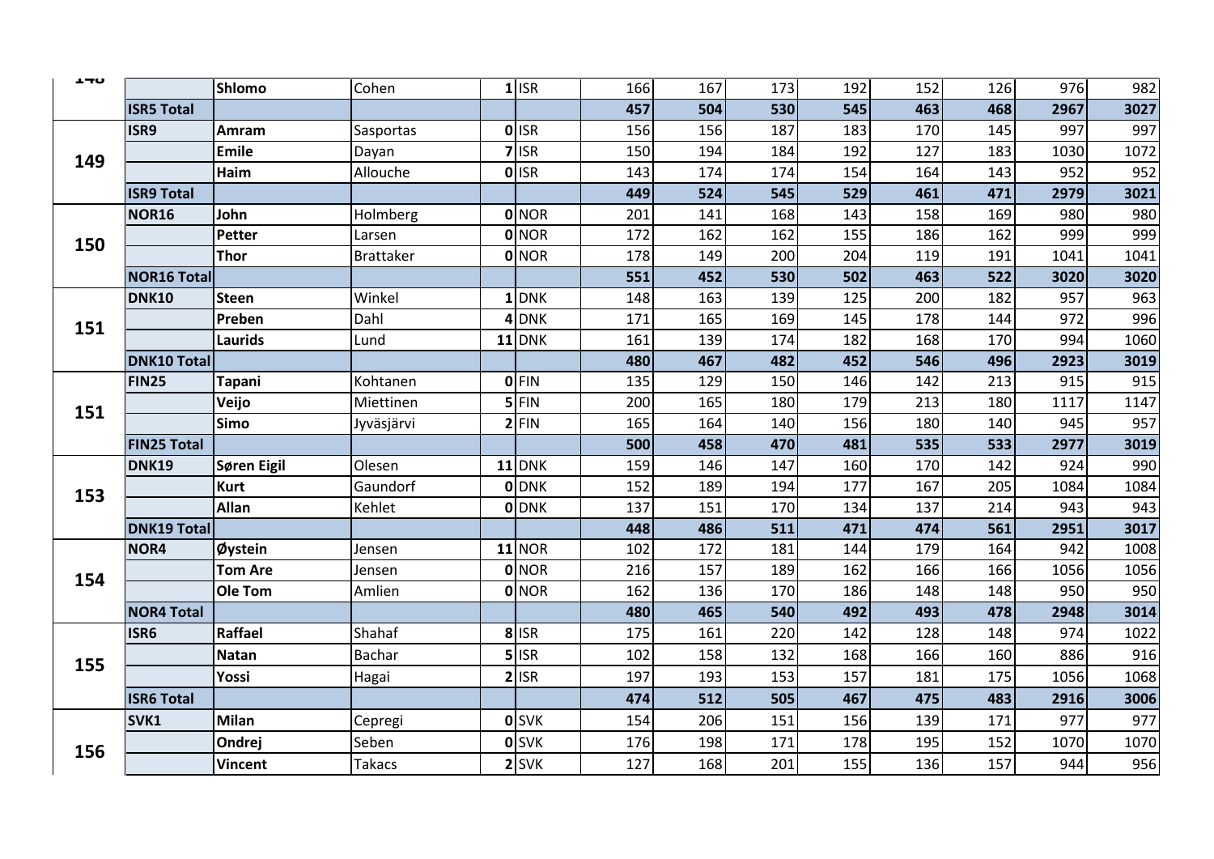| | | | | | | | | | | | | | |
|---|---|---|---|---|---|---|---|---|---|---|---|---|---|
| 148 | | **Shlomo** | Cohen | **1** | ISR | 166 | 167 | 173 | 192 | 152 | 126 | 976 | 982 |
| | **ISR5 Total** | | | | | **457** | **504** | **530** | **545** | **463** | **468** | **2967** | **3027** |
| **149** | **ISR9** | **Amram** | Sasportas | **0** | ISR | 156 | 156 | 187 | 183 | 170 | 145 | 997 | 997 |
| | | **Emile** | Dayan | **7** | ISR | 150 | 194 | 184 | 192 | 127 | 183 | 1030 | 1072 |
| | | **Haim** | Allouche | **0** | ISR | 143 | 174 | 174 | 154 | 164 | 143 | 952 | 952 |
| | **ISR9 Total** | | | | | **449** | **524** | **545** | **529** | **461** | **471** | **2979** | **3021** |
| **150** | **NOR16** | **John** | Holmberg | **0** | NOR | 201 | 141 | 168 | 143 | 158 | 169 | 980 | 980 |
| | | **Petter** | Larsen | **0** | NOR | 172 | 162 | 162 | 155 | 186 | 162 | 999 | 999 |
| | | **Thor** | Brattaker | **0** | NOR | 178 | 149 | 200 | 204 | 119 | 191 | 1041 | 1041 |
| | **NOR16 Total** | | | | | **551** | **452** | **530** | **502** | **463** | **522** | **3020** | **3020** |
| **151** | **DNK10** | **Steen** | Winkel | **1** | DNK | 148 | 163 | 139 | 125 | 200 | 182 | 957 | 963 |
| | | **Preben** | Dahl | **4** | DNK | 171 | 165 | 169 | 145 | 178 | 144 | 972 | 996 |
| | | **Laurids** | Lund | **11** | DNK | 161 | 139 | 174 | 182 | 168 | 170 | 994 | 1060 |
| | **DNK10 Total** | | | | | **480** | **467** | **482** | **452** | **546** | **496** | **2923** | **3019** |
| **151** | **FIN25** | **Tapani** | Kohtanen | **0** | FIN | 135 | 129 | 150 | 146 | 142 | 213 | 915 | 915 |
| | | **Veijo** | Miettinen | **5** | FIN | 200 | 165 | 180 | 179 | 213 | 180 | 1117 | 1147 |
| | | **Simo** | Jyväsjärvi | **2** | FIN | 165 | 164 | 140 | 156 | 180 | 140 | 945 | 957 |
| | **FIN25 Total** | | | | | **500** | **458** | **470** | **481** | **535** | **533** | **2977** | **3019** |
| **153** | **DNK19** | **Søren Eigil** | Olesen | **11** | DNK | 159 | 146 | 147 | 160 | 170 | 142 | 924 | 990 |
| | | **Kurt** | Gaundorf | **0** | DNK | 152 | 189 | 194 | 177 | 167 | 205 | 1084 | 1084 |
| | | **Allan** | Kehlet | **0** | DNK | 137 | 151 | 170 | 134 | 137 | 214 | 943 | 943 |
| | **DNK19 Total** | | | | | **448** | **486** | **511** | **471** | **474** | **561** | **2951** | **3017** |
| **154** | **NOR4** | **Øystein** | Jensen | **11** | NOR | 102 | 172 | 181 | 144 | 179 | 164 | 942 | 1008 |
| | | **Tom Are** | Jensen | **0** | NOR | 216 | 157 | 189 | 162 | 166 | 166 | 1056 | 1056 |
| | | **Ole Tom** | Amlien | **0** | NOR | 162 | 136 | 170 | 186 | 148 | 148 | 950 | 950 |
| | **NOR4 Total** | | | | | **480** | **465** | **540** | **492** | **493** | **478** | **2948** | **3014** |
| **155** | **ISR6** | **Raffael** | Shahaf | **8** | ISR | 175 | 161 | 220 | 142 | 128 | 148 | 974 | 1022 |
| | | **Natan** | Bachar | **5** | ISR | 102 | 158 | 132 | 168 | 166 | 160 | 886 | 916 |
| | | **Yossi** | Hagai | **2** | ISR | 197 | 193 | 153 | 157 | 181 | 175 | 1056 | 1068 |
| | **ISR6 Total** | | | | | **474** | **512** | **505** | **467** | **475** | **483** | **2916** | **3006** |
| **156** | **SVK1** | **Milan** | Cepregi | **0** | SVK | 154 | 206 | 151 | 156 | 139 | 171 | 977 | 977 |
| | | **Ondrej** | Seben | **0** | SVK | 176 | 198 | 171 | 178 | 195 | 152 | 1070 | 1070 |
| | | **Vincent** | Takacs | **2** | SVK | 127 | 168 | 201 | 155 | 136 | 157 | 944 | 956 |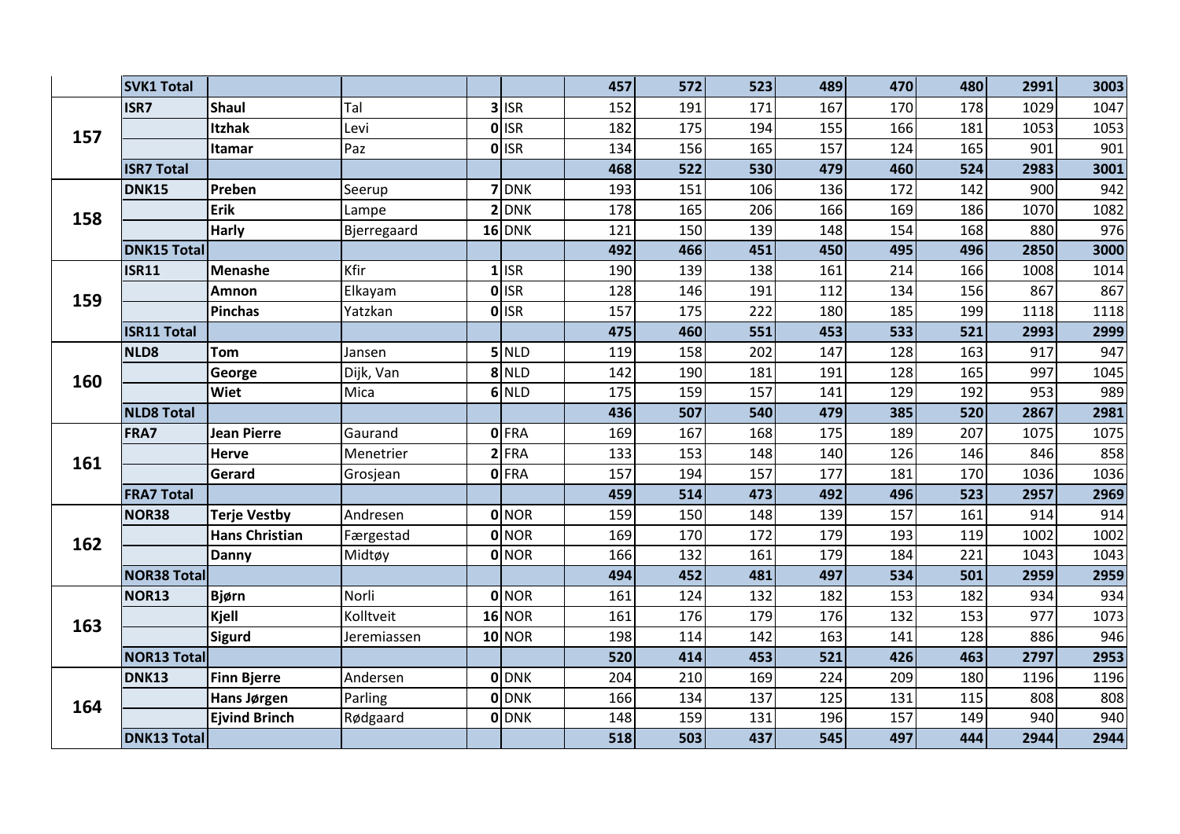| | | | | | | | | | | | | | |
|---|---|---|---|---|---|---|---|---|---|---|---|---|---|
| | **SVK1 Total** | | | | | **457** | **572** | **523** | **489** | **470** | **480** | **2991** | **3003** |
| **157** | **ISR7** | **Shaul** | Tal | **3** | ISR | 152 | 191 | 171 | 167 | 170 | 178 | 1029 | 1047 |
| | | **Itzhak** | Levi | **0** | ISR | 182 | 175 | 194 | 155 | 166 | 181 | 1053 | 1053 |
| | | **Itamar** | Paz | **0** | ISR | 134 | 156 | 165 | 157 | 124 | 165 | 901 | 901 |
| | **ISR7 Total** | | | | | **468** | **522** | **530** | **479** | **460** | **524** | **2983** | **3001** |
| **158** | **DNK15** | **Preben** | Seerup | **7** | DNK | 193 | 151 | 106 | 136 | 172 | 142 | 900 | 942 |
| | | **Erik** | Lampe | **2** | DNK | 178 | 165 | 206 | 166 | 169 | 186 | 1070 | 1082 |
| | | **Harly** | Bjerregaard | **16** | DNK | 121 | 150 | 139 | 148 | 154 | 168 | 880 | 976 |
| | **DNK15 Total** | | | | | **492** | **466** | **451** | **450** | **495** | **496** | **2850** | **3000** |
| **159** | **ISR11** | **Menashe** | Kfir | **1** | ISR | 190 | 139 | 138 | 161 | 214 | 166 | 1008 | 1014 |
| | | **Amnon** | Elkayam | **0** | ISR | 128 | 146 | 191 | 112 | 134 | 156 | 867 | 867 |
| | | **Pinchas** | Yatzkan | **0** | ISR | 157 | 175 | 222 | 180 | 185 | 199 | 1118 | 1118 |
| | **ISR11 Total** | | | | | **475** | **460** | **551** | **453** | **533** | **521** | **2993** | **2999** |
| **160** | **NLD8** | **Tom** | Jansen | **5** | NLD | 119 | 158 | 202 | 147 | 128 | 163 | 917 | 947 |
| | | **George** | Dijk, Van | **8** | NLD | 142 | 190 | 181 | 191 | 128 | 165 | 997 | 1045 |
| | | **Wiet** | Mica | **6** | NLD | 175 | 159 | 157 | 141 | 129 | 192 | 953 | 989 |
| | **NLD8 Total** | | | | | **436** | **507** | **540** | **479** | **385** | **520** | **2867** | **2981** |
| **161** | **FRA7** | **Jean Pierre** | Gaurand | **0** | FRA | 169 | 167 | 168 | 175 | 189 | 207 | 1075 | 1075 |
| | | **Herve** | Menetrier | **2** | FRA | 133 | 153 | 148 | 140 | 126 | 146 | 846 | 858 |
| | | **Gerard** | Grosjean | **0** | FRA | 157 | 194 | 157 | 177 | 181 | 170 | 1036 | 1036 |
| | **FRA7 Total** | | | | | **459** | **514** | **473** | **492** | **496** | **523** | **2957** | **2969** |
| **162** | **NOR38** | **Terje Vestby** | Andresen | **0** | NOR | 159 | 150 | 148 | 139 | 157 | 161 | 914 | 914 |
| | | **Hans Christian** | Færgestad | **0** | NOR | 169 | 170 | 172 | 179 | 193 | 119 | 1002 | 1002 |
| | | **Danny** | Midtøy | **0** | NOR | 166 | 132 | 161 | 179 | 184 | 221 | 1043 | 1043 |
| | **NOR38 Total** | | | | | **494** | **452** | **481** | **497** | **534** | **501** | **2959** | **2959** |
| **163** | **NOR13** | **Bjørn** | Norli | **0** | NOR | 161 | 124 | 132 | 182 | 153 | 182 | 934 | 934 |
| | | **Kjell** | Kolltveit | **16** | NOR | 161 | 176 | 179 | 176 | 132 | 153 | 977 | 1073 |
| | | **Sigurd** | Jeremiassen | **10** | NOR | 198 | 114 | 142 | 163 | 141 | 128 | 886 | 946 |
| | **NOR13 Total** | | | | | **520** | **414** | **453** | **521** | **426** | **463** | **2797** | **2953** |
| **164** | **DNK13** | **Finn Bjerre** | Andersen | **0** | DNK | 204 | 210 | 169 | 224 | 209 | 180 | 1196 | 1196 |
| | | **Hans Jørgen** | Parling | **0** | DNK | 166 | 134 | 137 | 125 | 131 | 115 | 808 | 808 |
| | | **Ejvind Brinch** | Rødgaard | **0** | DNK | 148 | 159 | 131 | 196 | 157 | 149 | 940 | 940 |
| | **DNK13 Total** | | | | | **518** | **503** | **437** | **545** | **497** | **444** | **2944** | **2944** |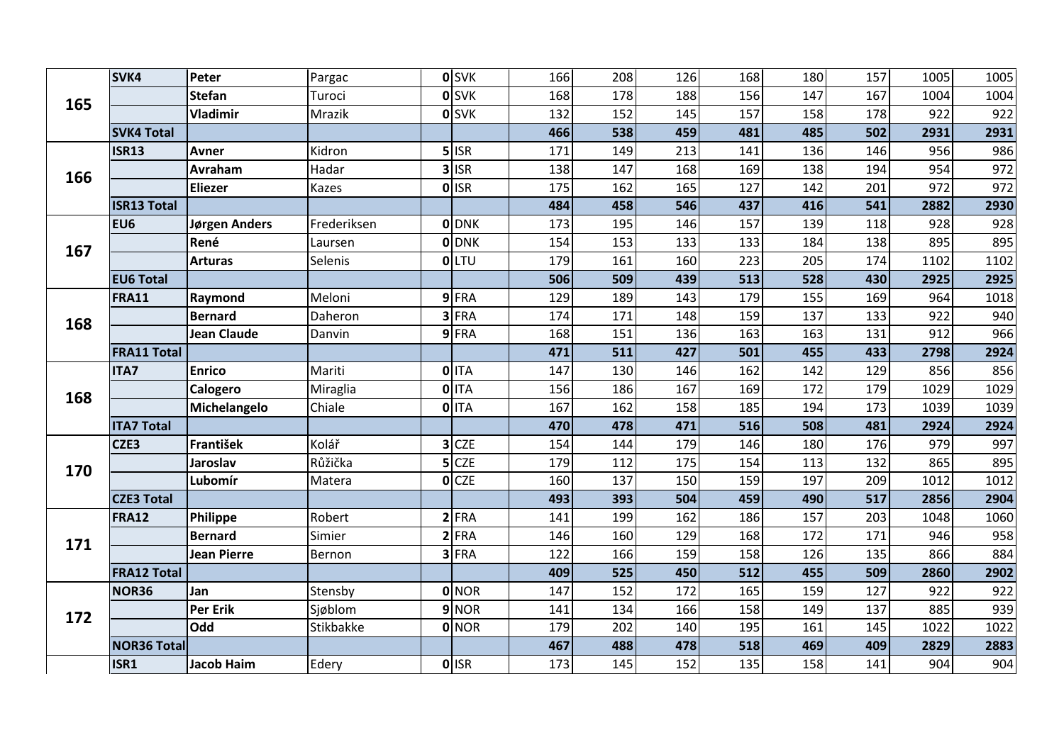| | | | | | | | | | | | | | |
|---|---|---|---|---|---|---|---|---|---|---|---|---|---|
| 165 | **SVK4** | **Peter** | Pargac | **0** | SVK | 166 | 208 | 126 | 168 | 180 | 157 | 1005 | 1005 |
| | | **Stefan** | Turoci | **0** | SVK | 168 | 178 | 188 | 156 | 147 | 167 | 1004 | 1004 |
| | | **Vladimir** | Mrazik | **0** | SVK | 132 | 152 | 145 | 157 | 158 | 178 | 922 | 922 |
| | **SVK4 Total** | | | | | **466** | **538** | **459** | **481** | **485** | **502** | **2931** | **2931** |
| 166 | **ISR13** | **Avner** | Kidron | **5** | ISR | 171 | 149 | 213 | 141 | 136 | 146 | 956 | 986 |
| | | **Avraham** | Hadar | **3** | ISR | 138 | 147 | 168 | 169 | 138 | 194 | 954 | 972 |
| | | **Eliezer** | Kazes | **0** | ISR | 175 | 162 | 165 | 127 | 142 | 201 | 972 | 972 |
| | **ISR13 Total** | | | | | **484** | **458** | **546** | **437** | **416** | **541** | **2882** | **2930** |
| 167 | **EU6** | **Jørgen Anders** | Frederiksen | **0** | DNK | 173 | 195 | 146 | 157 | 139 | 118 | 928 | 928 |
| | | **René** | Laursen | **0** | DNK | 154 | 153 | 133 | 133 | 184 | 138 | 895 | 895 |
| | | **Arturas** | Selenis | **0** | LTU | 179 | 161 | 160 | 223 | 205 | 174 | 1102 | 1102 |
| | **EU6 Total** | | | | | **506** | **509** | **439** | **513** | **528** | **430** | **2925** | **2925** |
| 168 | **FRA11** | **Raymond** | Meloni | **9** | FRA | 129 | 189 | 143 | 179 | 155 | 169 | 964 | 1018 |
| | | **Bernard** | Daheron | **3** | FRA | 174 | 171 | 148 | 159 | 137 | 133 | 922 | 940 |
| | | **Jean Claude** | Danvin | **9** | FRA | 168 | 151 | 136 | 163 | 163 | 131 | 912 | 966 |
| | **FRA11 Total** | | | | | **471** | **511** | **427** | **501** | **455** | **433** | **2798** | **2924** |
| 168 | **ITA7** | **Enrico** | Mariti | **0** | ITA | 147 | 130 | 146 | 162 | 142 | 129 | 856 | 856 |
| | | **Calogero** | Miraglia | **0** | ITA | 156 | 186 | 167 | 169 | 172 | 179 | 1029 | 1029 |
| | | **Michelangelo** | Chiale | **0** | ITA | 167 | 162 | 158 | 185 | 194 | 173 | 1039 | 1039 |
| | **ITA7 Total** | | | | | **470** | **478** | **471** | **516** | **508** | **481** | **2924** | **2924** |
| 170 | **CZE3** | **František** | Kolář | **3** | CZE | 154 | 144 | 179 | 146 | 180 | 176 | 979 | 997 |
| | | **Jaroslav** | Růžička | **5** | CZE | 179 | 112 | 175 | 154 | 113 | 132 | 865 | 895 |
| | | **Lubomír** | Matera | **0** | CZE | 160 | 137 | 150 | 159 | 197 | 209 | 1012 | 1012 |
| | **CZE3 Total** | | | | | **493** | **393** | **504** | **459** | **490** | **517** | **2856** | **2904** |
| 171 | **FRA12** | **Philippe** | Robert | **2** | FRA | 141 | 199 | 162 | 186 | 157 | 203 | 1048 | 1060 |
| | | **Bernard** | Simier | **2** | FRA | 146 | 160 | 129 | 168 | 172 | 171 | 946 | 958 |
| | | **Jean Pierre** | Bernon | **3** | FRA | 122 | 166 | 159 | 158 | 126 | 135 | 866 | 884 |
| | **FRA12 Total** | | | | | **409** | **525** | **450** | **512** | **455** | **509** | **2860** | **2902** |
| 172 | **NOR36** | **Jan** | Stensby | **0** | NOR | 147 | 152 | 172 | 165 | 159 | 127 | 922 | 922 |
| | | **Per Erik** | Sjøblom | **9** | NOR | 141 | 134 | 166 | 158 | 149 | 137 | 885 | 939 |
| | | **Odd** | Stikbakke | **0** | NOR | 179 | 202 | 140 | 195 | 161 | 145 | 1022 | 1022 |
| | **NOR36 Total** | | | | | **467** | **488** | **478** | **518** | **469** | **409** | **2829** | **2883** |
| | **ISR1** | **Jacob Haim** | Edery | **0** | ISR | 173 | 145 | 152 | 135 | 158 | 141 | 904 | 904 |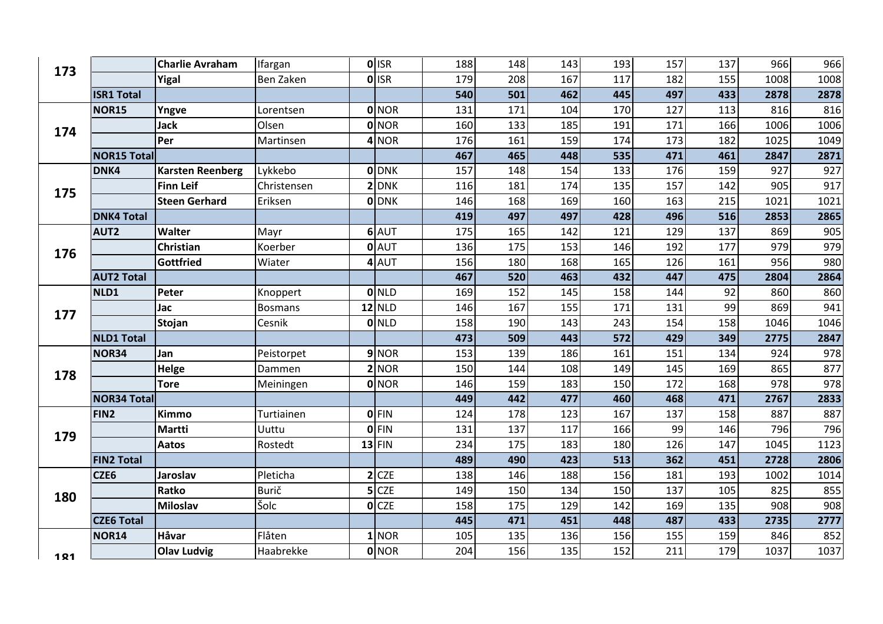| | | | | | | | | | | | | | |
|---|---|---|---|---|---|---|---|---|---|---|---|---|---|
| 173 | | Charlie Avraham | Ifargan | 0 | ISR | 188 | 148 | 143 | 193 | 157 | 137 | 966 | 966 |
| | | Yigal | Ben Zaken | 0 | ISR | 179 | 208 | 167 | 117 | 182 | 155 | 1008 | 1008 |
| | ISR1 Total | | | | | 540 | 501 | 462 | 445 | 497 | 433 | 2878 | 2878 |
| 174 | NOR15 | Yngve | Lorentsen | 0 | NOR | 131 | 171 | 104 | 170 | 127 | 113 | 816 | 816 |
| | | Jack | Olsen | 0 | NOR | 160 | 133 | 185 | 191 | 171 | 166 | 1006 | 1006 |
| | | Per | Martinsen | 4 | NOR | 176 | 161 | 159 | 174 | 173 | 182 | 1025 | 1049 |
| | NOR15 Total | | | | | 467 | 465 | 448 | 535 | 471 | 461 | 2847 | 2871 |
| 175 | DNK4 | Karsten Reenberg | Lykkebo | 0 | DNK | 157 | 148 | 154 | 133 | 176 | 159 | 927 | 927 |
| | | Finn Leif | Christensen | 2 | DNK | 116 | 181 | 174 | 135 | 157 | 142 | 905 | 917 |
| | | Steen Gerhard | Eriksen | 0 | DNK | 146 | 168 | 169 | 160 | 163 | 215 | 1021 | 1021 |
| | DNK4 Total | | | | | 419 | 497 | 497 | 428 | 496 | 516 | 2853 | 2865 |
| 176 | AUT2 | Walter | Mayr | 6 | AUT | 175 | 165 | 142 | 121 | 129 | 137 | 869 | 905 |
| | | Christian | Koerber | 0 | AUT | 136 | 175 | 153 | 146 | 192 | 177 | 979 | 979 |
| | | Gottfried | Wiater | 4 | AUT | 156 | 180 | 168 | 165 | 126 | 161 | 956 | 980 |
| | AUT2 Total | | | | | 467 | 520 | 463 | 432 | 447 | 475 | 2804 | 2864 |
| 177 | NLD1 | Peter | Knoppert | 0 | NLD | 169 | 152 | 145 | 158 | 144 | 92 | 860 | 860 |
| | | Jac | Bosmans | 12 | NLD | 146 | 167 | 155 | 171 | 131 | 99 | 869 | 941 |
| | | Stojan | Cesnik | 0 | NLD | 158 | 190 | 143 | 243 | 154 | 158 | 1046 | 1046 |
| | NLD1 Total | | | | | 473 | 509 | 443 | 572 | 429 | 349 | 2775 | 2847 |
| 178 | NOR34 | Jan | Peistorpet | 9 | NOR | 153 | 139 | 186 | 161 | 151 | 134 | 924 | 978 |
| | | Helge | Dammen | 2 | NOR | 150 | 144 | 108 | 149 | 145 | 169 | 865 | 877 |
| | | Tore | Meiningen | 0 | NOR | 146 | 159 | 183 | 150 | 172 | 168 | 978 | 978 |
| | NOR34 Total | | | | | 449 | 442 | 477 | 460 | 468 | 471 | 2767 | 2833 |
| 179 | FIN2 | Kimmo | Turtiainen | 0 | FIN | 124 | 178 | 123 | 167 | 137 | 158 | 887 | 887 |
| | | Martti | Uuttu | 0 | FIN | 131 | 137 | 117 | 166 | 99 | 146 | 796 | 796 |
| | | Aatos | Rostedt | 13 | FIN | 234 | 175 | 183 | 180 | 126 | 147 | 1045 | 1123 |
| | FIN2 Total | | | | | 489 | 490 | 423 | 513 | 362 | 451 | 2728 | 2806 |
| 180 | CZE6 | Jaroslav | Pleticha | 2 | CZE | 138 | 146 | 188 | 156 | 181 | 193 | 1002 | 1014 |
| | | Ratko | Burič | 5 | CZE | 149 | 150 | 134 | 150 | 137 | 105 | 825 | 855 |
| | | Miloslav | Šolc | 0 | CZE | 158 | 175 | 129 | 142 | 169 | 135 | 908 | 908 |
| | CZE6 Total | | | | | 445 | 471 | 451 | 448 | 487 | 433 | 2735 | 2777 |
| 181 | NOR14 | Håvar | Flåten | 1 | NOR | 105 | 135 | 136 | 156 | 155 | 159 | 846 | 852 |
| | | Olav Ludvig | Haabrekke | 0 | NOR | 204 | 156 | 135 | 152 | 211 | 179 | 1037 | 1037 |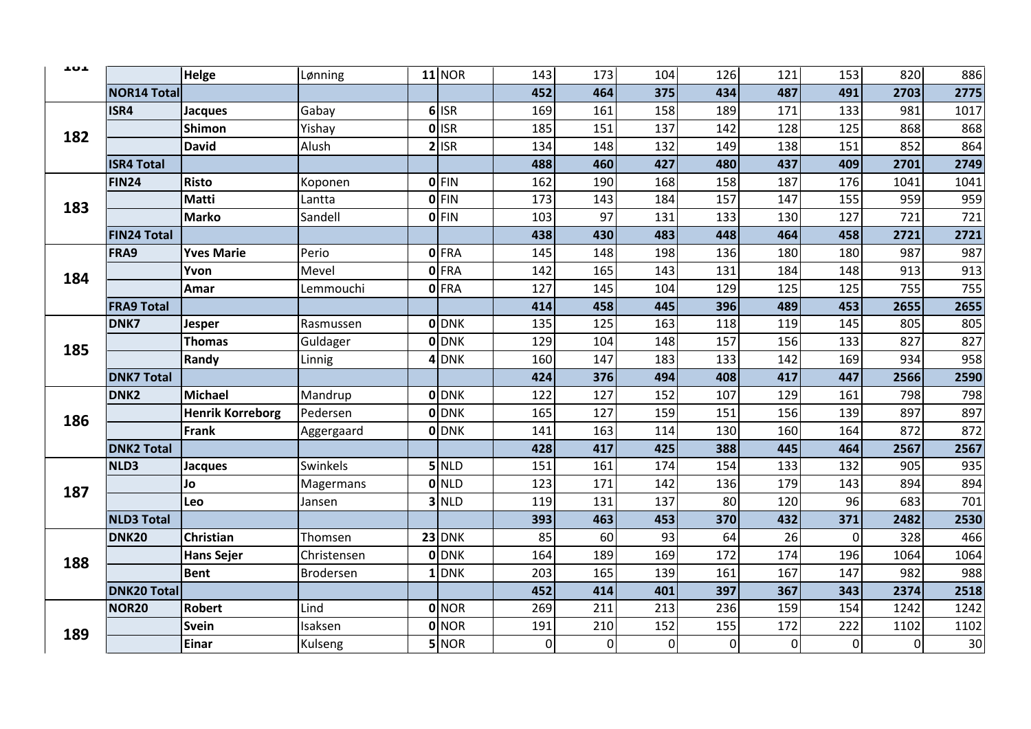| | | | | | | | | | | | | | |
|---|---|---|---|---|---|---|---|---|---|---|---|---|---|
| 181 | | **Helge** | Lønning | **11** | NOR | 143 | 173 | 104 | 126 | 121 | 153 | 820 | 886 |
| | **NOR14 Total** | | | | | **452** | **464** | **375** | **434** | **487** | **491** | **2703** | **2775** |
| 182 | **ISR4** | **Jacques** | Gabay | **6** | ISR | 169 | 161 | 158 | 189 | 171 | 133 | 981 | 1017 |
| | | **Shimon** | Yishay | **0** | ISR | 185 | 151 | 137 | 142 | 128 | 125 | 868 | 868 |
| | | **David** | Alush | **2** | ISR | 134 | 148 | 132 | 149 | 138 | 151 | 852 | 864 |
| | **ISR4 Total** | | | | | **488** | **460** | **427** | **480** | **437** | **409** | **2701** | **2749** |
| 183 | **FIN24** | **Risto** | Koponen | **0** | FIN | 162 | 190 | 168 | 158 | 187 | 176 | 1041 | 1041 |
| | | **Matti** | Lantta | **0** | FIN | 173 | 143 | 184 | 157 | 147 | 155 | 959 | 959 |
| | | **Marko** | Sandell | **0** | FIN | 103 | 97 | 131 | 133 | 130 | 127 | 721 | 721 |
| | **FIN24 Total** | | | | | **438** | **430** | **483** | **448** | **464** | **458** | **2721** | **2721** |
| 184 | **FRA9** | **Yves Marie** | Perio | **0** | FRA | 145 | 148 | 198 | 136 | 180 | 180 | 987 | 987 |
| | | **Yvon** | Mevel | **0** | FRA | 142 | 165 | 143 | 131 | 184 | 148 | 913 | 913 |
| | | **Amar** | Lemmouchi | **0** | FRA | 127 | 145 | 104 | 129 | 125 | 125 | 755 | 755 |
| | **FRA9 Total** | | | | | **414** | **458** | **445** | **396** | **489** | **453** | **2655** | **2655** |
| 185 | **DNK7** | **Jesper** | Rasmussen | **0** | DNK | 135 | 125 | 163 | 118 | 119 | 145 | 805 | 805 |
| | | **Thomas** | Guldager | **0** | DNK | 129 | 104 | 148 | 157 | 156 | 133 | 827 | 827 |
| | | **Randy** | Linnig | **4** | DNK | 160 | 147 | 183 | 133 | 142 | 169 | 934 | 958 |
| | **DNK7 Total** | | | | | **424** | **376** | **494** | **408** | **417** | **447** | **2566** | **2590** |
| 186 | **DNK2** | **Michael** | Mandrup | **0** | DNK | 122 | 127 | 152 | 107 | 129 | 161 | 798 | 798 |
| | | **Henrik Korreborg** | Pedersen | **0** | DNK | 165 | 127 | 159 | 151 | 156 | 139 | 897 | 897 |
| | | **Frank** | Aggergaard | **0** | DNK | 141 | 163 | 114 | 130 | 160 | 164 | 872 | 872 |
| | **DNK2 Total** | | | | | **428** | **417** | **425** | **388** | **445** | **464** | **2567** | **2567** |
| 187 | **NLD3** | **Jacques** | Swinkels | **5** | NLD | 151 | 161 | 174 | 154 | 133 | 132 | 905 | 935 |
| | | **Jo** | Magermans | **0** | NLD | 123 | 171 | 142 | 136 | 179 | 143 | 894 | 894 |
| | | **Leo** | Jansen | **3** | NLD | 119 | 131 | 137 | 80 | 120 | 96 | 683 | 701 |
| | **NLD3 Total** | | | | | **393** | **463** | **453** | **370** | **432** | **371** | **2482** | **2530** |
| 188 | **DNK20** | **Christian** | Thomsen | **23** | DNK | 85 | 60 | 93 | 64 | 26 | 0 | 328 | 466 |
| | | **Hans Sejer** | Christensen | **0** | DNK | 164 | 189 | 169 | 172 | 174 | 196 | 1064 | 1064 |
| | | **Bent** | Brodersen | **1** | DNK | 203 | 165 | 139 | 161 | 167 | 147 | 982 | 988 |
| | **DNK20 Total** | | | | | **452** | **414** | **401** | **397** | **367** | **343** | **2374** | **2518** |
| 189 | **NOR20** | **Robert** | Lind | **0** | NOR | 269 | 211 | 213 | 236 | 159 | 154 | 1242 | 1242 |
| | | **Svein** | Isaksen | **0** | NOR | 191 | 210 | 152 | 155 | 172 | 222 | 1102 | 1102 |
| | | **Einar** | Kulseng | **5** | NOR | 0 | 0 | 0 | 0 | 0 | 0 | 0 | 30 |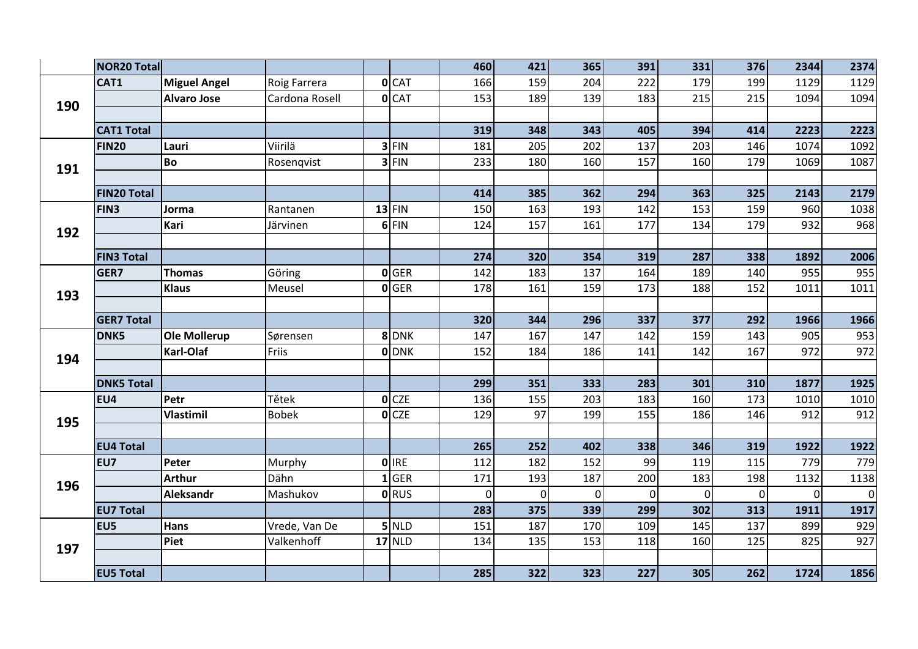| | | | | | | | | | | | | | |
|---|---|---|---|---|---|---|---|---|---|---|---|---|---|
| | **NOR20 Total** | | | | | **460** | **421** | **365** | **391** | **331** | **376** | **2344** | **2374** |
| **190** | **CAT1** | **Miguel Angel** | Roig Farrera | **0** | CAT | 166 | 159 | 204 | 222 | 179 | 199 | 1129 | 1129 |
| | | **Alvaro Jose** | Cardona Rosell | **0** | CAT | 153 | 189 | 139 | 183 | 215 | 215 | 1094 | 1094 |
| | | | | | | | | | | | | | |
| | **CAT1 Total** | | | | | **319** | **348** | **343** | **405** | **394** | **414** | **2223** | **2223** |
| **191** | **FIN20** | **Lauri** | Viirilä | **3** | FIN | 181 | 205 | 202 | 137 | 203 | 146 | 1074 | 1092 |
| | | **Bo** | Rosenqvist | **3** | FIN | 233 | 180 | 160 | 157 | 160 | 179 | 1069 | 1087 |
| | | | | | | | | | | | | | |
| | **FIN20 Total** | | | | | **414** | **385** | **362** | **294** | **363** | **325** | **2143** | **2179** |
| **192** | **FIN3** | **Jorma** | Rantanen | **13** | FIN | 150 | 163 | 193 | 142 | 153 | 159 | 960 | 1038 |
| | | **Kari** | Järvinen | **6** | FIN | 124 | 157 | 161 | 177 | 134 | 179 | 932 | 968 |
| | | | | | | | | | | | | | |
| | **FIN3 Total** | | | | | **274** | **320** | **354** | **319** | **287** | **338** | **1892** | **2006** |
| **193** | **GER7** | **Thomas** | Göring | **0** | GER | 142 | 183 | 137 | 164 | 189 | 140 | 955 | 955 |
| | | **Klaus** | Meusel | **0** | GER | 178 | 161 | 159 | 173 | 188 | 152 | 1011 | 1011 |
| | | | | | | | | | | | | | |
| | **GER7 Total** | | | | | **320** | **344** | **296** | **337** | **377** | **292** | **1966** | **1966** |
| **194** | **DNK5** | **Ole Mollerup** | Sørensen | **8** | DNK | 147 | 167 | 147 | 142 | 159 | 143 | 905 | 953 |
| | | **Karl-Olaf** | Friis | **0** | DNK | 152 | 184 | 186 | 141 | 142 | 167 | 972 | 972 |
| | | | | | | | | | | | | | |
| | **DNK5 Total** | | | | | **299** | **351** | **333** | **283** | **301** | **310** | **1877** | **1925** |
| **195** | **EU4** | **Petr** | Tětek | **0** | CZE | 136 | 155 | 203 | 183 | 160 | 173 | 1010 | 1010 |
| | | **Vlastimil** | Bobek | **0** | CZE | 129 | 97 | 199 | 155 | 186 | 146 | 912 | 912 |
| | | | | | | | | | | | | | |
| | **EU4 Total** | | | | | **265** | **252** | **402** | **338** | **346** | **319** | **1922** | **1922** |
| **196** | **EU7** | **Peter** | Murphy | **0** | IRE | 112 | 182 | 152 | 99 | 119 | 115 | 779 | 779 |
| | | **Arthur** | Dähn | **1** | GER | 171 | 193 | 187 | 200 | 183 | 198 | 1132 | 1138 |
| | | **Aleksandr** | Mashukov | **0** | RUS | 0 | 0 | 0 | 0 | 0 | 0 | 0 | 0 |
| | **EU7 Total** | | | | | **283** | **375** | **339** | **299** | **302** | **313** | **1911** | **1917** |
| **197** | **EU5** | **Hans** | Vrede, Van De | **5** | NLD | 151 | 187 | 170 | 109 | 145 | 137 | 899 | 929 |
| | | **Piet** | Valkenhoff | **17** | NLD | 134 | 135 | 153 | 118 | 160 | 125 | 825 | 927 |
| | | | | | | | | | | | | | |
| | **EU5 Total** | | | | | **285** | **322** | **323** | **227** | **305** | **262** | **1724** | **1856** |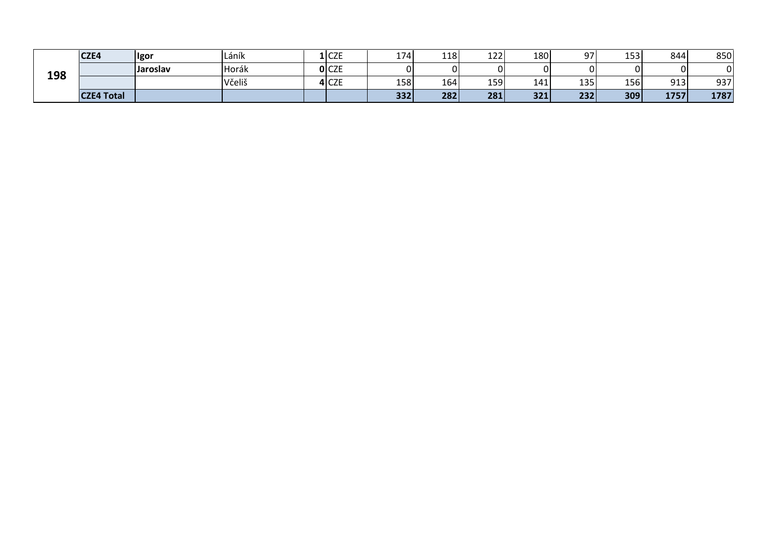| | | | | | | | | | | | | | |
|---|---|---|---|---|---|---|---|---|---|---|---|---|---|
| **198** | **CZE4** | **Igor** | Láník | **1** | CZE | 174 | 118 | 122 | 180 | 97 | 153 | 844 | 850 |
| | | **Jaroslav** | Horák | **0** | CZE | 0 | 0 | 0 | 0 | 0 | 0 | 0 | 0 |
| | | | Včeliš | **4** | CZE | 158 | 164 | 159 | 141 | 135 | 156 | 913 | 937 |
| | **CZE4 Total** | | | | | **332** | **282** | **281** | **321** | **232** | **309** | **1757** | **1787** |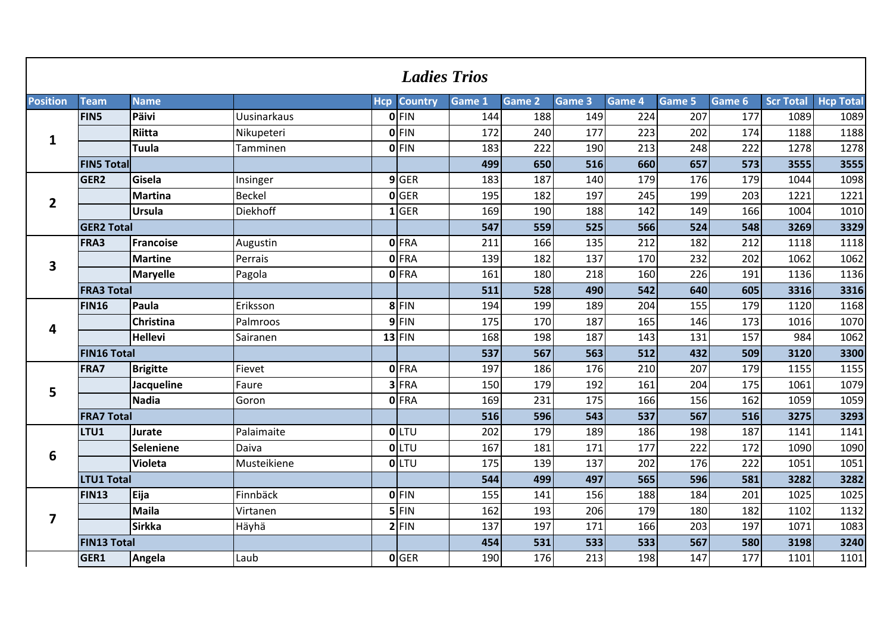# *Ladies Trios*

| Position | Team | Name | | Hcp | Country | Game 1 | Game 2 | Game 3 | Game 4 | Game 5 | Game 6 | Scr Total | Hcp Total |
|---|---|---|---|---|---|---|---|---|---|---|---|---|---|
| 1 | FIN5 | Päivi | Uusinarkaus | 0 | FIN | 144 | 188 | 149 | 224 | 207 | 177 | 1089 | 1089 |
| | | Riitta | Nikupeteri | 0 | FIN | 172 | 240 | 177 | 223 | 202 | 174 | 1188 | 1188 |
| | | Tuula | Tamminen | 0 | FIN | 183 | 222 | 190 | 213 | 248 | 222 | 1278 | 1278 |
| | FIN5 Total | | | | | 499 | 650 | 516 | 660 | 657 | 573 | 3555 | 3555 |
| 2 | GER2 | Gisela | Insinger | 9 | GER | 183 | 187 | 140 | 179 | 176 | 179 | 1044 | 1098 |
| | | Martina | Beckel | 0 | GER | 195 | 182 | 197 | 245 | 199 | 203 | 1221 | 1221 |
| | | Ursula | Diekhoff | 1 | GER | 169 | 190 | 188 | 142 | 149 | 166 | 1004 | 1010 |
| | GER2 Total | | | | | 547 | 559 | 525 | 566 | 524 | 548 | 3269 | 3329 |
| 3 | FRA3 | Francoise | Augustin | 0 | FRA | 211 | 166 | 135 | 212 | 182 | 212 | 1118 | 1118 |
| | | Martine | Perrais | 0 | FRA | 139 | 182 | 137 | 170 | 232 | 202 | 1062 | 1062 |
| | | Maryelle | Pagola | 0 | FRA | 161 | 180 | 218 | 160 | 226 | 191 | 1136 | 1136 |
| | FRA3 Total | | | | | 511 | 528 | 490 | 542 | 640 | 605 | 3316 | 3316 |
| 4 | FIN16 | Paula | Eriksson | 8 | FIN | 194 | 199 | 189 | 204 | 155 | 179 | 1120 | 1168 |
| | | Christina | Palmroos | 9 | FIN | 175 | 170 | 187 | 165 | 146 | 173 | 1016 | 1070 |
| | | Hellevi | Sairanen | 13 | FIN | 168 | 198 | 187 | 143 | 131 | 157 | 984 | 1062 |
| | FIN16 Total | | | | | 537 | 567 | 563 | 512 | 432 | 509 | 3120 | 3300 |
| 5 | FRA7 | Brigitte | Fievet | 0 | FRA | 197 | 186 | 176 | 210 | 207 | 179 | 1155 | 1155 |
| | | Jacqueline | Faure | 3 | FRA | 150 | 179 | 192 | 161 | 204 | 175 | 1061 | 1079 |
| | | Nadia | Goron | 0 | FRA | 169 | 231 | 175 | 166 | 156 | 162 | 1059 | 1059 |
| | FRA7 Total | | | | | 516 | 596 | 543 | 537 | 567 | 516 | 3275 | 3293 |
| 6 | LTU1 | Jurate | Palaimaite | 0 | LTU | 202 | 179 | 189 | 186 | 198 | 187 | 1141 | 1141 |
| | | Seleniene | Daiva | 0 | LTU | 167 | 181 | 171 | 177 | 222 | 172 | 1090 | 1090 |
| | | Violeta | Musteikiene | 0 | LTU | 175 | 139 | 137 | 202 | 176 | 222 | 1051 | 1051 |
| | LTU1 Total | | | | | 544 | 499 | 497 | 565 | 596 | 581 | 3282 | 3282 |
| 7 | FIN13 | Eija | Finnbäck | 0 | FIN | 155 | 141 | 156 | 188 | 184 | 201 | 1025 | 1025 |
| | | Maila | Virtanen | 5 | FIN | 162 | 193 | 206 | 179 | 180 | 182 | 1102 | 1132 |
| | | Sirkka | Häyhä | 2 | FIN | 137 | 197 | 171 | 166 | 203 | 197 | 1071 | 1083 |
| | FIN13 Total | | | | | 454 | 531 | 533 | 533 | 567 | 580 | 3198 | 3240 |
| | GER1 | Angela | Laub | 0 | GER | 190 | 176 | 213 | 198 | 147 | 177 | 1101 | 1101 |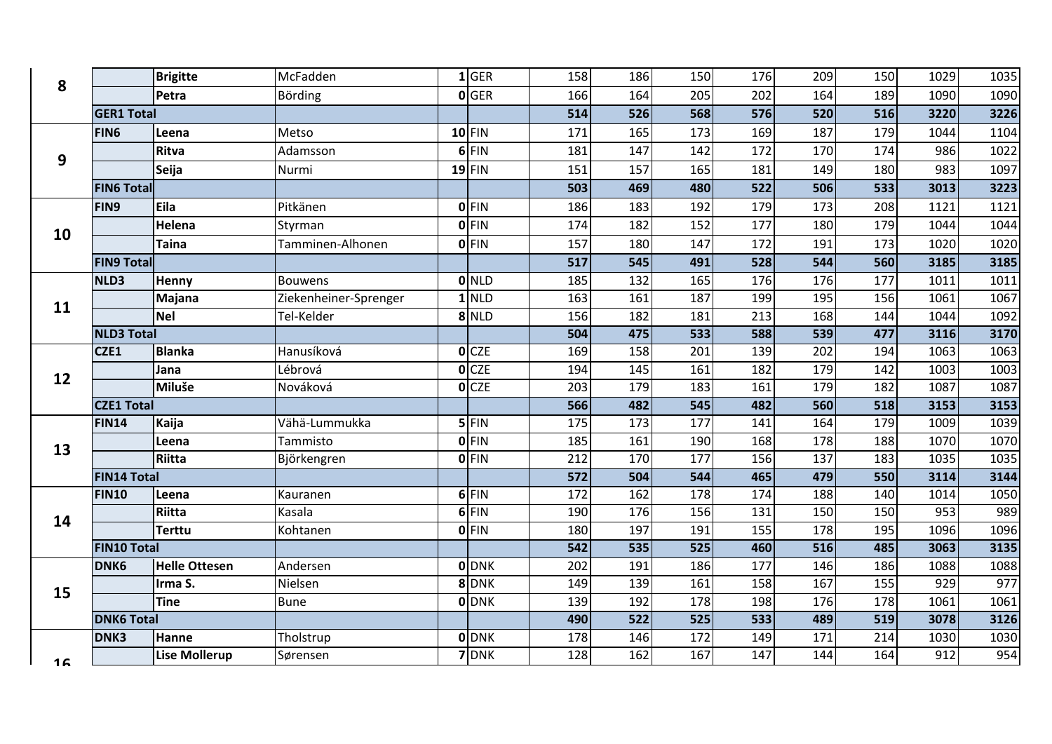| 8 | | Brigitte | McFadden | 1 | GER | 158 | 186 | 150 | 176 | 209 | 150 | 1029 | 1035 |
|---|---|---|---|---|---|---|---|---|---|---|---|---|---|
| | | Petra | Börding | 0 | GER | 166 | 164 | 205 | 202 | 164 | 189 | 1090 | 1090 |
| | GER1 Total | | | | | 514 | 526 | 568 | 576 | 520 | 516 | 3220 | 3226 |
| 9 | FIN6 | Leena | Metso | 10 | FIN | 171 | 165 | 173 | 169 | 187 | 179 | 1044 | 1104 |
| | | Ritva | Adamsson | 6 | FIN | 181 | 147 | 142 | 172 | 170 | 174 | 986 | 1022 |
| | | Seija | Nurmi | 19 | FIN | 151 | 157 | 165 | 181 | 149 | 180 | 983 | 1097 |
| | FIN6 Total | | | | | 503 | 469 | 480 | 522 | 506 | 533 | 3013 | 3223 |
| 10 | FIN9 | Eila | Pitkänen | 0 | FIN | 186 | 183 | 192 | 179 | 173 | 208 | 1121 | 1121 |
| | | Helena | Styrman | 0 | FIN | 174 | 182 | 152 | 177 | 180 | 179 | 1044 | 1044 |
| | | Taina | Tamminen-Alhonen | 0 | FIN | 157 | 180 | 147 | 172 | 191 | 173 | 1020 | 1020 |
| | FIN9 Total | | | | | 517 | 545 | 491 | 528 | 544 | 560 | 3185 | 3185 |
| 11 | NLD3 | Henny | Bouwens | 0 | NLD | 185 | 132 | 165 | 176 | 176 | 177 | 1011 | 1011 |
| | | Majana | Ziekenheiner-Sprenger | 1 | NLD | 163 | 161 | 187 | 199 | 195 | 156 | 1061 | 1067 |
| | | Nel | Tel-Kelder | 8 | NLD | 156 | 182 | 181 | 213 | 168 | 144 | 1044 | 1092 |
| | NLD3 Total | | | | | 504 | 475 | 533 | 588 | 539 | 477 | 3116 | 3170 |
| 12 | CZE1 | Blanka | Hanusíková | 0 | CZE | 169 | 158 | 201 | 139 | 202 | 194 | 1063 | 1063 |
| | | Jana | Lébrová | 0 | CZE | 194 | 145 | 161 | 182 | 179 | 142 | 1003 | 1003 |
| | | Miluše | Nováková | 0 | CZE | 203 | 179 | 183 | 161 | 179 | 182 | 1087 | 1087 |
| | CZE1 Total | | | | | 566 | 482 | 545 | 482 | 560 | 518 | 3153 | 3153 |
| 13 | FIN14 | Kaija | Vähä-Lummukka | 5 | FIN | 175 | 173 | 177 | 141 | 164 | 179 | 1009 | 1039 |
| | | Leena | Tammisto | 0 | FIN | 185 | 161 | 190 | 168 | 178 | 188 | 1070 | 1070 |
| | | Riitta | Björkengren | 0 | FIN | 212 | 170 | 177 | 156 | 137 | 183 | 1035 | 1035 |
| | FIN14 Total | | | | | 572 | 504 | 544 | 465 | 479 | 550 | 3114 | 3144 |
| 14 | FIN10 | Leena | Kauranen | 6 | FIN | 172 | 162 | 178 | 174 | 188 | 140 | 1014 | 1050 |
| | | Riitta | Kasala | 6 | FIN | 190 | 176 | 156 | 131 | 150 | 150 | 953 | 989 |
| | | Terttu | Kohtanen | 0 | FIN | 180 | 197 | 191 | 155 | 178 | 195 | 1096 | 1096 |
| | FIN10 Total | | | | | 542 | 535 | 525 | 460 | 516 | 485 | 3063 | 3135 |
| 15 | DNK6 | Helle Ottesen | Andersen | 0 | DNK | 202 | 191 | 186 | 177 | 146 | 186 | 1088 | 1088 |
| | | Irma S. | Nielsen | 8 | DNK | 149 | 139 | 161 | 158 | 167 | 155 | 929 | 977 |
| | | Tine | Bune | 0 | DNK | 139 | 192 | 178 | 198 | 176 | 178 | 1061 | 1061 |
| | DNK6 Total | | | | | 490 | 522 | 525 | 533 | 489 | 519 | 3078 | 3126 |
| 16 | DNK3 | Hanne | Tholstrup | 0 | DNK | 178 | 146 | 172 | 149 | 171 | 214 | 1030 | 1030 |
| | | Lise Mollerup | Sørensen | 7 | DNK | 128 | 162 | 167 | 147 | 144 | 164 | 912 | 954 |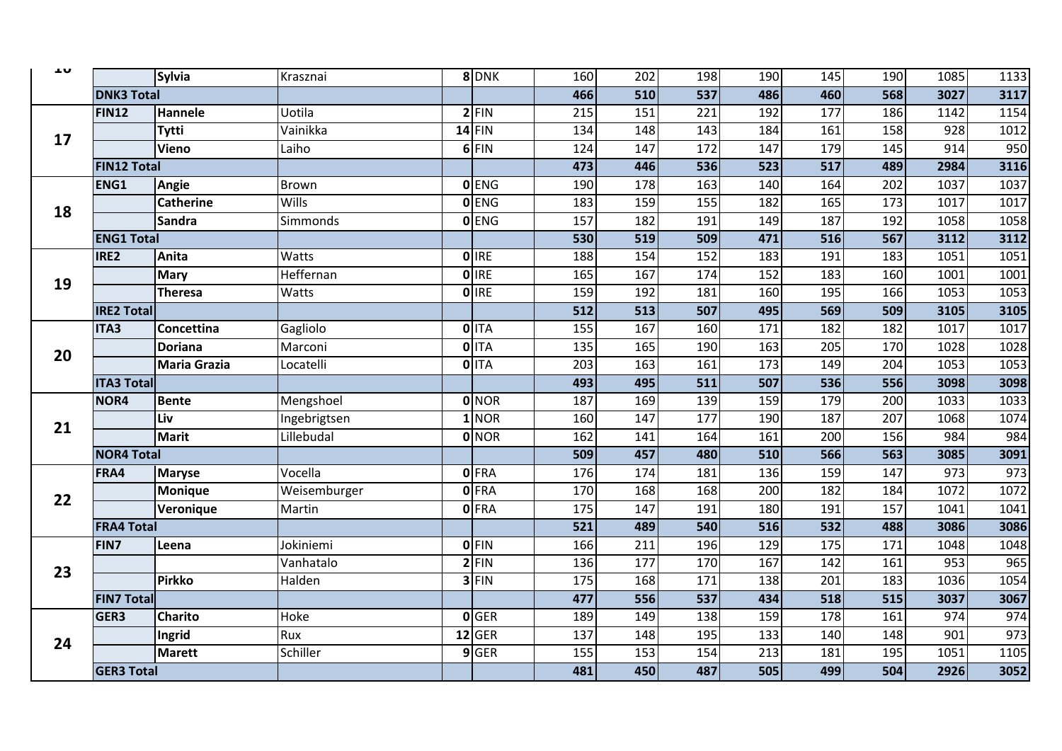| 16 | | Sylvia | Krasznai | 8 | DNK | 160 | 202 | 198 | 190 | 145 | 190 | 1085 | 1133 |
|---|---|---|---|---|---|---|---|---|---|---|---|---|---|
| | DNK3 Total | | | | | 466 | 510 | 537 | 486 | 460 | 568 | 3027 | 3117 |
| 17 | FIN12 | Hannele | Uotila | 2 | FIN | 215 | 151 | 221 | 192 | 177 | 186 | 1142 | 1154 |
| | | Tytti | Vainikka | 14 | FIN | 134 | 148 | 143 | 184 | 161 | 158 | 928 | 1012 |
| | | Vieno | Laiho | 6 | FIN | 124 | 147 | 172 | 147 | 179 | 145 | 914 | 950 |
| | FIN12 Total | | | | | 473 | 446 | 536 | 523 | 517 | 489 | 2984 | 3116 |
| 18 | ENG1 | Angie | Brown | 0 | ENG | 190 | 178 | 163 | 140 | 164 | 202 | 1037 | 1037 |
| | | Catherine | Wills | 0 | ENG | 183 | 159 | 155 | 182 | 165 | 173 | 1017 | 1017 |
| | | Sandra | Simmonds | 0 | ENG | 157 | 182 | 191 | 149 | 187 | 192 | 1058 | 1058 |
| | ENG1 Total | | | | | 530 | 519 | 509 | 471 | 516 | 567 | 3112 | 3112 |
| 19 | IRE2 | Anita | Watts | 0 | IRE | 188 | 154 | 152 | 183 | 191 | 183 | 1051 | 1051 |
| | | Mary | Heffernan | 0 | IRE | 165 | 167 | 174 | 152 | 183 | 160 | 1001 | 1001 |
| | | Theresa | Watts | 0 | IRE | 159 | 192 | 181 | 160 | 195 | 166 | 1053 | 1053 |
| | IRE2 Total | | | | | 512 | 513 | 507 | 495 | 569 | 509 | 3105 | 3105 |
| 20 | ITA3 | Concettina | Gagliolo | 0 | ITA | 155 | 167 | 160 | 171 | 182 | 182 | 1017 | 1017 |
| | | Doriana | Marconi | 0 | ITA | 135 | 165 | 190 | 163 | 205 | 170 | 1028 | 1028 |
| | | Maria Grazia | Locatelli | 0 | ITA | 203 | 163 | 161 | 173 | 149 | 204 | 1053 | 1053 |
| | ITA3 Total | | | | | 493 | 495 | 511 | 507 | 536 | 556 | 3098 | 3098 |
| 21 | NOR4 | Bente | Mengshoel | 0 | NOR | 187 | 169 | 139 | 159 | 179 | 200 | 1033 | 1033 |
| | | Liv | Ingebrigtsen | 1 | NOR | 160 | 147 | 177 | 190 | 187 | 207 | 1068 | 1074 |
| | | Marit | Lillebudal | 0 | NOR | 162 | 141 | 164 | 161 | 200 | 156 | 984 | 984 |
| | NOR4 Total | | | | | 509 | 457 | 480 | 510 | 566 | 563 | 3085 | 3091 |
| 22 | FRA4 | Maryse | Vocella | 0 | FRA | 176 | 174 | 181 | 136 | 159 | 147 | 973 | 973 |
| | | Monique | Weisemburger | 0 | FRA | 170 | 168 | 168 | 200 | 182 | 184 | 1072 | 1072 |
| | | Veronique | Martin | 0 | FRA | 175 | 147 | 191 | 180 | 191 | 157 | 1041 | 1041 |
| | FRA4 Total | | | | | 521 | 489 | 540 | 516 | 532 | 488 | 3086 | 3086 |
| 23 | FIN7 | Leena | Jokiniemi | 0 | FIN | 166 | 211 | 196 | 129 | 175 | 171 | 1048 | 1048 |
| | | | Vanhatalo | 2 | FIN | 136 | 177 | 170 | 167 | 142 | 161 | 953 | 965 |
| | | Pirkko | Halden | 3 | FIN | 175 | 168 | 171 | 138 | 201 | 183 | 1036 | 1054 |
| | FIN7 Total | | | | | 477 | 556 | 537 | 434 | 518 | 515 | 3037 | 3067 |
| 24 | GER3 | Charito | Hoke | 0 | GER | 189 | 149 | 138 | 159 | 178 | 161 | 974 | 974 |
| | | Ingrid | Rux | 12 | GER | 137 | 148 | 195 | 133 | 140 | 148 | 901 | 973 |
| | | Marett | Schiller | 9 | GER | 155 | 153 | 154 | 213 | 181 | 195 | 1051 | 1105 |
| | GER3 Total | | | | | 481 | 450 | 487 | 505 | 499 | 504 | 2926 | 3052 |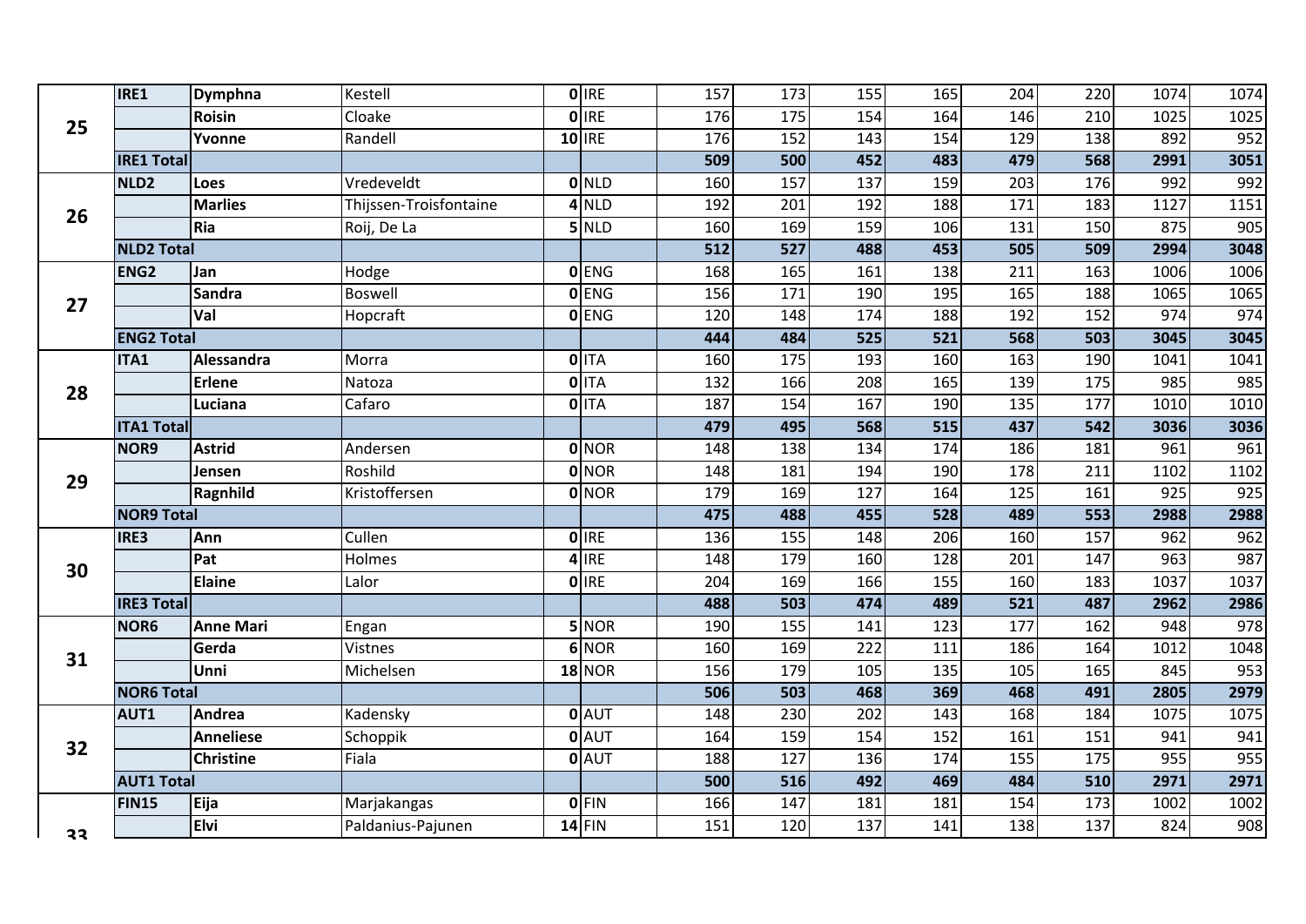| | | | | | | | | | | | | | |
|---|---|---|---|---|---|---|---|---|---|---|---|---|---|
| 25 | IRE1 | **Dymphna** | Kestell | **0** | IRE | 157 | 173 | 155 | 165 | 204 | 220 | 1074 | 1074 |
| | | **Roisin** | Cloake | **0** | IRE | 176 | 175 | 154 | 164 | 146 | 210 | 1025 | 1025 |
| | | **Yvonne** | Randell | **10** | IRE | 176 | 152 | 143 | 154 | 129 | 138 | 892 | 952 |
| | **IRE1 Total** | | | | | **509** | **500** | **452** | **483** | **479** | **568** | **2991** | **3051** |
| 26 | NLD2 | **Loes** | Vredeveldt | **0** | NLD | 160 | 157 | 137 | 159 | 203 | 176 | 992 | 992 |
| | | **Marlies** | Thijssen-Troisfontaine | **4** | NLD | 192 | 201 | 192 | 188 | 171 | 183 | 1127 | 1151 |
| | | **Ria** | Roij, De La | **5** | NLD | 160 | 169 | 159 | 106 | 131 | 150 | 875 | 905 |
| | **NLD2 Total** | | | | | **512** | **527** | **488** | **453** | **505** | **509** | **2994** | **3048** |
| 27 | ENG2 | **Jan** | Hodge | **0** | ENG | 168 | 165 | 161 | 138 | 211 | 163 | 1006 | 1006 |
| | | **Sandra** | Boswell | **0** | ENG | 156 | 171 | 190 | 195 | 165 | 188 | 1065 | 1065 |
| | | **Val** | Hopcraft | **0** | ENG | 120 | 148 | 174 | 188 | 192 | 152 | 974 | 974 |
| | **ENG2 Total** | | | | | **444** | **484** | **525** | **521** | **568** | **503** | **3045** | **3045** |
| 28 | ITA1 | **Alessandra** | Morra | **0** | ITA | 160 | 175 | 193 | 160 | 163 | 190 | 1041 | 1041 |
| | | **Erlene** | Natoza | **0** | ITA | 132 | 166 | 208 | 165 | 139 | 175 | 985 | 985 |
| | | **Luciana** | Cafaro | **0** | ITA | 187 | 154 | 167 | 190 | 135 | 177 | 1010 | 1010 |
| | **ITA1 Total** | | | | | **479** | **495** | **568** | **515** | **437** | **542** | **3036** | **3036** |
| 29 | NOR9 | **Astrid** | Andersen | **0** | NOR | 148 | 138 | 134 | 174 | 186 | 181 | 961 | 961 |
| | | **Jensen** | Roshild | **0** | NOR | 148 | 181 | 194 | 190 | 178 | 211 | 1102 | 1102 |
| | | **Ragnhild** | Kristoffersen | **0** | NOR | 179 | 169 | 127 | 164 | 125 | 161 | 925 | 925 |
| | **NOR9 Total** | | | | | **475** | **488** | **455** | **528** | **489** | **553** | **2988** | **2988** |
| 30 | IRE3 | **Ann** | Cullen | **0** | IRE | 136 | 155 | 148 | 206 | 160 | 157 | 962 | 962 |
| | | **Pat** | Holmes | **4** | IRE | 148 | 179 | 160 | 128 | 201 | 147 | 963 | 987 |
| | | **Elaine** | Lalor | **0** | IRE | 204 | 169 | 166 | 155 | 160 | 183 | 1037 | 1037 |
| | **IRE3 Total** | | | | | **488** | **503** | **474** | **489** | **521** | **487** | **2962** | **2986** |
| 31 | NOR6 | **Anne Mari** | Engan | **5** | NOR | 190 | 155 | 141 | 123 | 177 | 162 | 948 | 978 |
| | | **Gerda** | Vistnes | **6** | NOR | 160 | 169 | 222 | 111 | 186 | 164 | 1012 | 1048 |
| | | **Unni** | Michelsen | **18** | NOR | 156 | 179 | 105 | 135 | 105 | 165 | 845 | 953 |
| | **NOR6 Total** | | | | | **506** | **503** | **468** | **369** | **468** | **491** | **2805** | **2979** |
| 32 | AUT1 | **Andrea** | Kadensky | **0** | AUT | 148 | 230 | 202 | 143 | 168 | 184 | 1075 | 1075 |
| | | **Anneliese** | Schoppik | **0** | AUT | 164 | 159 | 154 | 152 | 161 | 151 | 941 | 941 |
| | | **Christine** | Fiala | **0** | AUT | 188 | 127 | 136 | 174 | 155 | 175 | 955 | 955 |
| | **AUT1 Total** | | | | | **500** | **516** | **492** | **469** | **484** | **510** | **2971** | **2971** |
| 33 | FIN15 | **Eija** | Marjakangas | **0** | FIN | 166 | 147 | 181 | 181 | 154 | 173 | 1002 | 1002 |
| | | **Elvi** | Paldanius-Pajunen | **14** | FIN | 151 | 120 | 137 | 141 | 138 | 137 | 824 | 908 |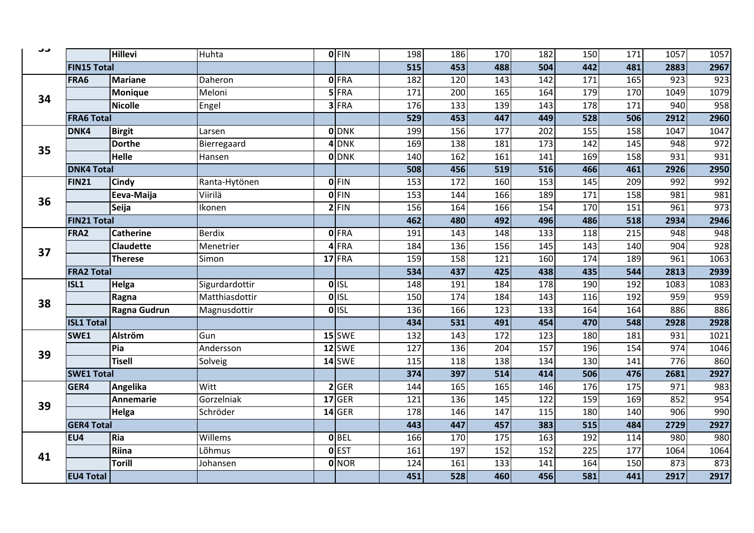| | | | | | | | | | | | | | |
|---|---|---|---|---|---|---|---|---|---|---|---|---|---|
| 33 | | **Hillevi** | Huhta | **0** | FIN | 198 | 186 | 170 | 182 | 150 | 171 | 1057 | 1057 |
| | **FIN15 Total** | | | | | **515** | **453** | **488** | **504** | **442** | **481** | **2883** | **2967** |
| 34 | **FRA6** | **Mariane** | Daheron | **0** | FRA | 182 | 120 | 143 | 142 | 171 | 165 | 923 | 923 |
| | | **Monique** | Meloni | **5** | FRA | 171 | 200 | 165 | 164 | 179 | 170 | 1049 | 1079 |
| | | **Nicolle** | Engel | **3** | FRA | 176 | 133 | 139 | 143 | 178 | 171 | 940 | 958 |
| | **FRA6 Total** | | | | | **529** | **453** | **447** | **449** | **528** | **506** | **2912** | **2960** |
| 35 | **DNK4** | **Birgit** | Larsen | **0** | DNK | 199 | 156 | 177 | 202 | 155 | 158 | 1047 | 1047 |
| | | **Dorthe** | Bierregaard | **4** | DNK | 169 | 138 | 181 | 173 | 142 | 145 | 948 | 972 |
| | | **Helle** | Hansen | **0** | DNK | 140 | 162 | 161 | 141 | 169 | 158 | 931 | 931 |
| | **DNK4 Total** | | | | | **508** | **456** | **519** | **516** | **466** | **461** | **2926** | **2950** |
| 36 | **FIN21** | **Cindy** | Ranta-Hytönen | **0** | FIN | 153 | 172 | 160 | 153 | 145 | 209 | 992 | 992 |
| | | **Eeva-Maija** | Viirilä | **0** | FIN | 153 | 144 | 166 | 189 | 171 | 158 | 981 | 981 |
| | | **Seija** | Ikonen | **2** | FIN | 156 | 164 | 166 | 154 | 170 | 151 | 961 | 973 |
| | **FIN21 Total** | | | | | **462** | **480** | **492** | **496** | **486** | **518** | **2934** | **2946** |
| 37 | **FRA2** | **Catherine** | Berdix | **0** | FRA | 191 | 143 | 148 | 133 | 118 | 215 | 948 | 948 |
| | | **Claudette** | Menetrier | **4** | FRA | 184 | 136 | 156 | 145 | 143 | 140 | 904 | 928 |
| | | **Therese** | Simon | **17** | FRA | 159 | 158 | 121 | 160 | 174 | 189 | 961 | 1063 |
| | **FRA2 Total** | | | | | **534** | **437** | **425** | **438** | **435** | **544** | **2813** | **2939** |
| 38 | **ISL1** | **Helga** | Sigurdardottir | **0** | ISL | 148 | 191 | 184 | 178 | 190 | 192 | 1083 | 1083 |
| | | **Ragna** | Matthiasdottir | **0** | ISL | 150 | 174 | 184 | 143 | 116 | 192 | 959 | 959 |
| | | **Ragna Gudrun** | Magnusdottir | **0** | ISL | 136 | 166 | 123 | 133 | 164 | 164 | 886 | 886 |
| | **ISL1 Total** | | | | | **434** | **531** | **491** | **454** | **470** | **548** | **2928** | **2928** |
| 39 | **SWE1** | **Alström** | Gun | **15** | SWE | 132 | 143 | 172 | 123 | 180 | 181 | 931 | 1021 |
| | | **Pia** | Andersson | **12** | SWE | 127 | 136 | 204 | 157 | 196 | 154 | 974 | 1046 |
| | | **Tisell** | Solveig | **14** | SWE | 115 | 118 | 138 | 134 | 130 | 141 | 776 | 860 |
| | **SWE1 Total** | | | | | **374** | **397** | **514** | **414** | **506** | **476** | **2681** | **2927** |
| 39 | **GER4** | **Angelika** | Witt | **2** | GER | 144 | 165 | 165 | 146 | 176 | 175 | 971 | 983 |
| | | **Annemarie** | Gorzelniak | **17** | GER | 121 | 136 | 145 | 122 | 159 | 169 | 852 | 954 |
| | | **Helga** | Schröder | **14** | GER | 178 | 146 | 147 | 115 | 180 | 140 | 906 | 990 |
| | **GER4 Total** | | | | | **443** | **447** | **457** | **383** | **515** | **484** | **2729** | **2927** |
| 41 | **EU4** | **Ria** | Willems | **0** | BEL | 166 | 170 | 175 | 163 | 192 | 114 | 980 | 980 |
| | | **Riina** | Lõhmus | **0** | EST | 161 | 197 | 152 | 152 | 225 | 177 | 1064 | 1064 |
| | | **Torill** | Johansen | **0** | NOR | 124 | 161 | 133 | 141 | 164 | 150 | 873 | 873 |
| | **EU4 Total** | | | | | **451** | **528** | **460** | **456** | **581** | **441** | **2917** | **2917** |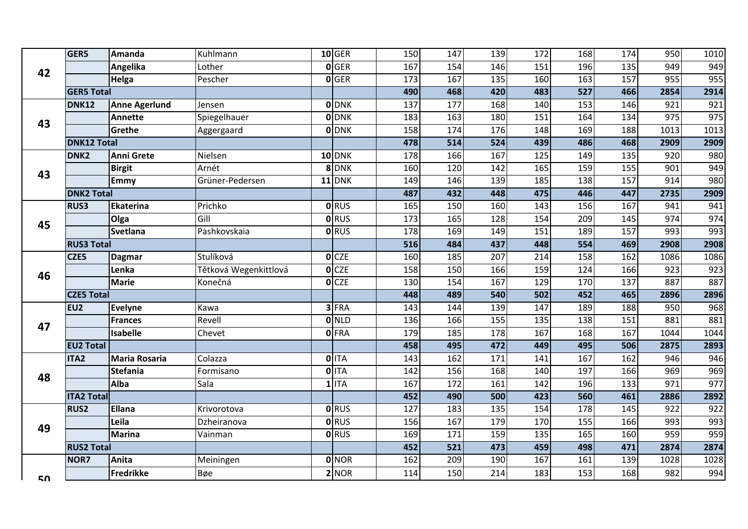| | | | | | | | | | | | | | |
|---|---|---|---|---|---|---|---|---|---|---|---|---|---|
| 42 | GER5 | Amanda | Kuhlmann | 10 | GER | 150 | 147 | 139 | 172 | 168 | 174 | 950 | 1010 |
| | | Angelika | Lother | 0 | GER | 167 | 154 | 146 | 151 | 196 | 135 | 949 | 949 |
| | | Helga | Pescher | 0 | GER | 173 | 167 | 135 | 160 | 163 | 157 | 955 | 955 |
| | GER5 Total | | | | | 490 | 468 | 420 | 483 | 527 | 466 | 2854 | 2914 |
| 43 | DNK12 | Anne Agerlund | Jensen | 0 | DNK | 137 | 177 | 168 | 140 | 153 | 146 | 921 | 921 |
| | | Annette | Spiegelhauer | 0 | DNK | 183 | 163 | 180 | 151 | 164 | 134 | 975 | 975 |
| | | Grethe | Aggergaard | 0 | DNK | 158 | 174 | 176 | 148 | 169 | 188 | 1013 | 1013 |
| | DNK12 Total | | | | | 478 | 514 | 524 | 439 | 486 | 468 | 2909 | 2909 |
| 43 | DNK2 | Anni Grete | Nielsen | 10 | DNK | 178 | 166 | 167 | 125 | 149 | 135 | 920 | 980 |
| | | Birgit | Arnét | 8 | DNK | 160 | 120 | 142 | 165 | 159 | 155 | 901 | 949 |
| | | Emmy | Grüner-Pedersen | 11 | DNK | 149 | 146 | 139 | 185 | 138 | 157 | 914 | 980 |
| | DNK2 Total | | | | | 487 | 432 | 448 | 475 | 446 | 447 | 2735 | 2909 |
| 45 | RUS3 | Ekaterina | Prichko | 0 | RUS | 165 | 150 | 160 | 143 | 156 | 167 | 941 | 941 |
| | | Olga | Gill | 0 | RUS | 173 | 165 | 128 | 154 | 209 | 145 | 974 | 974 |
| | | Svetlana | Pashkovskaia | 0 | RUS | 178 | 169 | 149 | 151 | 189 | 157 | 993 | 993 |
| | RUS3 Total | | | | | 516 | 484 | 437 | 448 | 554 | 469 | 2908 | 2908 |
| 46 | CZE5 | Dagmar | Stulíková | 0 | CZE | 160 | 185 | 207 | 214 | 158 | 162 | 1086 | 1086 |
| | | Lenka | Těťková Wegenkittlová | 0 | CZE | 158 | 150 | 166 | 159 | 124 | 166 | 923 | 923 |
| | | Marie | Konečná | 0 | CZE | 130 | 154 | 167 | 129 | 170 | 137 | 887 | 887 |
| | CZE5 Total | | | | | 448 | 489 | 540 | 502 | 452 | 465 | 2896 | 2896 |
| 47 | EU2 | Evelyne | Kawa | 3 | FRA | 143 | 144 | 139 | 147 | 189 | 188 | 950 | 968 |
| | | Frances | Revell | 0 | NLD | 136 | 166 | 155 | 135 | 138 | 151 | 881 | 881 |
| | | Isabelle | Chevet | 0 | FRA | 179 | 185 | 178 | 167 | 168 | 167 | 1044 | 1044 |
| | EU2 Total | | | | | 458 | 495 | 472 | 449 | 495 | 506 | 2875 | 2893 |
| 48 | ITA2 | Maria Rosaria | Colazza | 0 | ITA | 143 | 162 | 171 | 141 | 167 | 162 | 946 | 946 |
| | | Stefania | Formisano | 0 | ITA | 142 | 156 | 168 | 140 | 197 | 166 | 969 | 969 |
| | | Alba | Sala | 1 | ITA | 167 | 172 | 161 | 142 | 196 | 133 | 971 | 977 |
| | ITA2 Total | | | | | 452 | 490 | 500 | 423 | 560 | 461 | 2886 | 2892 |
| 49 | RUS2 | Ellana | Krivorotova | 0 | RUS | 127 | 183 | 135 | 154 | 178 | 145 | 922 | 922 |
| | | Leila | Dzheiranova | 0 | RUS | 156 | 167 | 179 | 170 | 155 | 166 | 993 | 993 |
| | | Marina | Vainman | 0 | RUS | 169 | 171 | 159 | 135 | 165 | 160 | 959 | 959 |
| | RUS2 Total | | | | | 452 | 521 | 473 | 459 | 498 | 471 | 2874 | 2874 |
| 50 | NOR7 | Anita | Meiningen | 0 | NOR | 162 | 209 | 190 | 167 | 161 | 139 | 1028 | 1028 |
| | | Fredrikke | Bøe | 2 | NOR | 114 | 150 | 214 | 183 | 153 | 168 | 982 | 994 |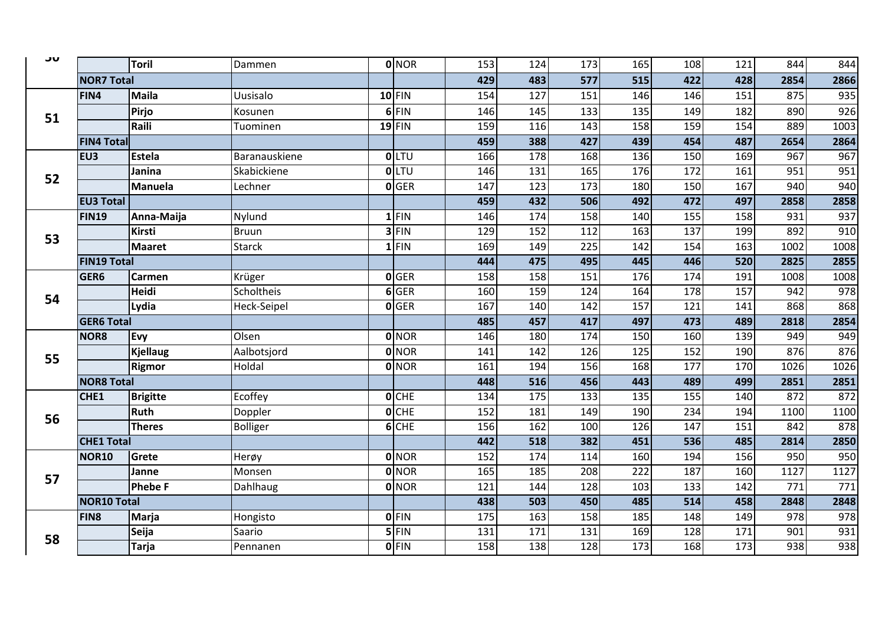| | | | | | | | | | | | | | |
|---|---|---|---|---|---|---|---|---|---|---|---|---|---|
| 50 | | **Toril** | Dammen | **0** | NOR | 153 | 124 | 173 | 165 | 108 | 121 | 844 | 844 |
| | **NOR7 Total** | | | | | **429** | **483** | **577** | **515** | **422** | **428** | **2854** | **2866** |
| 51 | **FIN4** | **Maila** | Uusisalo | **10** | FIN | 154 | 127 | 151 | 146 | 146 | 151 | 875 | 935 |
| | | **Pirjo** | Kosunen | **6** | FIN | 146 | 145 | 133 | 135 | 149 | 182 | 890 | 926 |
| | | **Raili** | Tuominen | **19** | FIN | 159 | 116 | 143 | 158 | 159 | 154 | 889 | 1003 |
| | **FIN4 Total** | | | | | **459** | **388** | **427** | **439** | **454** | **487** | **2654** | **2864** |
| 52 | **EU3** | **Estela** | Baranauskiene | **0** | LTU | 166 | 178 | 168 | 136 | 150 | 169 | 967 | 967 |
| | | **Janina** | Skabickiene | **0** | LTU | 146 | 131 | 165 | 176 | 172 | 161 | 951 | 951 |
| | | **Manuela** | Lechner | **0** | GER | 147 | 123 | 173 | 180 | 150 | 167 | 940 | 940 |
| | **EU3 Total** | | | | | **459** | **432** | **506** | **492** | **472** | **497** | **2858** | **2858** |
| 53 | **FIN19** | **Anna-Maija** | Nylund | **1** | FIN | 146 | 174 | 158 | 140 | 155 | 158 | 931 | 937 |
| | | **Kirsti** | Bruun | **3** | FIN | 129 | 152 | 112 | 163 | 137 | 199 | 892 | 910 |
| | | **Maaret** | Starck | **1** | FIN | 169 | 149 | 225 | 142 | 154 | 163 | 1002 | 1008 |
| | **FIN19 Total** | | | | | **444** | **475** | **495** | **445** | **446** | **520** | **2825** | **2855** |
| 54 | **GER6** | **Carmen** | Krüger | **0** | GER | 158 | 158 | 151 | 176 | 174 | 191 | 1008 | 1008 |
| | | **Heidi** | Scholtheis | **6** | GER | 160 | 159 | 124 | 164 | 178 | 157 | 942 | 978 |
| | | **Lydia** | Heck-Seipel | **0** | GER | 167 | 140 | 142 | 157 | 121 | 141 | 868 | 868 |
| | **GER6 Total** | | | | | **485** | **457** | **417** | **497** | **473** | **489** | **2818** | **2854** |
| 55 | **NOR8** | **Evy** | Olsen | **0** | NOR | 146 | 180 | 174 | 150 | 160 | 139 | 949 | 949 |
| | | **Kjellaug** | Aalbotsjord | **0** | NOR | 141 | 142 | 126 | 125 | 152 | 190 | 876 | 876 |
| | | **Rigmor** | Holdal | **0** | NOR | 161 | 194 | 156 | 168 | 177 | 170 | 1026 | 1026 |
| | **NOR8 Total** | | | | | **448** | **516** | **456** | **443** | **489** | **499** | **2851** | **2851** |
| 56 | **CHE1** | **Brigitte** | Ecoffey | **0** | CHE | 134 | 175 | 133 | 135 | 155 | 140 | 872 | 872 |
| | | **Ruth** | Doppler | **0** | CHE | 152 | 181 | 149 | 190 | 234 | 194 | 1100 | 1100 |
| | | **Theres** | Bolliger | **6** | CHE | 156 | 162 | 100 | 126 | 147 | 151 | 842 | 878 |
| | **CHE1 Total** | | | | | **442** | **518** | **382** | **451** | **536** | **485** | **2814** | **2850** |
| 57 | **NOR10** | **Grete** | Herøy | **0** | NOR | 152 | 174 | 114 | 160 | 194 | 156 | 950 | 950 |
| | | **Janne** | Monsen | **0** | NOR | 165 | 185 | 208 | 222 | 187 | 160 | 1127 | 1127 |
| | | **Phebe F** | Dahlhaug | **0** | NOR | 121 | 144 | 128 | 103 | 133 | 142 | 771 | 771 |
| | **NOR10 Total** | | | | | **438** | **503** | **450** | **485** | **514** | **458** | **2848** | **2848** |
| 58 | **FIN8** | **Marja** | Hongisto | **0** | FIN | 175 | 163 | 158 | 185 | 148 | 149 | 978 | 978 |
| | | **Seija** | Saario | **5** | FIN | 131 | 171 | 131 | 169 | 128 | 171 | 901 | 931 |
| | | **Tarja** | Pennanen | **0** | FIN | 158 | 138 | 128 | 173 | 168 | 173 | 938 | 938 |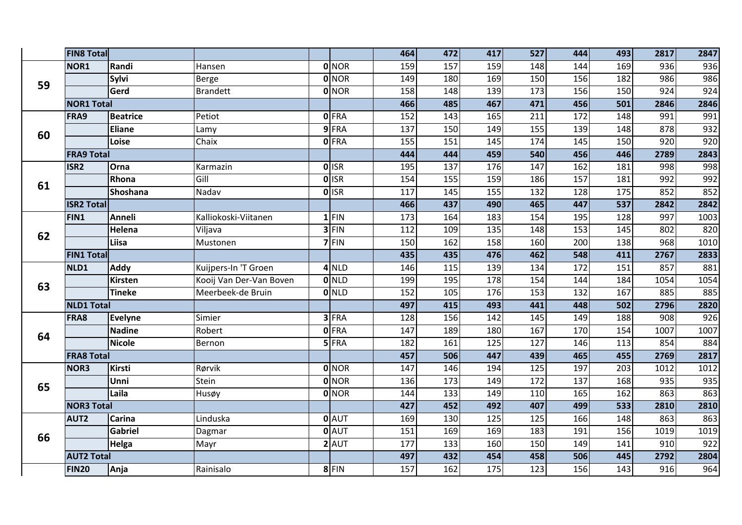| | | | | | | | | | | | | | |
|---|---|---|---|---|---|---|---|---|---|---|---|---|---|
| | **FIN8 Total** | | | | | **464** | **472** | **417** | **527** | **444** | **493** | **2817** | **2847** |
| **59** | **NOR1** | **Randi** | Hansen | **0** | NOR | 159 | 157 | 159 | 148 | 144 | 169 | 936 | 936 |
| | | **Sylvi** | Berge | **0** | NOR | 149 | 180 | 169 | 150 | 156 | 182 | 986 | 986 |
| | | **Gerd** | Brandett | **0** | NOR | 158 | 148 | 139 | 173 | 156 | 150 | 924 | 924 |
| | **NOR1 Total** | | | | | **466** | **485** | **467** | **471** | **456** | **501** | **2846** | **2846** |
| **60** | **FRA9** | **Beatrice** | Petiot | **0** | FRA | 152 | 143 | 165 | 211 | 172 | 148 | 991 | 991 |
| | | **Eliane** | Lamy | **9** | FRA | 137 | 150 | 149 | 155 | 139 | 148 | 878 | 932 |
| | | **Loise** | Chaix | **0** | FRA | 155 | 151 | 145 | 174 | 145 | 150 | 920 | 920 |
| | **FRA9 Total** | | | | | **444** | **444** | **459** | **540** | **456** | **446** | **2789** | **2843** |
| **61** | **ISR2** | **Orna** | Karmazin | **0** | ISR | 195 | 137 | 176 | 147 | 162 | 181 | 998 | 998 |
| | | **Rhona** | Gill | **0** | ISR | 154 | 155 | 159 | 186 | 157 | 181 | 992 | 992 |
| | | **Shoshana** | Nadav | **0** | ISR | 117 | 145 | 155 | 132 | 128 | 175 | 852 | 852 |
| | **ISR2 Total** | | | | | **466** | **437** | **490** | **465** | **447** | **537** | **2842** | **2842** |
| **62** | **FIN1** | **Anneli** | Kalliokoski-Viitanen | **1** | FIN | 173 | 164 | 183 | 154 | 195 | 128 | 997 | 1003 |
| | | **Helena** | Viljava | **3** | FIN | 112 | 109 | 135 | 148 | 153 | 145 | 802 | 820 |
| | | **Liisa** | Mustonen | **7** | FIN | 150 | 162 | 158 | 160 | 200 | 138 | 968 | 1010 |
| | **FIN1 Total** | | | | | **435** | **435** | **476** | **462** | **548** | **411** | **2767** | **2833** |
| **63** | **NLD1** | **Addy** | Kuijpers-In 'T Groen | **4** | NLD | 146 | 115 | 139 | 134 | 172 | 151 | 857 | 881 |
| | | **Kirsten** | Kooij Van Der-Van Boven | **0** | NLD | 199 | 195 | 178 | 154 | 144 | 184 | 1054 | 1054 |
| | | **Tineke** | Meerbeek-de Bruin | **0** | NLD | 152 | 105 | 176 | 153 | 132 | 167 | 885 | 885 |
| | **NLD1 Total** | | | | | **497** | **415** | **493** | **441** | **448** | **502** | **2796** | **2820** |
| **64** | **FRA8** | **Evelyne** | Simier | **3** | FRA | 128 | 156 | 142 | 145 | 149 | 188 | 908 | 926 |
| | | **Nadine** | Robert | **0** | FRA | 147 | 189 | 180 | 167 | 170 | 154 | 1007 | 1007 |
| | | **Nicole** | Bernon | **5** | FRA | 182 | 161 | 125 | 127 | 146 | 113 | 854 | 884 |
| | **FRA8 Total** | | | | | **457** | **506** | **447** | **439** | **465** | **455** | **2769** | **2817** |
| **65** | **NOR3** | **Kirsti** | Rørvik | **0** | NOR | 147 | 146 | 194 | 125 | 197 | 203 | 1012 | 1012 |
| | | **Unni** | Stein | **0** | NOR | 136 | 173 | 149 | 172 | 137 | 168 | 935 | 935 |
| | | **Laila** | Husøy | **0** | NOR | 144 | 133 | 149 | 110 | 165 | 162 | 863 | 863 |
| | **NOR3 Total** | | | | | **427** | **452** | **492** | **407** | **499** | **533** | **2810** | **2810** |
| **66** | **AUT2** | **Carina** | Linduska | **0** | AUT | 169 | 130 | 125 | 125 | 166 | 148 | 863 | 863 |
| | | **Gabriel** | Dagmar | **0** | AUT | 151 | 169 | 169 | 183 | 191 | 156 | 1019 | 1019 |
| | | **Helga** | Mayr | **2** | AUT | 177 | 133 | 160 | 150 | 149 | 141 | 910 | 922 |
| | **AUT2 Total** | | | | | **497** | **432** | **454** | **458** | **506** | **445** | **2792** | **2804** |
| | **FIN20** | **Anja** | Rainisalo | **8** | FIN | 157 | 162 | 175 | 123 | 156 | 143 | 916 | 964 |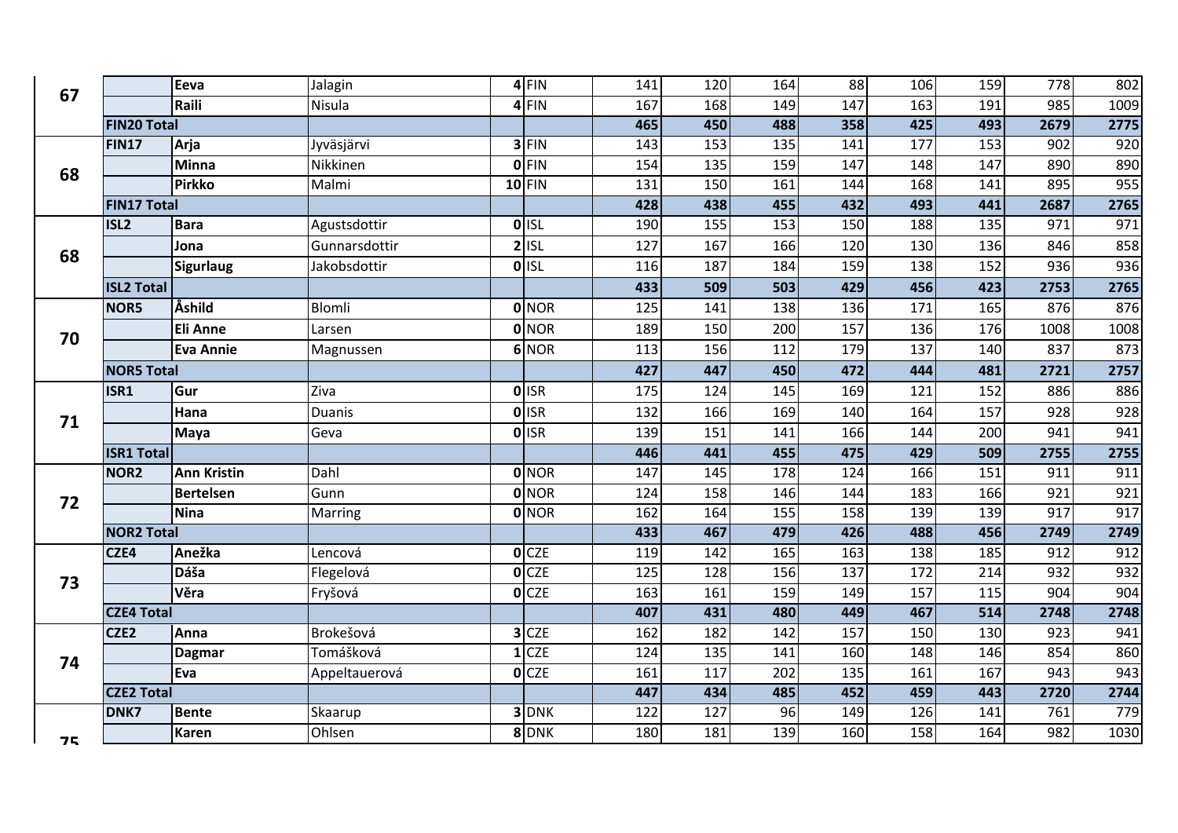| | | | | | | | | | | | | | |
|---|---|---|---|---|---|---|---|---|---|---|---|---|---|
| **67** | | **Eeva** | Jalagin | **4** | FIN | 141 | 120 | 164 | 88 | 106 | 159 | 778 | 802 |
| | | **Raili** | Nisula | **4** | FIN | 167 | 168 | 149 | 147 | 163 | 191 | 985 | 1009 |
| | **FIN20 Total** | | | | | **465** | **450** | **488** | **358** | **425** | **493** | **2679** | **2775** |
| **68** | **FIN17** | **Arja** | Jyväsjärvi | **3** | FIN | 143 | 153 | 135 | 141 | 177 | 153 | 902 | 920 |
| | | **Minna** | Nikkinen | **0** | FIN | 154 | 135 | 159 | 147 | 148 | 147 | 890 | 890 |
| | | **Pirkko** | Malmi | **10** | FIN | 131 | 150 | 161 | 144 | 168 | 141 | 895 | 955 |
| | **FIN17 Total** | | | | | **428** | **438** | **455** | **432** | **493** | **441** | **2687** | **2765** |
| **68** | **ISL2** | **Bara** | Agustsdottir | **0** | ISL | 190 | 155 | 153 | 150 | 188 | 135 | 971 | 971 |
| | | **Jona** | Gunnarsdottir | **2** | ISL | 127 | 167 | 166 | 120 | 130 | 136 | 846 | 858 |
| | | **Sigurlaug** | Jakobsdottir | **0** | ISL | 116 | 187 | 184 | 159 | 138 | 152 | 936 | 936 |
| | **ISL2 Total** | | | | | **433** | **509** | **503** | **429** | **456** | **423** | **2753** | **2765** |
| **70** | **NOR5** | **Åshild** | Blomli | **0** | NOR | 125 | 141 | 138 | 136 | 171 | 165 | 876 | 876 |
| | | **Eli Anne** | Larsen | **0** | NOR | 189 | 150 | 200 | 157 | 136 | 176 | 1008 | 1008 |
| | | **Eva Annie** | Magnussen | **6** | NOR | 113 | 156 | 112 | 179 | 137 | 140 | 837 | 873 |
| | **NOR5 Total** | | | | | **427** | **447** | **450** | **472** | **444** | **481** | **2721** | **2757** |
| **71** | **ISR1** | **Gur** | Ziva | **0** | ISR | 175 | 124 | 145 | 169 | 121 | 152 | 886 | 886 |
| | | **Hana** | Duanis | **0** | ISR | 132 | 166 | 169 | 140 | 164 | 157 | 928 | 928 |
| | | **Maya** | Geva | **0** | ISR | 139 | 151 | 141 | 166 | 144 | 200 | 941 | 941 |
| | **ISR1 Total** | | | | | **446** | **441** | **455** | **475** | **429** | **509** | **2755** | **2755** |
| **72** | **NOR2** | **Ann Kristin** | Dahl | **0** | NOR | 147 | 145 | 178 | 124 | 166 | 151 | 911 | 911 |
| | | **Bertelsen** | Gunn | **0** | NOR | 124 | 158 | 146 | 144 | 183 | 166 | 921 | 921 |
| | | **Nina** | Marring | **0** | NOR | 162 | 164 | 155 | 158 | 139 | 139 | 917 | 917 |
| | **NOR2 Total** | | | | | **433** | **467** | **479** | **426** | **488** | **456** | **2749** | **2749** |
| **73** | **CZE4** | **Anežka** | Lencová | **0** | CZE | 119 | 142 | 165 | 163 | 138 | 185 | 912 | 912 |
| | | **Dáša** | Flegelová | **0** | CZE | 125 | 128 | 156 | 137 | 172 | 214 | 932 | 932 |
| | | **Věra** | Fryšová | **0** | CZE | 163 | 161 | 159 | 149 | 157 | 115 | 904 | 904 |
| | **CZE4 Total** | | | | | **407** | **431** | **480** | **449** | **467** | **514** | **2748** | **2748** |
| **74** | **CZE2** | **Anna** | Brokešová | **3** | CZE | 162 | 182 | 142 | 157 | 150 | 130 | 923 | 941 |
| | | **Dagmar** | Tomášková | **1** | CZE | 124 | 135 | 141 | 160 | 148 | 146 | 854 | 860 |
| | | **Eva** | Appeltauerová | **0** | CZE | 161 | 117 | 202 | 135 | 161 | 167 | 943 | 943 |
| | **CZE2 Total** | | | | | **447** | **434** | **485** | **452** | **459** | **443** | **2720** | **2744** |
| **75** | **DNK7** | **Bente** | Skaarup | **3** | DNK | 122 | 127 | 96 | 149 | 126 | 141 | 761 | 779 |
| | | **Karen** | Ohlsen | **8** | DNK | 180 | 181 | 139 | 160 | 158 | 164 | 982 | 1030 |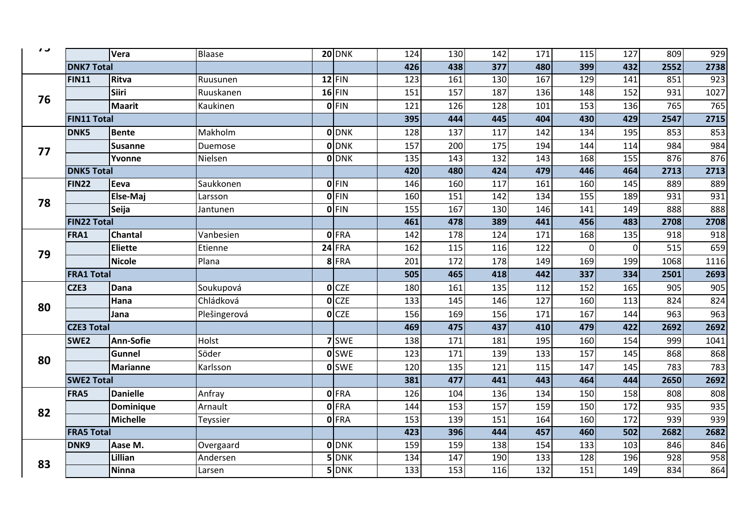| | | | | | | | | | | | | | |
|---|---|---|---|---|---|---|---|---|---|---|---|---|---|
| 75 | | **Vera** | Blaase | **20** | DNK | 124 | 130 | 142 | 171 | 115 | 127 | 809 | 929 |
| | **DNK7 Total** | | | | | **426** | **438** | **377** | **480** | **399** | **432** | **2552** | **2738** |
| 76 | **FIN11** | **Ritva** | Ruusunen | **12** | FIN | 123 | 161 | 130 | 167 | 129 | 141 | 851 | 923 |
| | | **Siiri** | Ruuskanen | **16** | FIN | 151 | 157 | 187 | 136 | 148 | 152 | 931 | 1027 |
| | | **Maarit** | Kaukinen | **0** | FIN | 121 | 126 | 128 | 101 | 153 | 136 | 765 | 765 |
| | **FIN11 Total** | | | | | **395** | **444** | **445** | **404** | **430** | **429** | **2547** | **2715** |
| 77 | **DNK5** | **Bente** | Makholm | **0** | DNK | 128 | 137 | 117 | 142 | 134 | 195 | 853 | 853 |
| | | **Susanne** | Duemose | **0** | DNK | 157 | 200 | 175 | 194 | 144 | 114 | 984 | 984 |
| | | **Yvonne** | Nielsen | **0** | DNK | 135 | 143 | 132 | 143 | 168 | 155 | 876 | 876 |
| | **DNK5 Total** | | | | | **420** | **480** | **424** | **479** | **446** | **464** | **2713** | **2713** |
| 78 | **FIN22** | **Eeva** | Saukkonen | **0** | FIN | 146 | 160 | 117 | 161 | 160 | 145 | 889 | 889 |
| | | **Else-Maj** | Larsson | **0** | FIN | 160 | 151 | 142 | 134 | 155 | 189 | 931 | 931 |
| | | **Seija** | Jantunen | **0** | FIN | 155 | 167 | 130 | 146 | 141 | 149 | 888 | 888 |
| | **FIN22 Total** | | | | | **461** | **478** | **389** | **441** | **456** | **483** | **2708** | **2708** |
| 79 | **FRA1** | **Chantal** | Vanbesien | **0** | FRA | 142 | 178 | 124 | 171 | 168 | 135 | 918 | 918 |
| | | **Eliette** | Etienne | **24** | FRA | 162 | 115 | 116 | 122 | 0 | 0 | 515 | 659 |
| | | **Nicole** | Plana | **8** | FRA | 201 | 172 | 178 | 149 | 169 | 199 | 1068 | 1116 |
| | **FRA1 Total** | | | | | **505** | **465** | **418** | **442** | **337** | **334** | **2501** | **2693** |
| 80 | **CZE3** | **Dana** | Soukupová | **0** | CZE | 180 | 161 | 135 | 112 | 152 | 165 | 905 | 905 |
| | | **Hana** | Chládková | **0** | CZE | 133 | 145 | 146 | 127 | 160 | 113 | 824 | 824 |
| | | **Jana** | Plešingerová | **0** | CZE | 156 | 169 | 156 | 171 | 167 | 144 | 963 | 963 |
| | **CZE3 Total** | | | | | **469** | **475** | **437** | **410** | **479** | **422** | **2692** | **2692** |
| 80 | **SWE2** | **Ann-Sofie** | Holst | **7** | SWE | 138 | 171 | 181 | 195 | 160 | 154 | 999 | 1041 |
| | | **Gunnel** | Söder | **0** | SWE | 123 | 171 | 139 | 133 | 157 | 145 | 868 | 868 |
| | | **Marianne** | Karlsson | **0** | SWE | 120 | 135 | 121 | 115 | 147 | 145 | 783 | 783 |
| | **SWE2 Total** | | | | | **381** | **477** | **441** | **443** | **464** | **444** | **2650** | **2692** |
| 82 | **FRA5** | **Danielle** | Anfray | **0** | FRA | 126 | 104 | 136 | 134 | 150 | 158 | 808 | 808 |
| | | **Dominique** | Arnault | **0** | FRA | 144 | 153 | 157 | 159 | 150 | 172 | 935 | 935 |
| | | **Michelle** | Teyssier | **0** | FRA | 153 | 139 | 151 | 164 | 160 | 172 | 939 | 939 |
| | **FRA5 Total** | | | | | **423** | **396** | **444** | **457** | **460** | **502** | **2682** | **2682** |
| 83 | **DNK9** | **Aase M.** | Overgaard | **0** | DNK | 159 | 159 | 138 | 154 | 133 | 103 | 846 | 846 |
| | | **Lillian** | Andersen | **5** | DNK | 134 | 147 | 190 | 133 | 128 | 196 | 928 | 958 |
| | | **Ninna** | Larsen | **5** | DNK | 133 | 153 | 116 | 132 | 151 | 149 | 834 | 864 |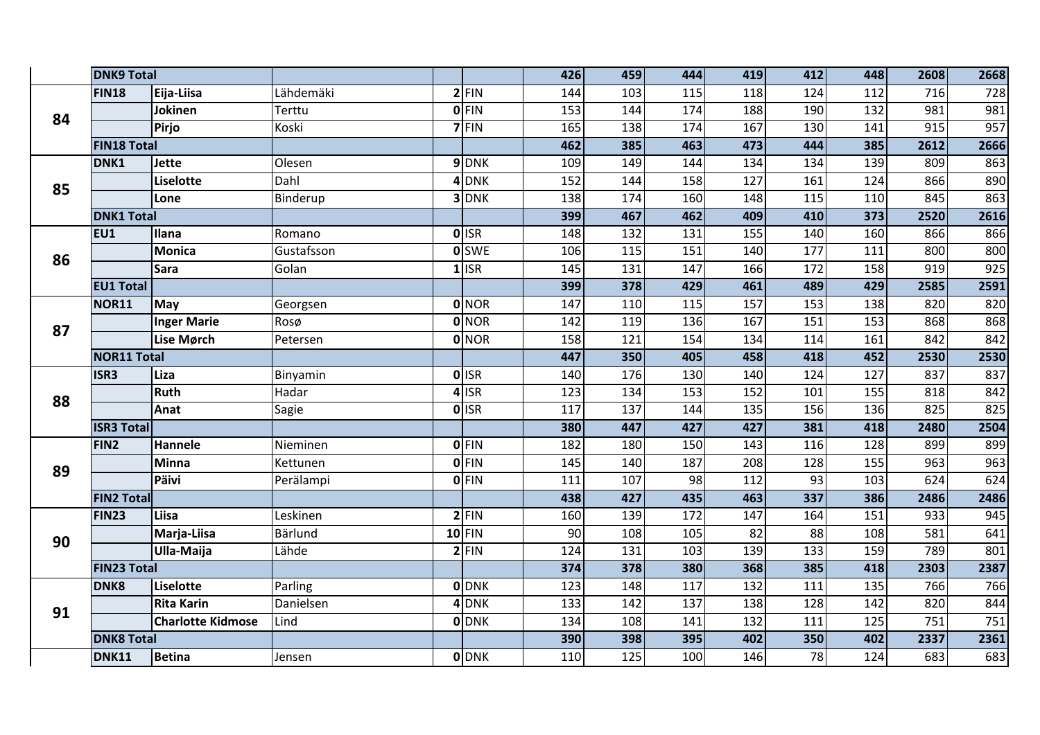| | | | | | | | | | | | | | |
|---|---|---|---|---|---|---|---|---|---|---|---|---|---|
| | **DNK9 Total** | | | | | **426** | **459** | **444** | **419** | **412** | **448** | **2608** | **2668** |
| **84** | **FIN18** | **Eija-Liisa** | Lähdemäki | **2** | FIN | 144 | 103 | 115 | 118 | 124 | 112 | 716 | 728 |
| | | **Jokinen** | Terttu | **0** | FIN | 153 | 144 | 174 | 188 | 190 | 132 | 981 | 981 |
| | | **Pirjo** | Koski | **7** | FIN | 165 | 138 | 174 | 167 | 130 | 141 | 915 | 957 |
| | **FIN18 Total** | | | | | **462** | **385** | **463** | **473** | **444** | **385** | **2612** | **2666** |
| **85** | **DNK1** | **Jette** | Olesen | **9** | DNK | 109 | 149 | 144 | 134 | 134 | 139 | 809 | 863 |
| | | **Liselotte** | Dahl | **4** | DNK | 152 | 144 | 158 | 127 | 161 | 124 | 866 | 890 |
| | | **Lone** | Binderup | **3** | DNK | 138 | 174 | 160 | 148 | 115 | 110 | 845 | 863 |
| | **DNK1 Total** | | | | | **399** | **467** | **462** | **409** | **410** | **373** | **2520** | **2616** |
| **86** | **EU1** | **Ilana** | Romano | **0** | ISR | 148 | 132 | 131 | 155 | 140 | 160 | 866 | 866 |
| | | **Monica** | Gustafsson | **0** | SWE | 106 | 115 | 151 | 140 | 177 | 111 | 800 | 800 |
| | | **Sara** | Golan | **1** | ISR | 145 | 131 | 147 | 166 | 172 | 158 | 919 | 925 |
| | **EU1 Total** | | | | | **399** | **378** | **429** | **461** | **489** | **429** | **2585** | **2591** |
| **87** | **NOR11** | **May** | Georgsen | **0** | NOR | 147 | 110 | 115 | 157 | 153 | 138 | 820 | 820 |
| | | **Inger Marie** | Rosø | **0** | NOR | 142 | 119 | 136 | 167 | 151 | 153 | 868 | 868 |
| | | **Lise Mørch** | Petersen | **0** | NOR | 158 | 121 | 154 | 134 | 114 | 161 | 842 | 842 |
| | **NOR11 Total** | | | | | **447** | **350** | **405** | **458** | **418** | **452** | **2530** | **2530** |
| **88** | **ISR3** | **Liza** | Binyamin | **0** | ISR | 140 | 176 | 130 | 140 | 124 | 127 | 837 | 837 |
| | | **Ruth** | Hadar | **4** | ISR | 123 | 134 | 153 | 152 | 101 | 155 | 818 | 842 |
| | | **Anat** | Sagie | **0** | ISR | 117 | 137 | 144 | 135 | 156 | 136 | 825 | 825 |
| | **ISR3 Total** | | | | | **380** | **447** | **427** | **427** | **381** | **418** | **2480** | **2504** |
| **89** | **FIN2** | **Hannele** | Nieminen | **0** | FIN | 182 | 180 | 150 | 143 | 116 | 128 | 899 | 899 |
| | | **Minna** | Kettunen | **0** | FIN | 145 | 140 | 187 | 208 | 128 | 155 | 963 | 963 |
| | | **Päivi** | Perälampi | **0** | FIN | 111 | 107 | 98 | 112 | 93 | 103 | 624 | 624 |
| | **FIN2 Total** | | | | | **438** | **427** | **435** | **463** | **337** | **386** | **2486** | **2486** |
| **90** | **FIN23** | **Liisa** | Leskinen | **2** | FIN | 160 | 139 | 172 | 147 | 164 | 151 | 933 | 945 |
| | | **Marja-Liisa** | Bärlund | **10** | FIN | 90 | 108 | 105 | 82 | 88 | 108 | 581 | 641 |
| | | **Ulla-Maija** | Lähde | **2** | FIN | 124 | 131 | 103 | 139 | 133 | 159 | 789 | 801 |
| | **FIN23 Total** | | | | | **374** | **378** | **380** | **368** | **385** | **418** | **2303** | **2387** |
| **91** | **DNK8** | **Liselotte** | Parling | **0** | DNK | 123 | 148 | 117 | 132 | 111 | 135 | 766 | 766 |
| | | **Rita Karin** | Danielsen | **4** | DNK | 133 | 142 | 137 | 138 | 128 | 142 | 820 | 844 |
| | | **Charlotte Kidmose** | Lind | **0** | DNK | 134 | 108 | 141 | 132 | 111 | 125 | 751 | 751 |
| | **DNK8 Total** | | | | | **390** | **398** | **395** | **402** | **350** | **402** | **2337** | **2361** |
| | **DNK11** | **Betina** | Jensen | **0** | DNK | 110 | 125 | 100 | 146 | 78 | 124 | 683 | 683 |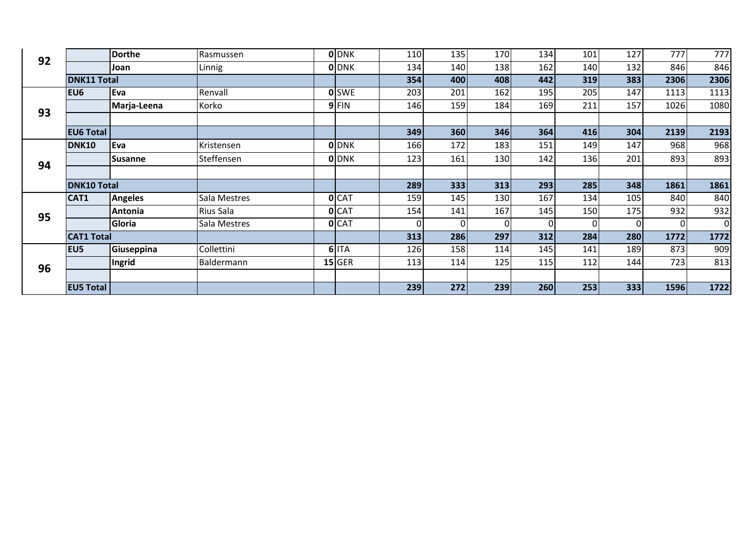| | | | | | | | | | | | | | |
|---|---|---|---|---|---|---|---|---|---|---|---|---|---|
| 92 | | **Dorthe** | Rasmussen | **0** | DNK | 110 | 135 | 170 | 134 | 101 | 127 | 777 | 777 |
| | | **Joan** | Linnig | **0** | DNK | 134 | 140 | 138 | 162 | 140 | 132 | 846 | 846 |
| | **DNK11 Total** | | | | | **354** | **400** | **408** | **442** | **319** | **383** | **2306** | **2306** |
| 93 | **EU6** | **Eva** | Renvall | **0** | SWE | 203 | 201 | 162 | 195 | 205 | 147 | 1113 | 1113 |
| | | **Marja-Leena** | Korko | **9** | FIN | 146 | 159 | 184 | 169 | 211 | 157 | 1026 | 1080 |
| | | | | | | | | | | | | | |
| | **EU6 Total** | | | | | **349** | **360** | **346** | **364** | **416** | **304** | **2139** | **2193** |
| 94 | **DNK10** | **Eva** | Kristensen | **0** | DNK | 166 | 172 | 183 | 151 | 149 | 147 | 968 | 968 |
| | | **Susanne** | Steffensen | **0** | DNK | 123 | 161 | 130 | 142 | 136 | 201 | 893 | 893 |
| | | | | | | | | | | | | | |
| | **DNK10 Total** | | | | | **289** | **333** | **313** | **293** | **285** | **348** | **1861** | **1861** |
| 95 | **CAT1** | **Angeles** | Sala Mestres | **0** | CAT | 159 | 145 | 130 | 167 | 134 | 105 | 840 | 840 |
| | | **Antonia** | Rius Sala | **0** | CAT | 154 | 141 | 167 | 145 | 150 | 175 | 932 | 932 |
| | | **Gloria** | Sala Mestres | **0** | CAT | 0 | 0 | 0 | 0 | 0 | 0 | 0 | 0 |
| | **CAT1 Total** | | | | | **313** | **286** | **297** | **312** | **284** | **280** | **1772** | **1772** |
| 96 | **EU5** | **Giuseppina** | Collettini | **6** | ITA | 126 | 158 | 114 | 145 | 141 | 189 | 873 | 909 |
| | | **Ingrid** | Baldermann | **15** | GER | 113 | 114 | 125 | 115 | 112 | 144 | 723 | 813 |
| | | | | | | | | | | | | | |
| | **EU5 Total** | | | | | **239** | **272** | **239** | **260** | **253** | **333** | **1596** | **1722** |